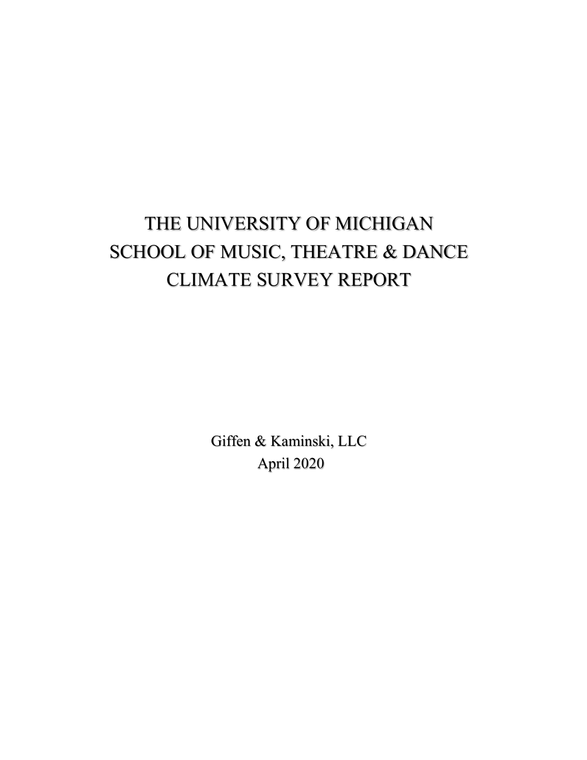# THE UNIVERSITY OF MICHIGAN
# SCHOOL OF MUSIC, THEATRE & DANCE
# CLIMATE SURVEY REPORT

Giffen & Kaminski, LLC

April 2020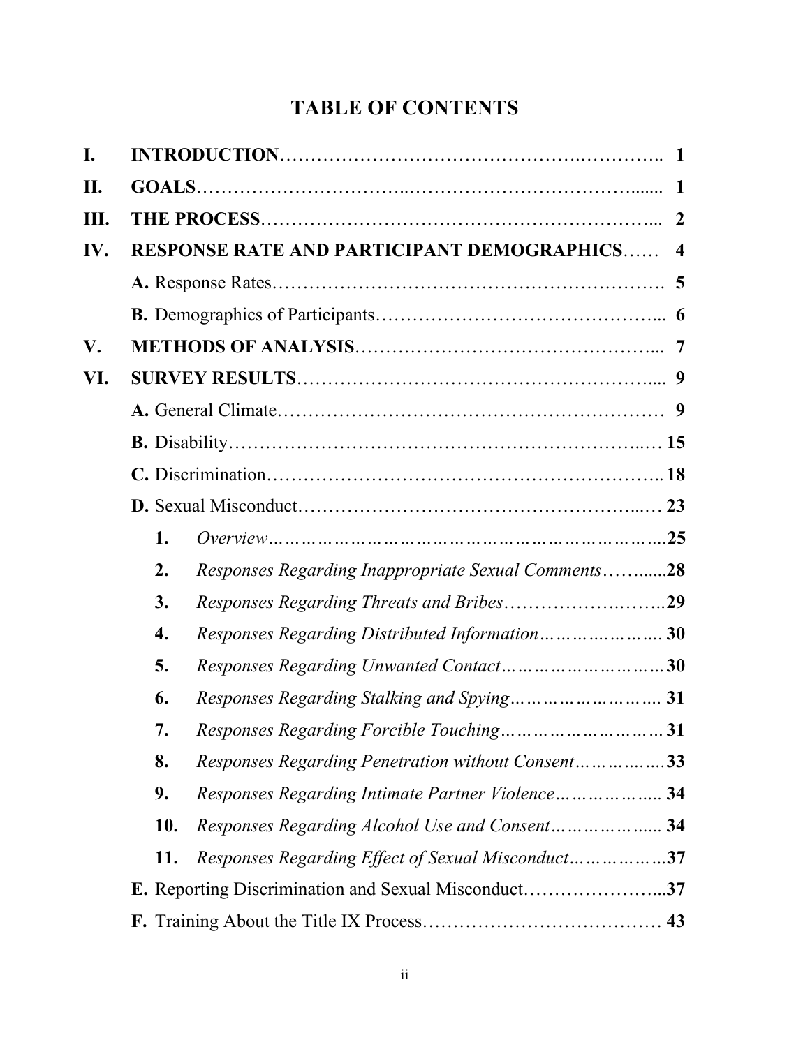# TABLE OF CONTENTS

- **I. INTRODUCTION** …… 1
- **II. GOALS** …… 1
- **III. THE PROCESS** …… 2
- **IV. RESPONSE RATE AND PARTICIPANT DEMOGRAPHICS** …… 4
  - **A.** Response Rates …… 5
  - **B.** Demographics of Participants …… 6
- **V. METHODS OF ANALYSIS** …… 7
- **VI. SURVEY RESULTS** …… 9
  - **A.** General Climate …… 9
  - **B.** Disability …… 15
  - **C.** Discrimination …… 18
  - **D.** Sexual Misconduct …… 23
    1. *Overview* …… 25
    2. *Responses Regarding Inappropriate Sexual Comments* …… 28
    3. *Responses Regarding Threats and Bribes* …… 29
    4. *Responses Regarding Distributed Information* …… 30
    5. *Responses Regarding Unwanted Contact* …… 30
    6. *Responses Regarding Stalking and Spying* …… 31
    7. *Responses Regarding Forcible Touching* …… 31
    8. *Responses Regarding Penetration without Consent* …… 33
    9. *Responses Regarding Intimate Partner Violence* …… 34
    10. *Responses Regarding Alcohol Use and Consent* …… 34
    11. *Responses Regarding Effect of Sexual Misconduct* …… 37
  - **E.** Reporting Discrimination and Sexual Misconduct …… 37
  - **F.** Training About the Title IX Process …… 43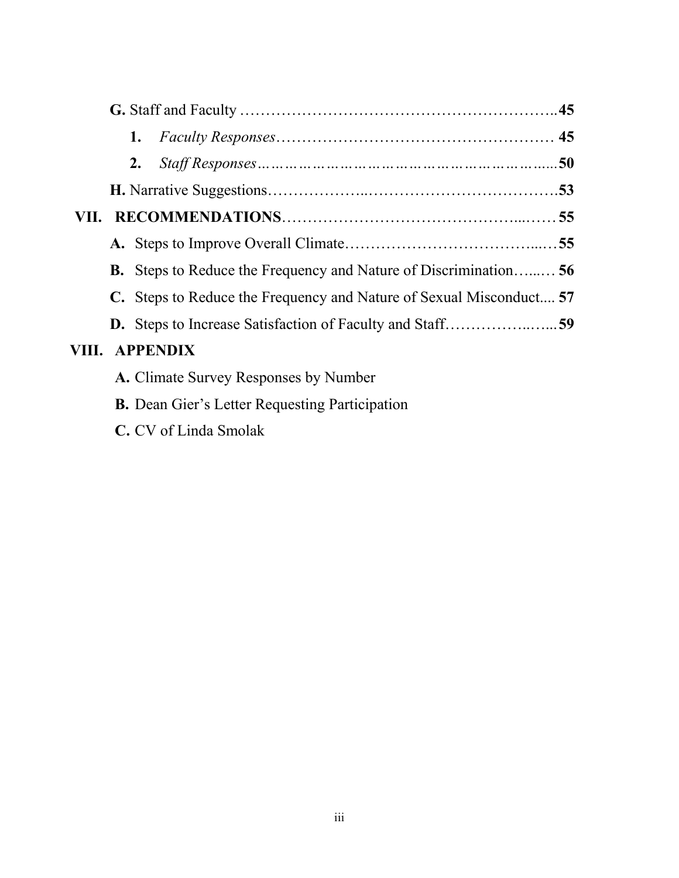**G.** Staff and Faculty ..........................................................................................**45**

  **1.** *Faculty Responses*.................................................................................. **45**

  **2.** *Staff Responses*......................................................................................**50**

**H.** Narrative Suggestions..............................................................................**53**

**VII. RECOMMENDATIONS**...........................................................................**55**

**A.** Steps to Improve Overall Climate.................................................................**55**

**B.** Steps to Reduce the Frequency and Nature of Discrimination........... **56**

**C.** Steps to Reduce the Frequency and Nature of Sexual Misconduct.... **57**

**D.** Steps to Increase Satisfaction of Faculty and Staff...............................**59**

**VIII. APPENDIX**

**A.** Climate Survey Responses by Number

**B.** Dean Gier's Letter Requesting Participation

**C.** CV of Linda Smolak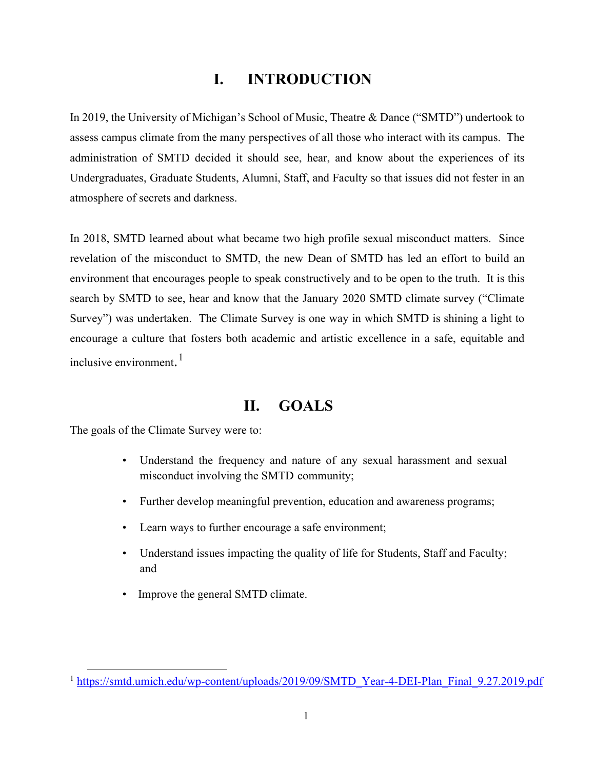# I. INTRODUCTION

In 2019, the University of Michigan's School of Music, Theatre & Dance ("SMTD") undertook to assess campus climate from the many perspectives of all those who interact with its campus. The administration of SMTD decided it should see, hear, and know about the experiences of its Undergraduates, Graduate Students, Alumni, Staff, and Faculty so that issues did not fester in an atmosphere of secrets and darkness.

In 2018, SMTD learned about what became two high profile sexual misconduct matters. Since revelation of the misconduct to SMTD, the new Dean of SMTD has led an effort to build an environment that encourages people to speak constructively and to be open to the truth. It is this search by SMTD to see, hear and know that the January 2020 SMTD climate survey ("Climate Survey") was undertaken. The Climate Survey is one way in which SMTD is shining a light to encourage a culture that fosters both academic and artistic excellence in a safe, equitable and inclusive environment.[1]

# II. GOALS

The goals of the Climate Survey were to:

- Understand the frequency and nature of any sexual harassment and sexual misconduct involving the SMTD community;
- Further develop meaningful prevention, education and awareness programs;
- Learn ways to further encourage a safe environment;
- Understand issues impacting the quality of life for Students, Staff and Faculty; and
- Improve the general SMTD climate.

---

[1] https://smtd.umich.edu/wp-content/uploads/2019/09/SMTD_Year-4-DEI-Plan_Final_9.27.2019.pdf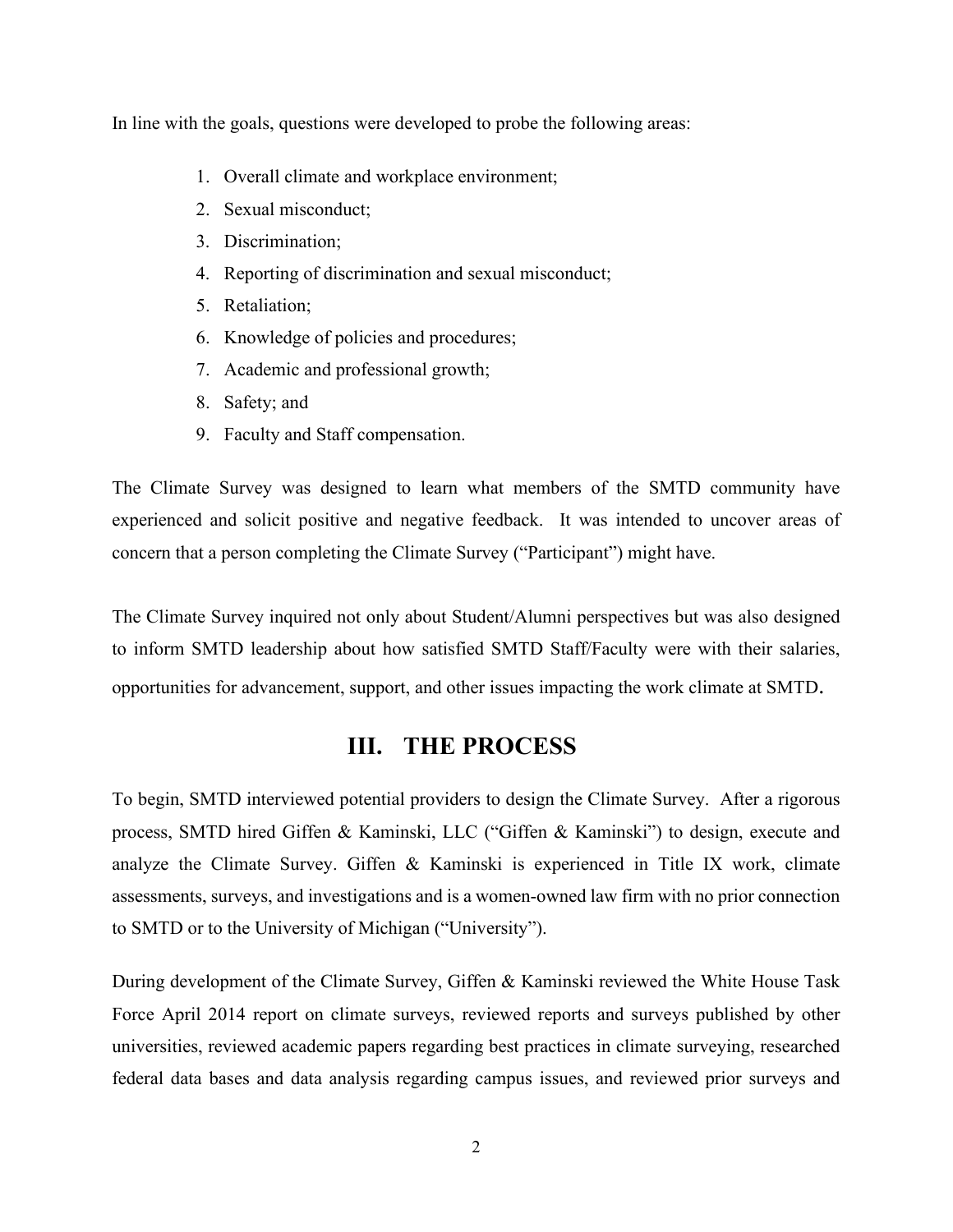In line with the goals, questions were developed to probe the following areas:

1. Overall climate and workplace environment;
2. Sexual misconduct;
3. Discrimination;
4. Reporting of discrimination and sexual misconduct;
5. Retaliation;
6. Knowledge of policies and procedures;
7. Academic and professional growth;
8. Safety; and
9. Faculty and Staff compensation.

The Climate Survey was designed to learn what members of the SMTD community have experienced and solicit positive and negative feedback. It was intended to uncover areas of concern that a person completing the Climate Survey ("Participant") might have.

The Climate Survey inquired not only about Student/Alumni perspectives but was also designed to inform SMTD leadership about how satisfied SMTD Staff/Faculty were with their salaries, opportunities for advancement, support, and other issues impacting the work climate at SMTD.

## III. THE PROCESS

To begin, SMTD interviewed potential providers to design the Climate Survey. After a rigorous process, SMTD hired Giffen & Kaminski, LLC ("Giffen & Kaminski") to design, execute and analyze the Climate Survey. Giffen & Kaminski is experienced in Title IX work, climate assessments, surveys, and investigations and is a women-owned law firm with no prior connection to SMTD or to the University of Michigan ("University").

During development of the Climate Survey, Giffen & Kaminski reviewed the White House Task Force April 2014 report on climate surveys, reviewed reports and surveys published by other universities, reviewed academic papers regarding best practices in climate surveying, researched federal data bases and data analysis regarding campus issues, and reviewed prior surveys and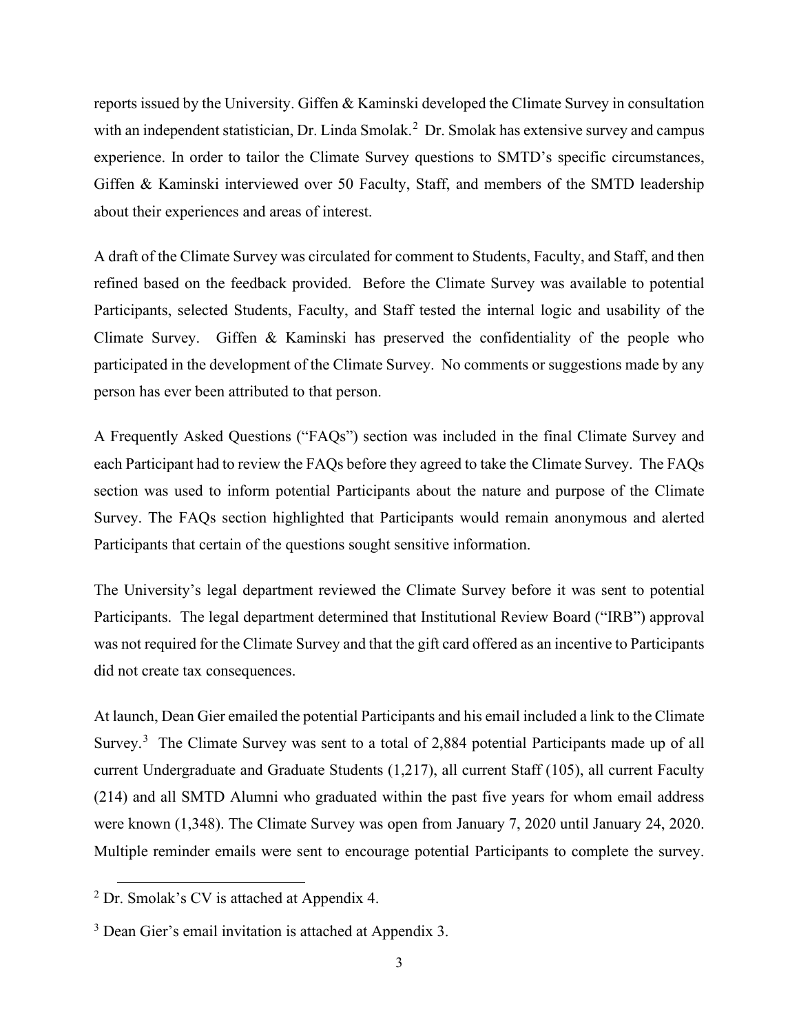reports issued by the University. Giffen & Kaminski developed the Climate Survey in consultation with an independent statistician, Dr. Linda Smolak.[2] Dr. Smolak has extensive survey and campus experience. In order to tailor the Climate Survey questions to SMTD's specific circumstances, Giffen & Kaminski interviewed over 50 Faculty, Staff, and members of the SMTD leadership about their experiences and areas of interest.

A draft of the Climate Survey was circulated for comment to Students, Faculty, and Staff, and then refined based on the feedback provided. Before the Climate Survey was available to potential Participants, selected Students, Faculty, and Staff tested the internal logic and usability of the Climate Survey. Giffen & Kaminski has preserved the confidentiality of the people who participated in the development of the Climate Survey. No comments or suggestions made by any person has ever been attributed to that person.

A Frequently Asked Questions ("FAQs") section was included in the final Climate Survey and each Participant had to review the FAQs before they agreed to take the Climate Survey. The FAQs section was used to inform potential Participants about the nature and purpose of the Climate Survey. The FAQs section highlighted that Participants would remain anonymous and alerted Participants that certain of the questions sought sensitive information.

The University's legal department reviewed the Climate Survey before it was sent to potential Participants. The legal department determined that Institutional Review Board ("IRB") approval was not required for the Climate Survey and that the gift card offered as an incentive to Participants did not create tax consequences.

At launch, Dean Gier emailed the potential Participants and his email included a link to the Climate Survey.[3] The Climate Survey was sent to a total of 2,884 potential Participants made up of all current Undergraduate and Graduate Students (1,217), all current Staff (105), all current Faculty (214) and all SMTD Alumni who graduated within the past five years for whom email address were known (1,348). The Climate Survey was open from January 7, 2020 until January 24, 2020. Multiple reminder emails were sent to encourage potential Participants to complete the survey.

---

[2] Dr. Smolak's CV is attached at Appendix 4.

[3] Dean Gier's email invitation is attached at Appendix 3.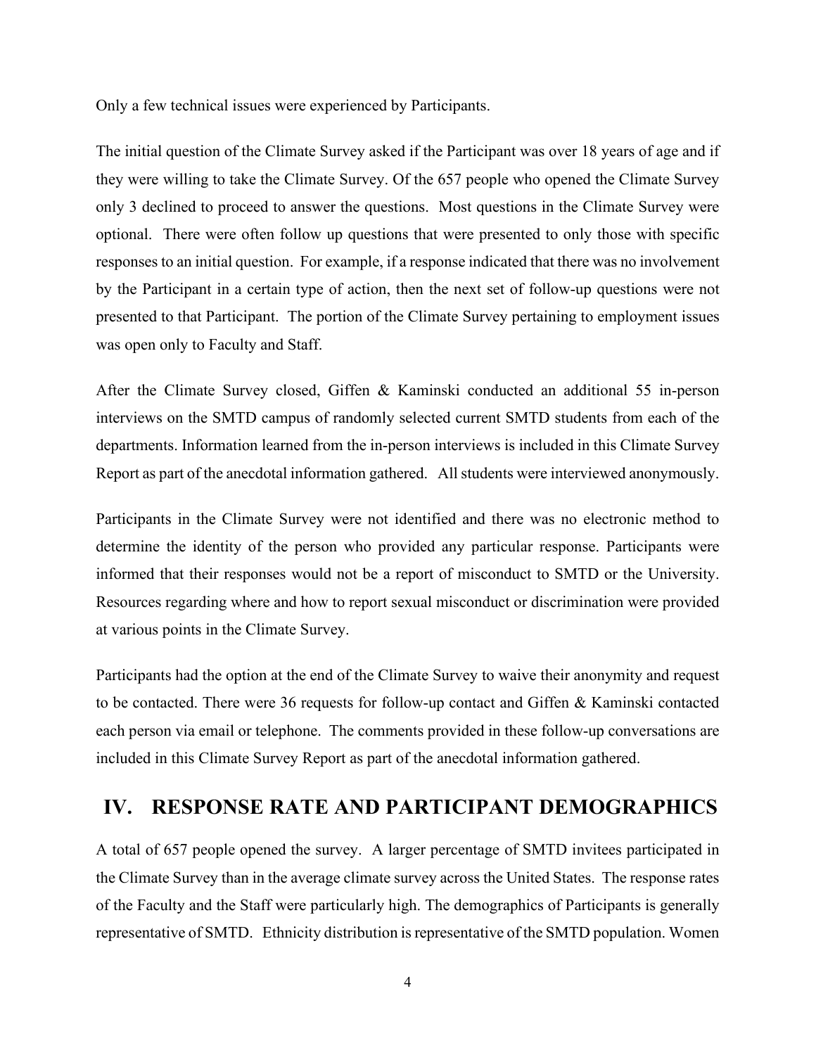Only a few technical issues were experienced by Participants.

The initial question of the Climate Survey asked if the Participant was over 18 years of age and if they were willing to take the Climate Survey. Of the 657 people who opened the Climate Survey only 3 declined to proceed to answer the questions. Most questions in the Climate Survey were optional. There were often follow up questions that were presented to only those with specific responses to an initial question. For example, if a response indicated that there was no involvement by the Participant in a certain type of action, then the next set of follow-up questions were not presented to that Participant. The portion of the Climate Survey pertaining to employment issues was open only to Faculty and Staff.

After the Climate Survey closed, Giffen & Kaminski conducted an additional 55 in-person interviews on the SMTD campus of randomly selected current SMTD students from each of the departments. Information learned from the in-person interviews is included in this Climate Survey Report as part of the anecdotal information gathered. All students were interviewed anonymously.

Participants in the Climate Survey were not identified and there was no electronic method to determine the identity of the person who provided any particular response. Participants were informed that their responses would not be a report of misconduct to SMTD or the University. Resources regarding where and how to report sexual misconduct or discrimination were provided at various points in the Climate Survey.

Participants had the option at the end of the Climate Survey to waive their anonymity and request to be contacted. There were 36 requests for follow-up contact and Giffen & Kaminski contacted each person via email or telephone. The comments provided in these follow-up conversations are included in this Climate Survey Report as part of the anecdotal information gathered.

## IV. RESPONSE RATE AND PARTICIPANT DEMOGRAPHICS

A total of 657 people opened the survey. A larger percentage of SMTD invitees participated in the Climate Survey than in the average climate survey across the United States. The response rates of the Faculty and the Staff were particularly high. The demographics of Participants is generally representative of SMTD. Ethnicity distribution is representative of the SMTD population. Women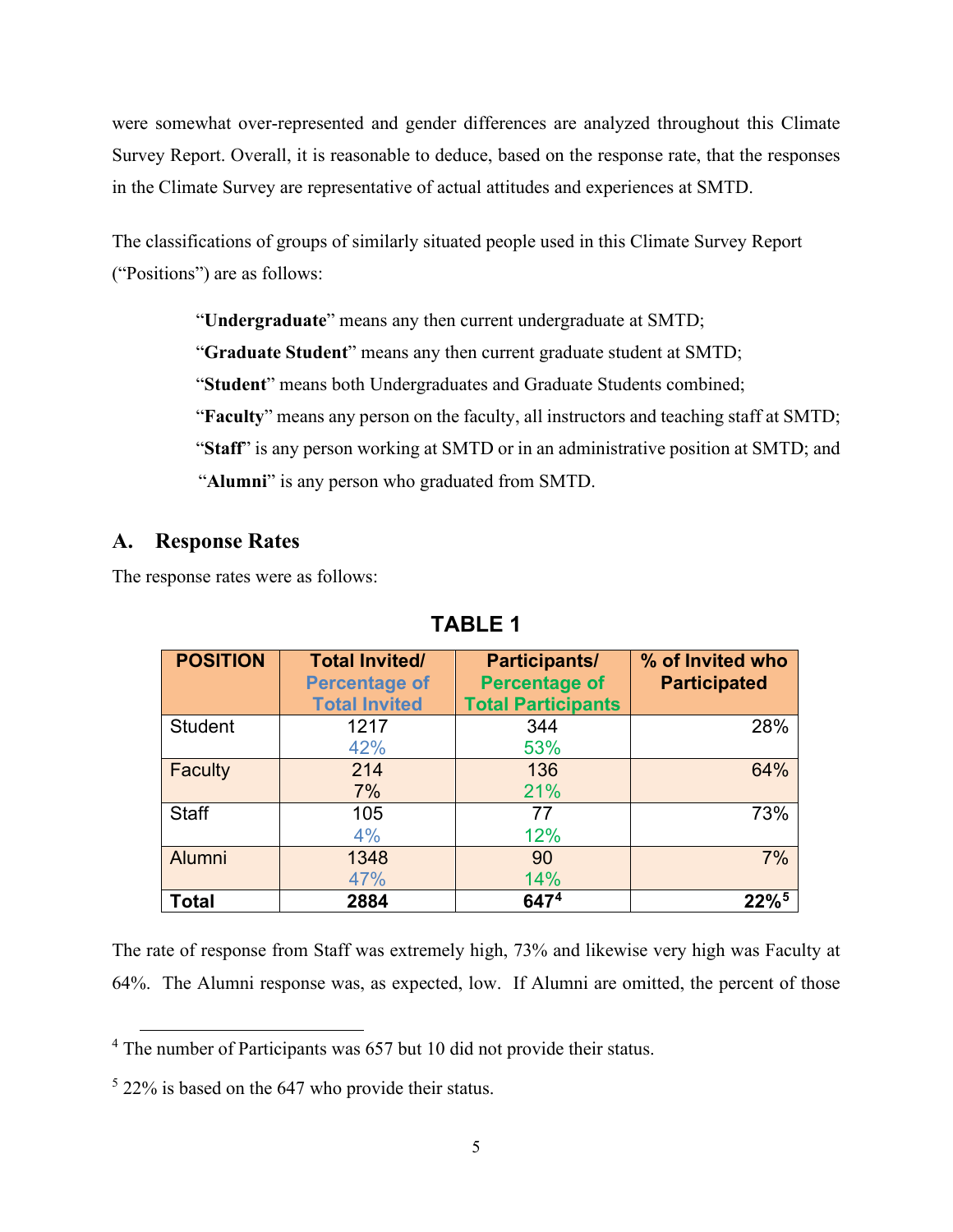were somewhat over-represented and gender differences are analyzed throughout this Climate Survey Report. Overall, it is reasonable to deduce, based on the response rate, that the responses in the Climate Survey are representative of actual attitudes and experiences at SMTD.

The classifications of groups of similarly situated people used in this Climate Survey Report ("Positions") are as follows:

> "**Undergraduate**" means any then current undergraduate at SMTD;
> "**Graduate Student**" means any then current graduate student at SMTD;
> "**Student**" means both Undergraduates and Graduate Students combined;
> "**Faculty**" means any person on the faculty, all instructors and teaching staff at SMTD;
> "**Staff**" is any person working at SMTD or in an administrative position at SMTD; and
> "**Alumni**" is any person who graduated from SMTD.

## A. Response Rates

The response rates were as follows:

**TABLE 1**

| POSITION | Total Invited/ Percentage of Total Invited | Participants/ Percentage of Total Participants | % of Invited who Participated |
|---|---|---|---|
| Student | 1217 42% | 344 53% | 28% |
| Faculty | 214 7% | 136 21% | 64% |
| Staff | 105 4% | 77 12% | 73% |
| Alumni | 1348 47% | 90 14% | 7% |
| **Total** | **2884** | **647**[4] | **22%**[5] |

The rate of response from Staff was extremely high, 73% and likewise very high was Faculty at 64%. The Alumni response was, as expected, low. If Alumni are omitted, the percent of those

[4] The number of Participants was 657 but 10 did not provide their status.

[5] 22% is based on the 647 who provide their status.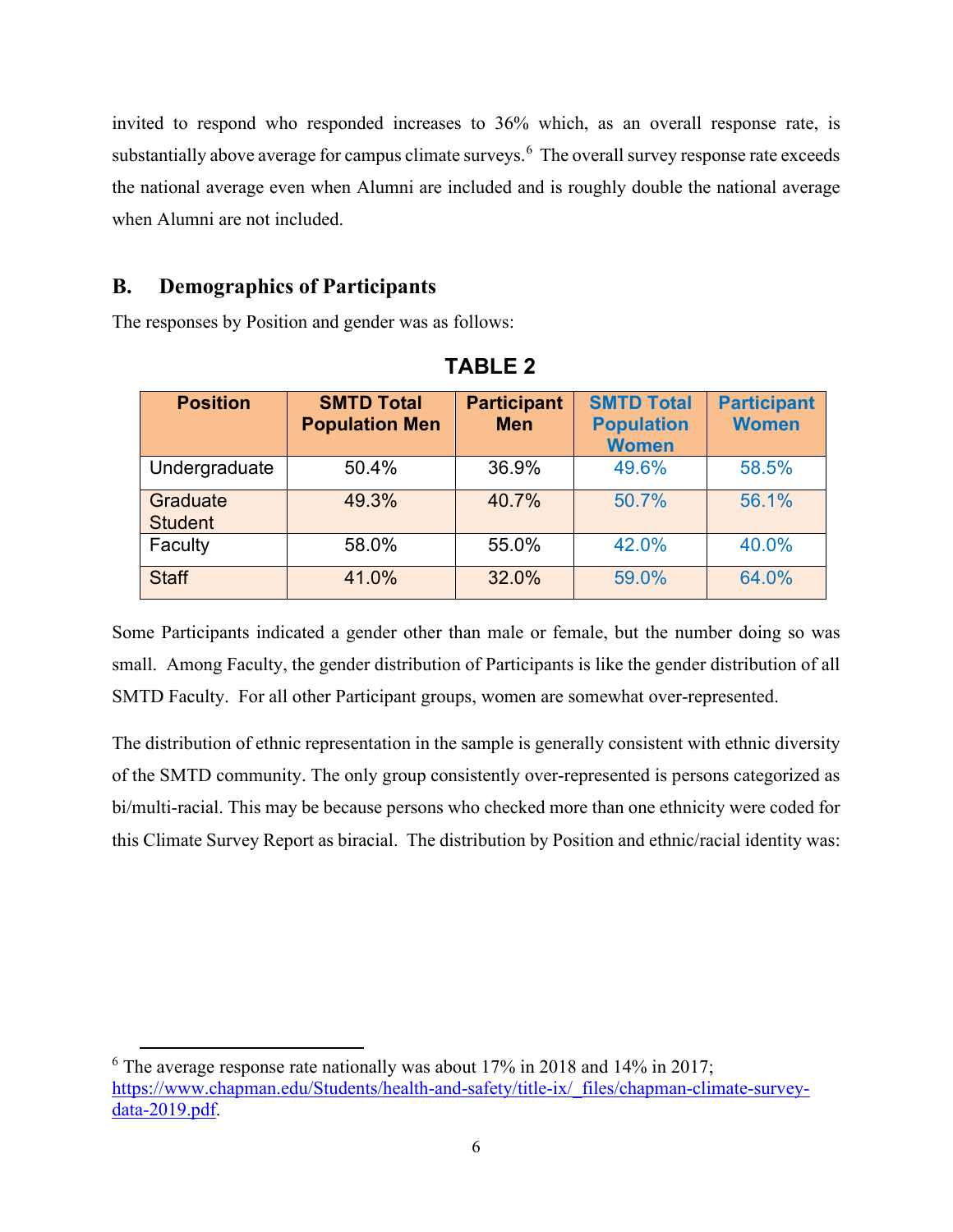invited to respond who responded increases to 36% which, as an overall response rate, is substantially above average for campus climate surveys.[6] The overall survey response rate exceeds the national average even when Alumni are included and is roughly double the national average when Alumni are not included.

## B. Demographics of Participants

The responses by Position and gender was as follows:

**TABLE 2**

| Position | SMTD Total Population Men | Participant Men | SMTD Total Population Women | Participant Women |
|---|---|---|---|---|
| Undergraduate | 50.4% | 36.9% | 49.6% | 58.5% |
| Graduate Student | 49.3% | 40.7% | 50.7% | 56.1% |
| Faculty | 58.0% | 55.0% | 42.0% | 40.0% |
| Staff | 41.0% | 32.0% | 59.0% | 64.0% |

Some Participants indicated a gender other than male or female, but the number doing so was small. Among Faculty, the gender distribution of Participants is like the gender distribution of all SMTD Faculty. For all other Participant groups, women are somewhat over-represented.

The distribution of ethnic representation in the sample is generally consistent with ethnic diversity of the SMTD community. The only group consistently over-represented is persons categorized as bi/multi-racial. This may be because persons who checked more than one ethnicity were coded for this Climate Survey Report as biracial. The distribution by Position and ethnic/racial identity was:

---

[6] The average response rate nationally was about 17% in 2018 and 14% in 2017; https://www.chapman.edu/Students/health-and-safety/title-ix/_files/chapman-climate-survey-data-2019.pdf.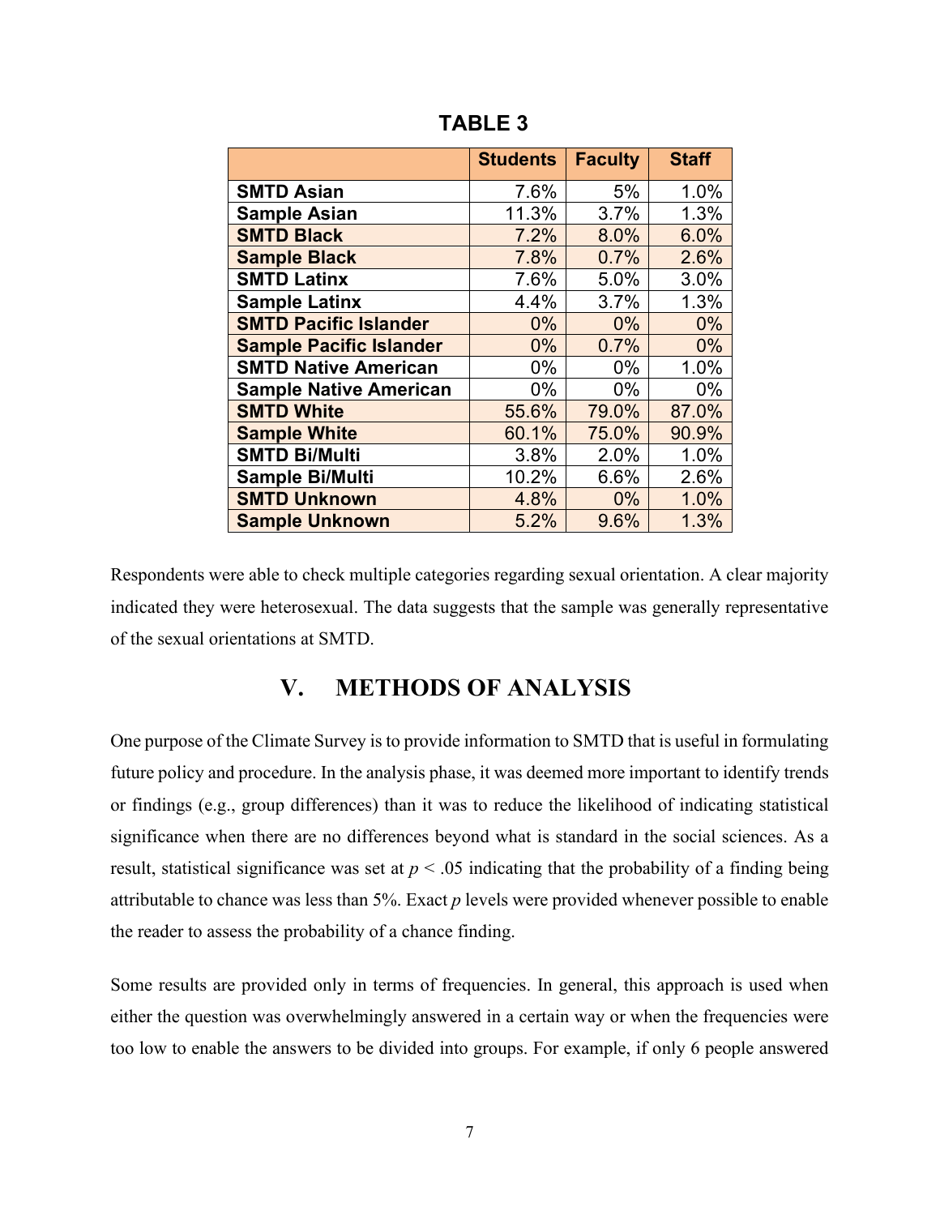**TABLE 3**

| | Students | Faculty | Staff |
|---|---|---|---|
| **SMTD Asian** | 7.6% | 5% | 1.0% |
| **Sample Asian** | 11.3% | 3.7% | 1.3% |
| **SMTD Black** | 7.2% | 8.0% | 6.0% |
| **Sample Black** | 7.8% | 0.7% | 2.6% |
| **SMTD Latinx** | 7.6% | 5.0% | 3.0% |
| **Sample Latinx** | 4.4% | 3.7% | 1.3% |
| **SMTD Pacific Islander** | 0% | 0% | 0% |
| **Sample Pacific Islander** | 0% | 0.7% | 0% |
| **SMTD Native American** | 0% | 0% | 1.0% |
| **Sample Native American** | 0% | 0% | 0% |
| **SMTD White** | 55.6% | 79.0% | 87.0% |
| **Sample White** | 60.1% | 75.0% | 90.9% |
| **SMTD Bi/Multi** | 3.8% | 2.0% | 1.0% |
| **Sample Bi/Multi** | 10.2% | 6.6% | 2.6% |
| **SMTD Unknown** | 4.8% | 0% | 1.0% |
| **Sample Unknown** | 5.2% | 9.6% | 1.3% |

Respondents were able to check multiple categories regarding sexual orientation. A clear majority indicated they were heterosexual. The data suggests that the sample was generally representative of the sexual orientations at SMTD.

## V. METHODS OF ANALYSIS

One purpose of the Climate Survey is to provide information to SMTD that is useful in formulating future policy and procedure. In the analysis phase, it was deemed more important to identify trends or findings (e.g., group differences) than it was to reduce the likelihood of indicating statistical significance when there are no differences beyond what is standard in the social sciences. As a result, statistical significance was set at $p < .05$ indicating that the probability of a finding being attributable to chance was less than 5%. Exact $p$ levels were provided whenever possible to enable the reader to assess the probability of a chance finding.

Some results are provided only in terms of frequencies. In general, this approach is used when either the question was overwhelmingly answered in a certain way or when the frequencies were too low to enable the answers to be divided into groups. For example, if only 6 people answered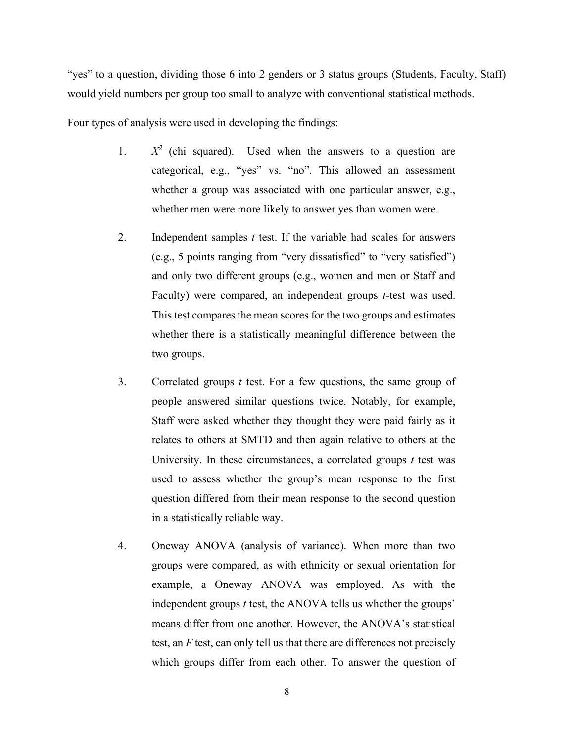"yes" to a question, dividing those 6 into 2 genders or 3 status groups (Students, Faculty, Staff) would yield numbers per group too small to analyze with conventional statistical methods.

Four types of analysis were used in developing the findings:

1. $X^2$ (chi squared). Used when the answers to a question are categorical, e.g., "yes" vs. "no". This allowed an assessment whether a group was associated with one particular answer, e.g., whether men were more likely to answer yes than women were.

2. Independent samples *t* test. If the variable had scales for answers (e.g., 5 points ranging from "very dissatisfied" to "very satisfied") and only two different groups (e.g., women and men or Staff and Faculty) were compared, an independent groups *t*-test was used. This test compares the mean scores for the two groups and estimates whether there is a statistically meaningful difference between the two groups.

3. Correlated groups *t* test. For a few questions, the same group of people answered similar questions twice. Notably, for example, Staff were asked whether they thought they were paid fairly as it relates to others at SMTD and then again relative to others at the University. In these circumstances, a correlated groups *t* test was used to assess whether the group's mean response to the first question differed from their mean response to the second question in a statistically reliable way.

4. Oneway ANOVA (analysis of variance). When more than two groups were compared, as with ethnicity or sexual orientation for example, a Oneway ANOVA was employed. As with the independent groups *t* test, the ANOVA tells us whether the groups' means differ from one another. However, the ANOVA's statistical test, an *F* test, can only tell us that there are differences not precisely which groups differ from each other. To answer the question of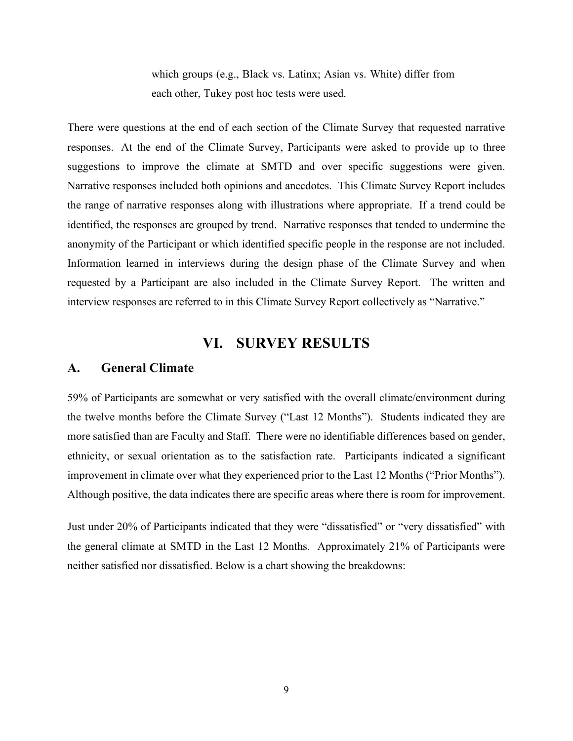which groups (e.g., Black vs. Latinx; Asian vs. White) differ from each other, Tukey post hoc tests were used.

There were questions at the end of each section of the Climate Survey that requested narrative responses. At the end of the Climate Survey, Participants were asked to provide up to three suggestions to improve the climate at SMTD and over specific suggestions were given. Narrative responses included both opinions and anecdotes. This Climate Survey Report includes the range of narrative responses along with illustrations where appropriate. If a trend could be identified, the responses are grouped by trend. Narrative responses that tended to undermine the anonymity of the Participant or which identified specific people in the response are not included. Information learned in interviews during the design phase of the Climate Survey and when requested by a Participant are also included in the Climate Survey Report. The written and interview responses are referred to in this Climate Survey Report collectively as "Narrative."

# VI. SURVEY RESULTS

## A. General Climate

59% of Participants are somewhat or very satisfied with the overall climate/environment during the twelve months before the Climate Survey ("Last 12 Months"). Students indicated they are more satisfied than are Faculty and Staff. There were no identifiable differences based on gender, ethnicity, or sexual orientation as to the satisfaction rate. Participants indicated a significant improvement in climate over what they experienced prior to the Last 12 Months ("Prior Months"). Although positive, the data indicates there are specific areas where there is room for improvement.

Just under 20% of Participants indicated that they were "dissatisfied" or "very dissatisfied" with the general climate at SMTD in the Last 12 Months. Approximately 21% of Participants were neither satisfied nor dissatisfied. Below is a chart showing the breakdowns: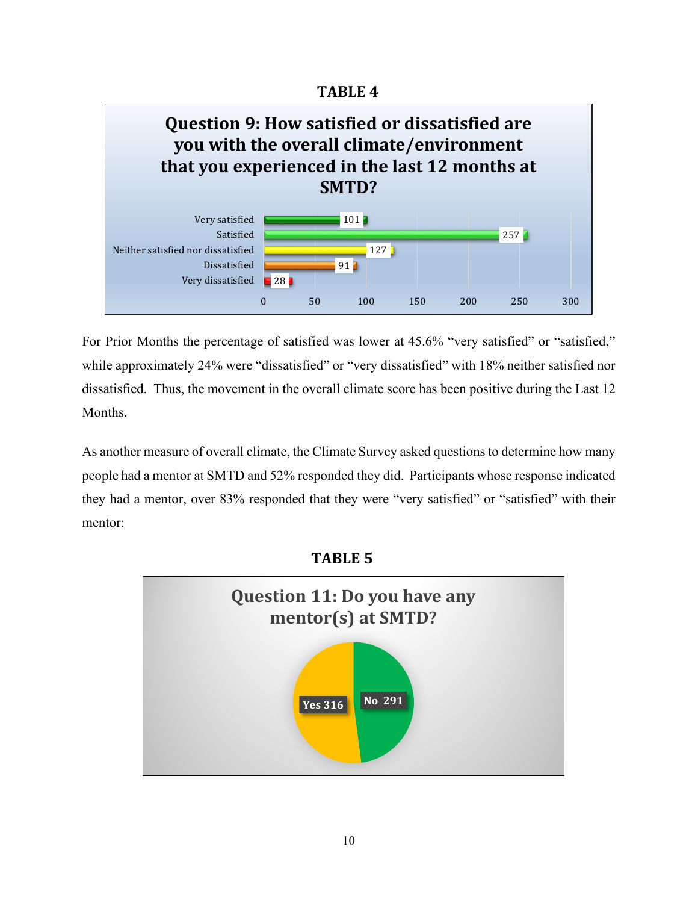**TABLE 4**

**Question 9: How satisfied or dissatisfied are you with the overall climate/environment that you experienced in the last 12 months at SMTD?**

| Response | Count |
|---|---|
| Very satisfied | 101 |
| Satisfied | 257 |
| Neither satisfied nor dissatisfied | 127 |
| Dissatisfied | 91 |
| Very dissatisfied | 28 |

For Prior Months the percentage of satisfied was lower at 45.6% "very satisfied" or "satisfied," while approximately 24% were "dissatisfied" or "very dissatisfied" with 18% neither satisfied nor dissatisfied. Thus, the movement in the overall climate score has been positive during the Last 12 Months.

As another measure of overall climate, the Climate Survey asked questions to determine how many people had a mentor at SMTD and 52% responded they did. Participants whose response indicated they had a mentor, over 83% responded that they were "very satisfied" or "satisfied" with their mentor:

**TABLE 5**

**Question 11: Do you have any mentor(s) at SMTD?**

| Response | Count |
|---|---|
| Yes | 316 |
| No | 291 |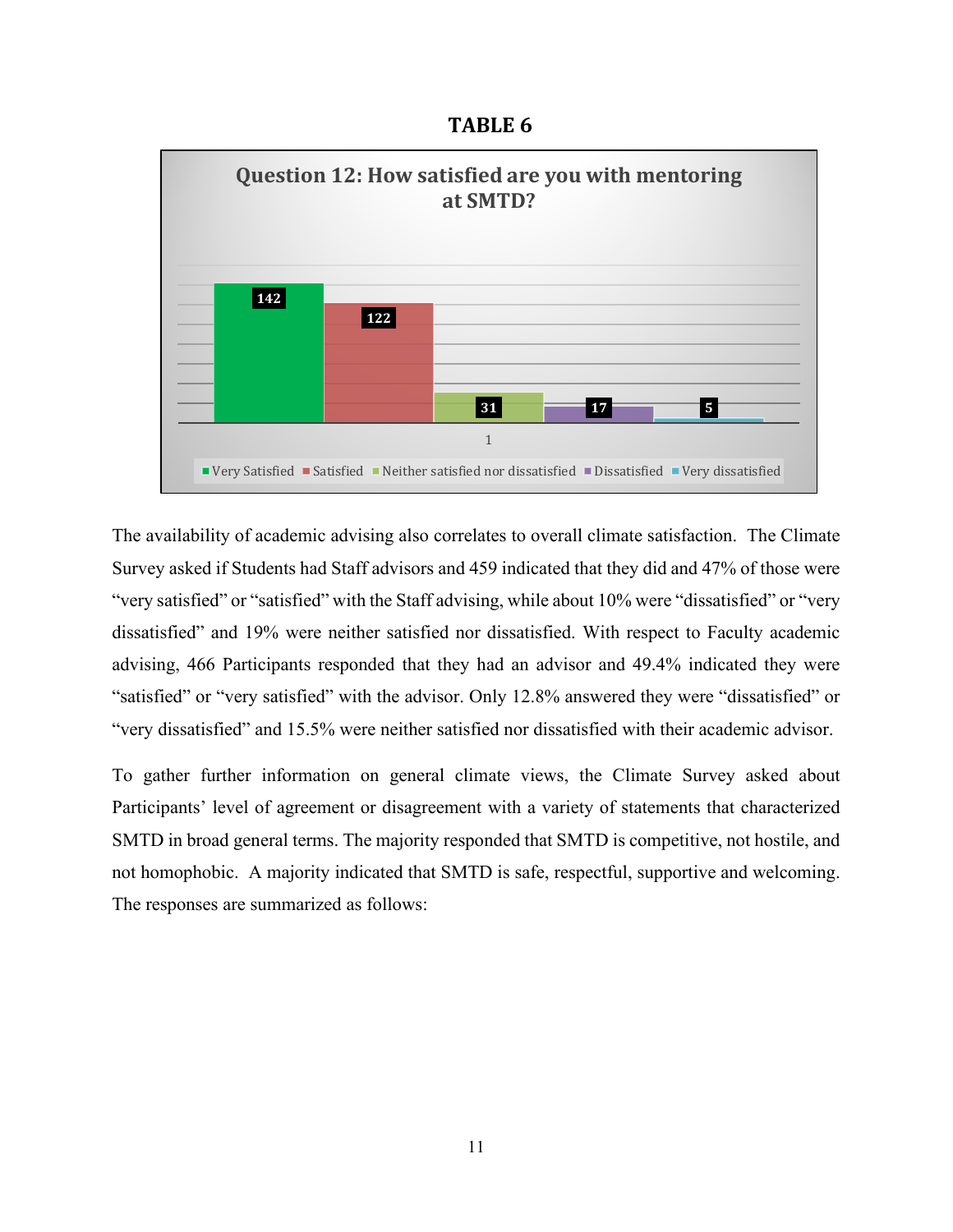## TABLE 6

**Question 12: How satisfied are you with mentoring at SMTD?**

| Response | Count |
|---|---|
| Very Satisfied | 142 |
| Satisfied | 122 |
| Neither satisfied nor dissatisfied | 31 |
| Dissatisfied | 17 |
| Very dissatisfied | 5 |

The availability of academic advising also correlates to overall climate satisfaction. The Climate Survey asked if Students had Staff advisors and 459 indicated that they did and 47% of those were "very satisfied" or "satisfied" with the Staff advising, while about 10% were "dissatisfied" or "very dissatisfied" and 19% were neither satisfied nor dissatisfied. With respect to Faculty academic advising, 466 Participants responded that they had an advisor and 49.4% indicated they were "satisfied" or "very satisfied" with the advisor. Only 12.8% answered they were "dissatisfied" or "very dissatisfied" and 15.5% were neither satisfied nor dissatisfied with their academic advisor.

To gather further information on general climate views, the Climate Survey asked about Participants' level of agreement or disagreement with a variety of statements that characterized SMTD in broad general terms. The majority responded that SMTD is competitive, not hostile, and not homophobic. A majority indicated that SMTD is safe, respectful, supportive and welcoming. The responses are summarized as follows: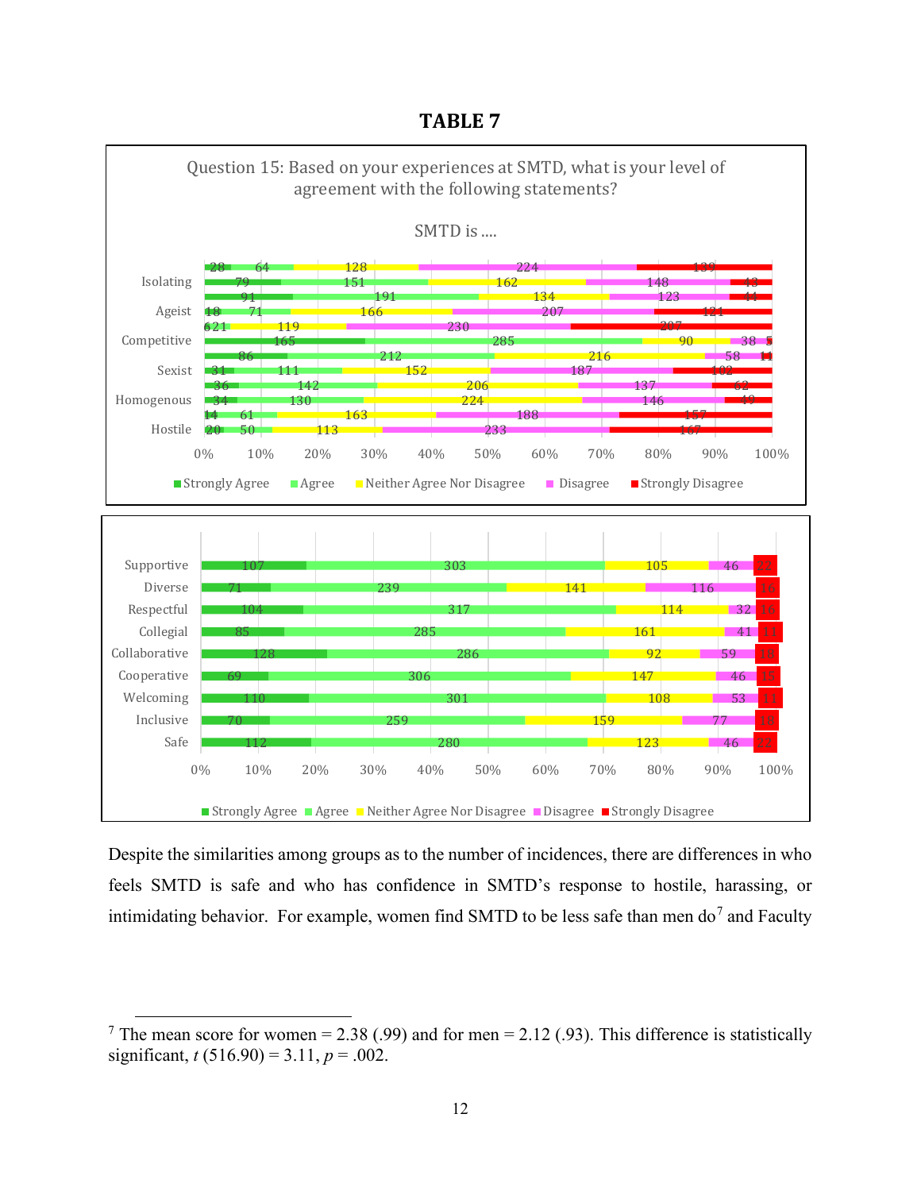**TABLE 7**

Question 15: Based on your experiences at SMTD, what is your level of agreement with the following statements?

SMTD is ....

| | Strongly Agree | Agree | Neither Agree Nor Disagree | Disagree | Strongly Disagree |
|---|---|---|---|---|---|
| | 28 | 64 | 128 | 224 | 139 |
| Isolating | 79 | 151 | 162 | 148 | 43 |
| | 91 | 191 | 134 | 123 | 44 |
| Ageist | 18 | 71 | 166 | 207 | 121 |
| | 6 | 21 | 119 | 230 | 207 |
| Competitive | 165 | 285 | 90 | 38 | 5 |
| | 86 | 212 | 216 | 58 | 11 |
| Sexist | 31 | 111 | 152 | 187 | 102 |
| | 36 | 142 | 206 | 137 | 62 |
| Homogenous | 34 | 130 | 224 | 146 | 49 |
| | 14 | 61 | 163 | 188 | 157 |
| Hostile | 20 | 50 | 113 | 233 | 167 |

| | Strongly Agree | Agree | Neither Agree Nor Disagree | Disagree | Strongly Disagree |
|---|---|---|---|---|---|
| Supportive | 107 | 303 | 105 | 46 | 22 |
| Diverse | 71 | 239 | 141 | 116 | 16 |
| Respectful | 104 | 317 | 114 | 32 | 16 |
| Collegial | 85 | 285 | 161 | 41 | 11 |
| Collaborative | 128 | 286 | 92 | 59 | 18 |
| Cooperative | 69 | 306 | 147 | 46 | 15 |
| Welcoming | 110 | 301 | 108 | 53 | 11 |
| Inclusive | 70 | 259 | 159 | 77 | 18 |
| Safe | 112 | 280 | 123 | 46 | 22 |

Despite the similarities among groups as to the number of incidences, there are differences in who feels SMTD is safe and who has confidence in SMTD's response to hostile, harassing, or intimidating behavior. For example, women find SMTD to be less safe than men do[7] and Faculty

---

[7] The mean score for women = 2.38 (.99) and for men = 2.12 (.93). This difference is statistically significant, $t\,(516.90) = 3.11$, $p = .002$.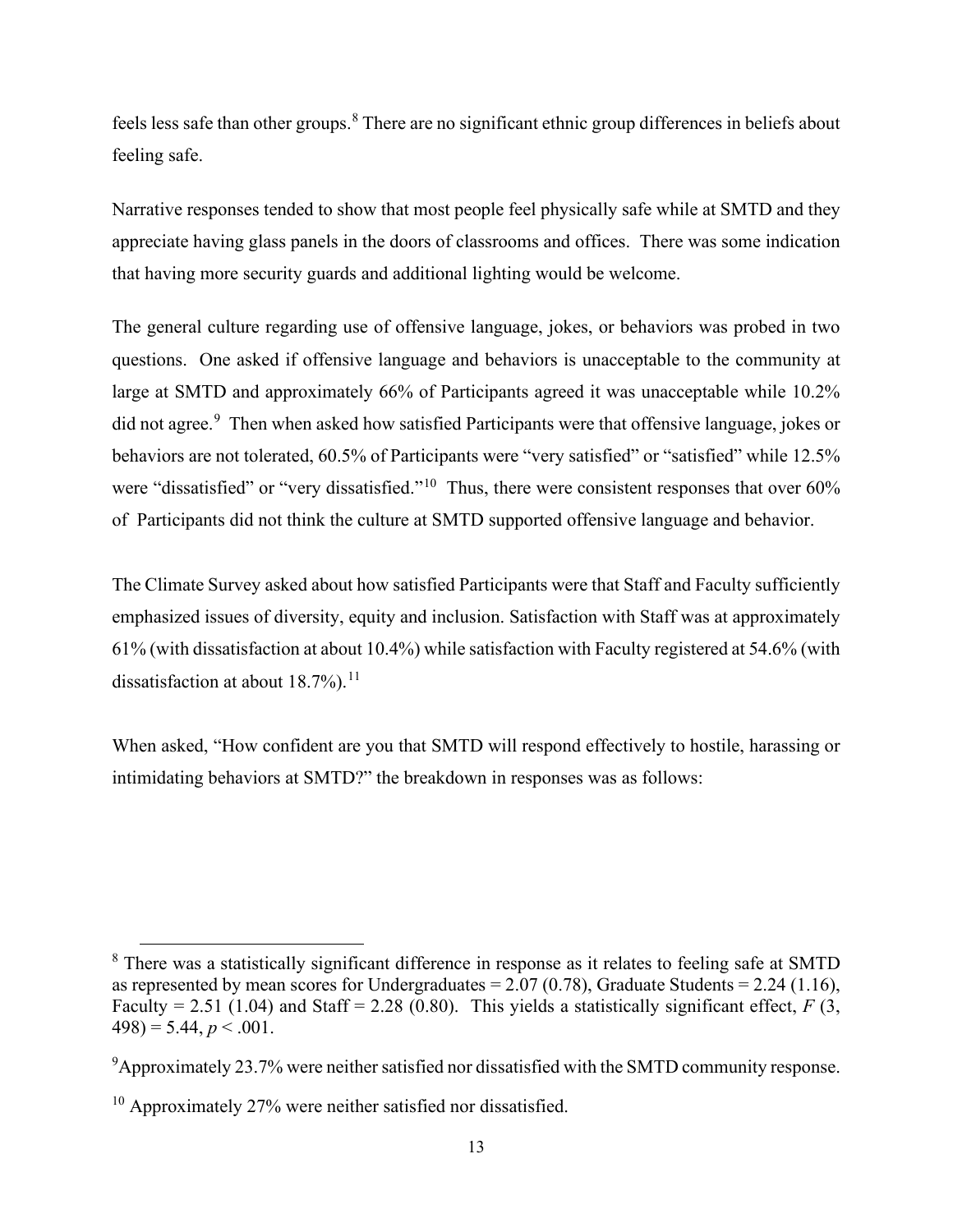feels less safe than other groups.[8] There are no significant ethnic group differences in beliefs about feeling safe.

Narrative responses tended to show that most people feel physically safe while at SMTD and they appreciate having glass panels in the doors of classrooms and offices. There was some indication that having more security guards and additional lighting would be welcome.

The general culture regarding use of offensive language, jokes, or behaviors was probed in two questions. One asked if offensive language and behaviors is unacceptable to the community at large at SMTD and approximately 66% of Participants agreed it was unacceptable while 10.2% did not agree.[9] Then when asked how satisfied Participants were that offensive language, jokes or behaviors are not tolerated, 60.5% of Participants were "very satisfied" or "satisfied" while 12.5% were "dissatisfied" or "very dissatisfied."[10] Thus, there were consistent responses that over 60% of Participants did not think the culture at SMTD supported offensive language and behavior.

The Climate Survey asked about how satisfied Participants were that Staff and Faculty sufficiently emphasized issues of diversity, equity and inclusion. Satisfaction with Staff was at approximately 61% (with dissatisfaction at about 10.4%) while satisfaction with Faculty registered at 54.6% (with dissatisfaction at about 18.7%).[11]

When asked, "How confident are you that SMTD will respond effectively to hostile, harassing or intimidating behaviors at SMTD?" the breakdown in responses was as follows:

---

[8] There was a statistically significant difference in response as it relates to feeling safe at SMTD as represented by mean scores for Undergraduates = 2.07 (0.78), Graduate Students = 2.24 (1.16), Faculty = 2.51 (1.04) and Staff = 2.28 (0.80). This yields a statistically significant effect, $F$ (3, 498) = 5.44, $p < .001$.

[9] Approximately 23.7% were neither satisfied nor dissatisfied with the SMTD community response.

[10] Approximately 27% were neither satisfied nor dissatisfied.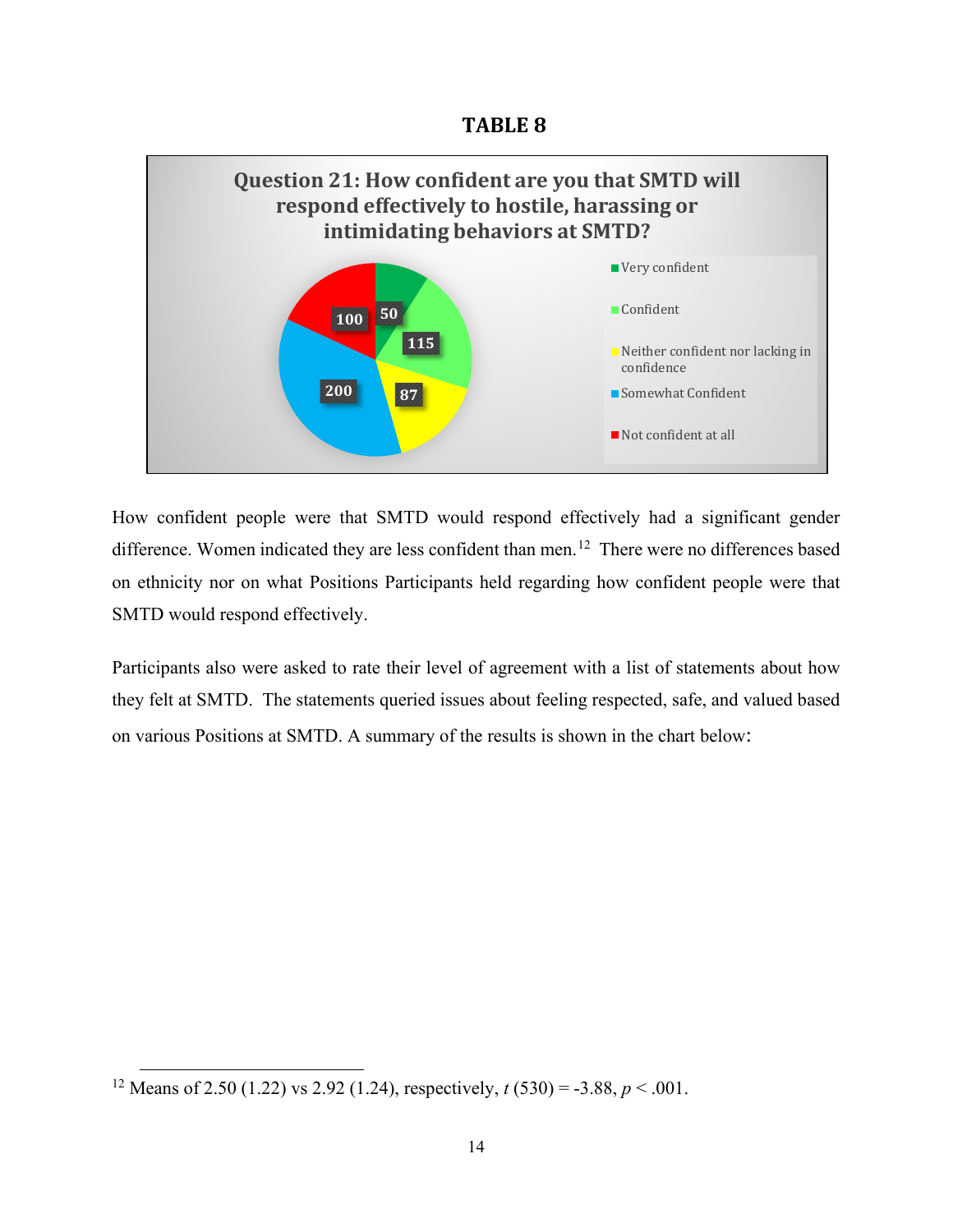**TABLE 8**

**Question 21: How confident are you that SMTD will respond effectively to hostile, harassing or intimidating behaviors at SMTD?**

| Response | Count |
| --- | --- |
| Very confident | 50 |
| Confident | 115 |
| Neither confident nor lacking in confidence | 87 |
| Somewhat Confident | 200 |
| Not confident at all | 100 |

How confident people were that SMTD would respond effectively had a significant gender difference. Women indicated they are less confident than men.[12] There were no differences based on ethnicity nor on what Positions Participants held regarding how confident people were that SMTD would respond effectively.

Participants also were asked to rate their level of agreement with a list of statements about how they felt at SMTD. The statements queried issues about feeling respected, safe, and valued based on various Positions at SMTD. A summary of the results is shown in the chart below:

[12] Means of 2.50 (1.22) vs 2.92 (1.24), respectively, $t\ (530) = -3.88$, $p < .001$.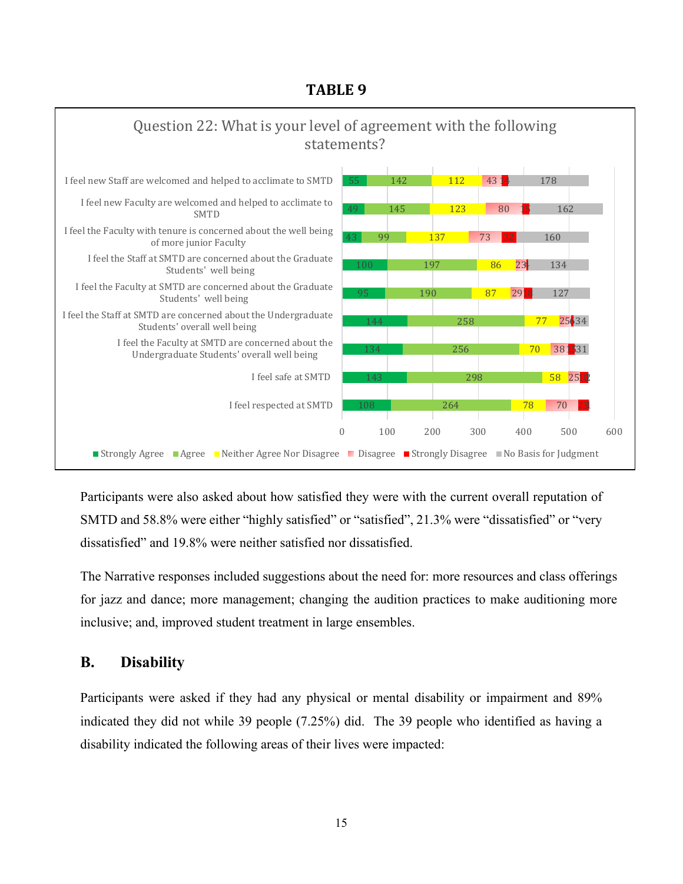**TABLE 9**

Question 22: What is your level of agreement with the following statements?

| Statement | Strongly Agree | Agree | Neither Agree Nor Disagree | Disagree | Strongly Disagree | No Basis for Judgment |
|---|---|---|---|---|---|---|
| I feel new Staff are welcomed and helped to acclimate to SMTD | 55 | 142 | 112 | 43 | 14 | 178 |
| I feel new Faculty are welcomed and helped to acclimate to SMTD | 49 | 145 | 123 | 80 | 16 | 162 |
| I feel the Faculty with tenure is concerned about the well being of more junior Faculty | 43 | 99 | 137 | 73 | 32 | 160 |
| I feel the Staff at SMTD are concerned about the Graduate Students' well being | 100 | 197 | 86 | 23 | 4 | 134 |
| I feel the Faculty at SMTD are concerned about the Graduate Students' well being | 95 | 190 | 87 | 29 | 18 | 127 |
| I feel the Staff at SMTD are concerned about the Undergraduate Students' overall well being | 144 | 258 | 77 | 25 | 6 | 34 |
| I feel the Faculty at SMTD are concerned about the Undergraduate Students' overall well being | 134 | 256 | 70 | 38 | 13 | 31 |
| I feel safe at SMTD | 143 | 298 | 58 | 25 | 18 | 2 |
| I feel respected at SMTD | 108 | 264 | 78 | 70 | 22 | |

Participants were also asked about how satisfied they were with the current overall reputation of SMTD and 58.8% were either "highly satisfied" or "satisfied", 21.3% were "dissatisfied" or "very dissatisfied" and 19.8% were neither satisfied nor dissatisfied.

The Narrative responses included suggestions about the need for: more resources and class offerings for jazz and dance; more management; changing the audition practices to make auditioning more inclusive; and, improved student treatment in large ensembles.

## B. Disability

Participants were asked if they had any physical or mental disability or impairment and 89% indicated they did not while 39 people (7.25%) did. The 39 people who identified as having a disability indicated the following areas of their lives were impacted: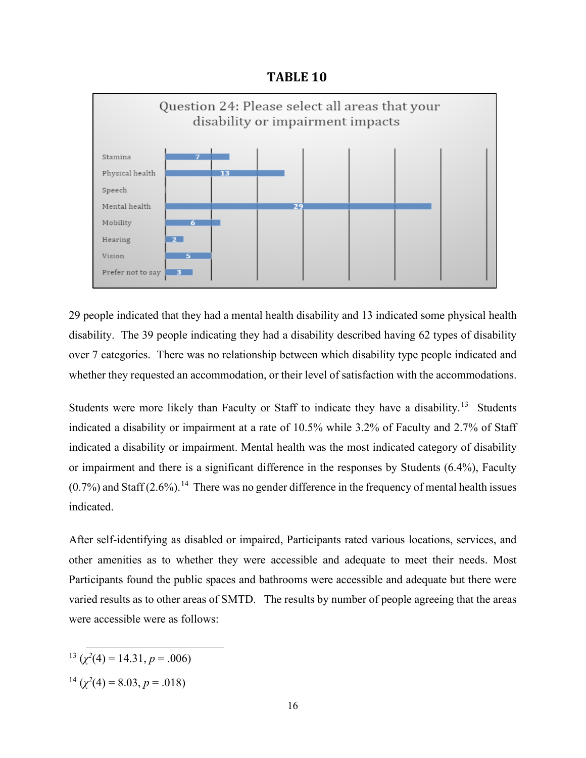**TABLE 10**

Question 24: Please select all areas that your disability or impairment impacts

| Area | Count |
|---|---|
| Stamina | 7 |
| Physical health | 13 |
| Speech | |
| Mental health | 29 |
| Mobility | 6 |
| Hearing | 2 |
| Vision | 5 |
| Prefer not to say | 3 |

29 people indicated that they had a mental health disability and 13 indicated some physical health disability. The 39 people indicating they had a disability described having 62 types of disability over 7 categories. There was no relationship between which disability type people indicated and whether they requested an accommodation, or their level of satisfaction with the accommodations.

Students were more likely than Faculty or Staff to indicate they have a disability.[13] Students indicated a disability or impairment at a rate of 10.5% while 3.2% of Faculty and 2.7% of Staff indicated a disability or impairment. Mental health was the most indicated category of disability or impairment and there is a significant difference in the responses by Students (6.4%), Faculty (0.7%) and Staff (2.6%).[14] There was no gender difference in the frequency of mental health issues indicated.

After self-identifying as disabled or impaired, Participants rated various locations, services, and other amenities as to whether they were accessible and adequate to meet their needs. Most Participants found the public spaces and bathrooms were accessible and adequate but there were varied results as to other areas of SMTD. The results by number of people agreeing that the areas were accessible were as follows:

---

[13] ($\chi^2(4) = 14.31$, $p = .006$)

[14] ($\chi^2(4) = 8.03$, $p = .018$)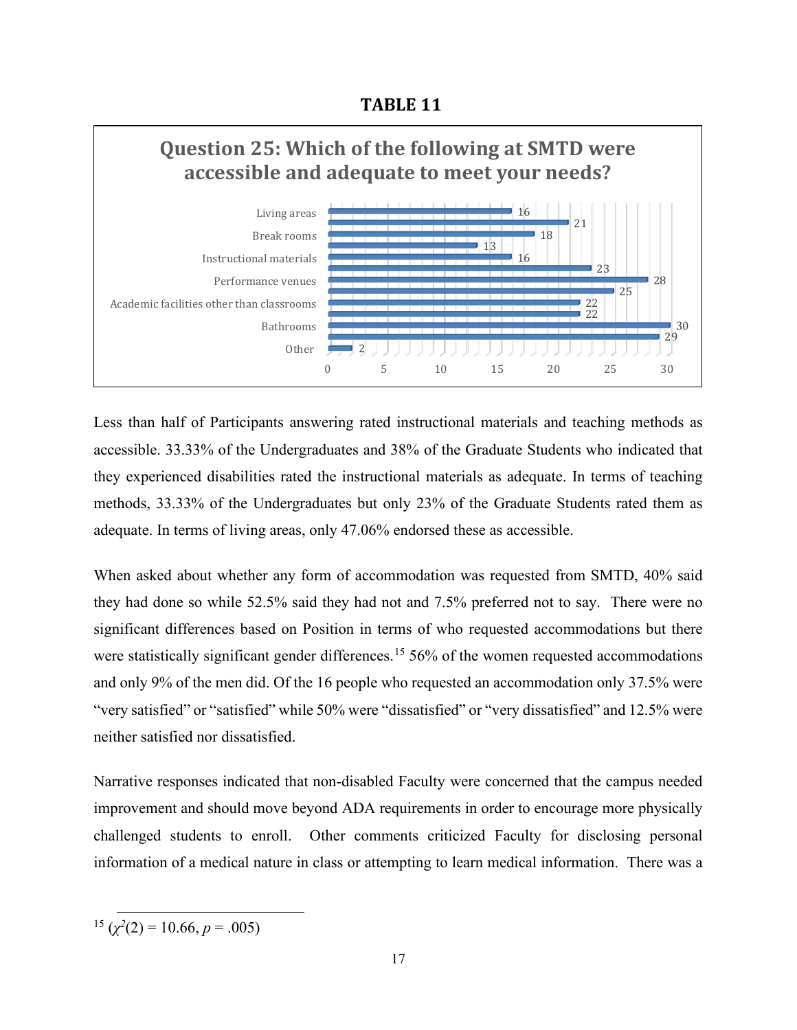**TABLE 11**

**Question 25: Which of the following at SMTD were accessible and adequate to meet your needs?**

| Item | Count |
|---|---|
| Living areas | 16 |
| | 21 |
| Break rooms | 18 |
| | 13 |
| Instructional materials | 16 |
| | 23 |
| Performance venues | 28 |
| | 25 |
| Academic facilities other than classrooms | 22 |
| | 22 |
| Bathrooms | 30 |
| | 29 |
| Other | 2 |

Less than half of Participants answering rated instructional materials and teaching methods as accessible. 33.33% of the Undergraduates and 38% of the Graduate Students who indicated that they experienced disabilities rated the instructional materials as adequate. In terms of teaching methods, 33.33% of the Undergraduates but only 23% of the Graduate Students rated them as adequate. In terms of living areas, only 47.06% endorsed these as accessible.

When asked about whether any form of accommodation was requested from SMTD, 40% said they had done so while 52.5% said they had not and 7.5% preferred not to say. There were no significant differences based on Position in terms of who requested accommodations but there were statistically significant gender differences.[15] 56% of the women requested accommodations and only 9% of the men did. Of the 16 people who requested an accommodation only 37.5% were "very satisfied" or "satisfied" while 50% were "dissatisfied" or "very dissatisfied" and 12.5% were neither satisfied nor dissatisfied.

Narrative responses indicated that non-disabled Faculty were concerned that the campus needed improvement and should move beyond ADA requirements in order to encourage more physically challenged students to enroll. Other comments criticized Faculty for disclosing personal information of a medical nature in class or attempting to learn medical information. There was a

[15] ($\chi^2(2) = 10.66$, $p = .005$)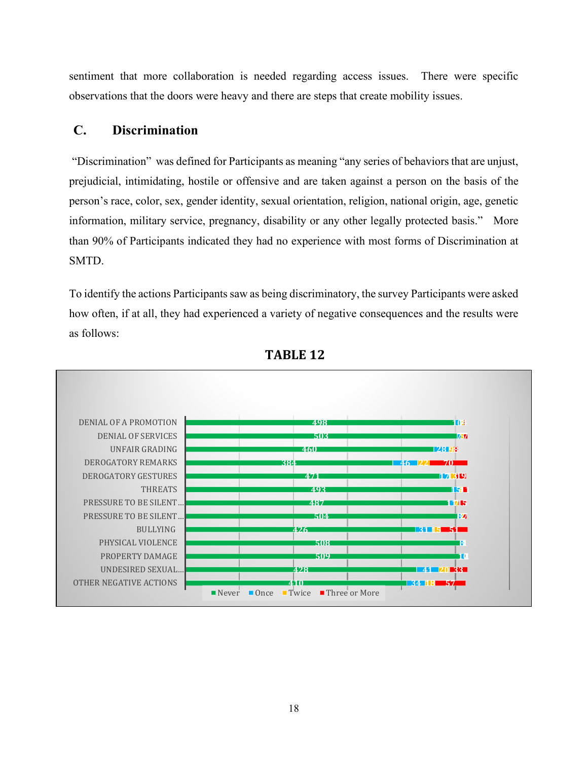sentiment that more collaboration is needed regarding access issues. There were specific observations that the doors were heavy and there are steps that create mobility issues.

## C. Discrimination

"Discrimination" was defined for Participants as meaning "any series of behaviors that are unjust, prejudicial, intimidating, hostile or offensive and are taken against a person on the basis of the person's race, color, sex, gender identity, sexual orientation, religion, national origin, age, genetic information, military service, pregnancy, disability or any other legally protected basis." More than 90% of Participants indicated they had no experience with most forms of Discrimination at SMTD.

To identify the actions Participants saw as being discriminatory, the survey Participants were asked how often, if at all, they had experienced a variety of negative consequences and the results were as follows:

**TABLE 12**

| | Never | Once | Twice | Three or More |
|---|---|---|---|---|
| DENIAL OF A PROMOTION | 498 | 10 | 3 | |
| DENIAL OF SERVICES | 503 | 2 | 3 | 7 |
| UNFAIR GRADING | 460 | 28 | 9 | 8 |
| DEROGATORY REMARKS | 384 | 46 | 22 | 70 |
| DEROGATORY GESTURES | 471 | 17 | 13 | 19 |
| THREATS | 493 | 15 | 1 | 1 |
| PRESSURE TO BE SILENT... | 487 | 11 | 7 | 5 |
| PRESSURE TO BE SILENT... | 504 | 8 | 2 | 7 |
| BULLYING | 426 | 31 | 15 | 51 |
| PHYSICAL VIOLENCE | 508 | 8 | | |
| PROPERTY DAMAGE | 509 | 10 | | |
| UNDESIRED SEXUAL... | 428 | 41 | 20 | 33 |
| OTHER NEGATIVE ACTIONS | 410 | 34 | 18 | 57 |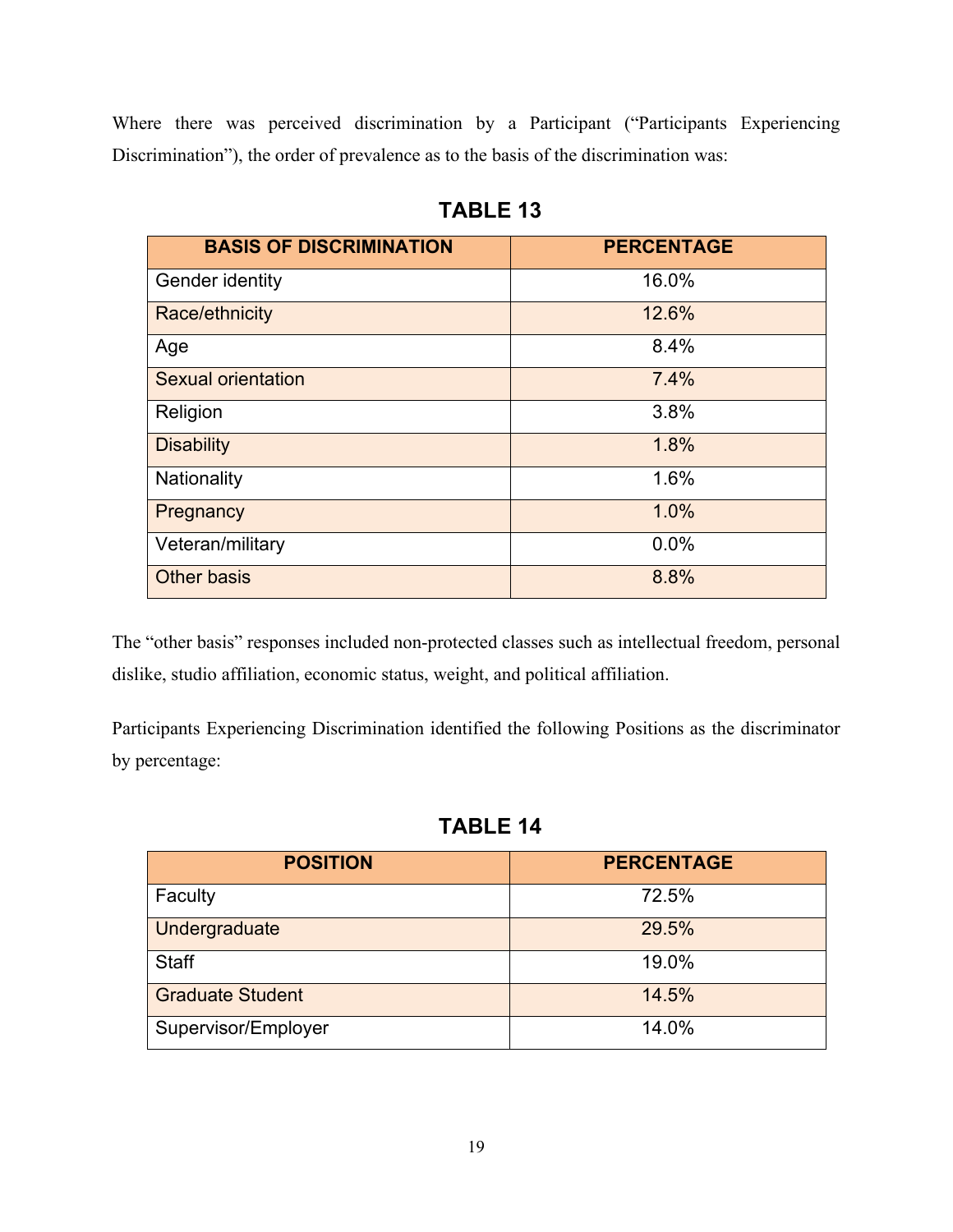Where there was perceived discrimination by a Participant ("Participants Experiencing Discrimination"), the order of prevalence as to the basis of the discrimination was:

**TABLE 13**

| BASIS OF DISCRIMINATION | PERCENTAGE |
|---|---|
| Gender identity | 16.0% |
| Race/ethnicity | 12.6% |
| Age | 8.4% |
| Sexual orientation | 7.4% |
| Religion | 3.8% |
| Disability | 1.8% |
| Nationality | 1.6% |
| Pregnancy | 1.0% |
| Veteran/military | 0.0% |
| Other basis | 8.8% |

The "other basis" responses included non-protected classes such as intellectual freedom, personal dislike, studio affiliation, economic status, weight, and political affiliation.

Participants Experiencing Discrimination identified the following Positions as the discriminator by percentage:

**TABLE 14**

| POSITION | PERCENTAGE |
|---|---|
| Faculty | 72.5% |
| Undergraduate | 29.5% |
| Staff | 19.0% |
| Graduate Student | 14.5% |
| Supervisor/Employer | 14.0% |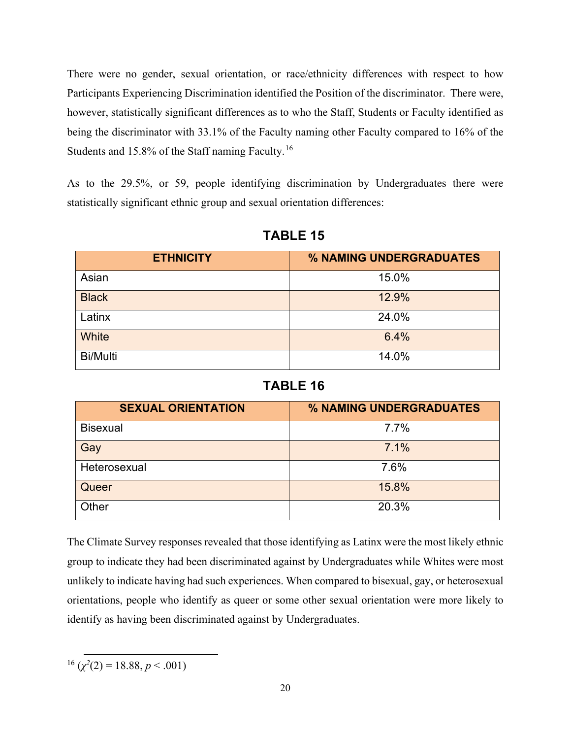There were no gender, sexual orientation, or race/ethnicity differences with respect to how Participants Experiencing Discrimination identified the Position of the discriminator. There were, however, statistically significant differences as to who the Staff, Students or Faculty identified as being the discriminator with 33.1% of the Faculty naming other Faculty compared to 16% of the Students and 15.8% of the Staff naming Faculty.[16]

As to the 29.5%, or 59, people identifying discrimination by Undergraduates there were statistically significant ethnic group and sexual orientation differences:

### TABLE 15

| ETHNICITY | % NAMING UNDERGRADUATES |
|---|---|
| Asian | 15.0% |
| Black | 12.9% |
| Latinx | 24.0% |
| White | 6.4% |
| Bi/Multi | 14.0% |

### TABLE 16

| SEXUAL ORIENTATION | % NAMING UNDERGRADUATES |
|---|---|
| Bisexual | 7.7% |
| Gay | 7.1% |
| Heterosexual | 7.6% |
| Queer | 15.8% |
| Other | 20.3% |

The Climate Survey responses revealed that those identifying as Latinx were the most likely ethnic group to indicate they had been discriminated against by Undergraduates while Whites were most unlikely to indicate having had such experiences. When compared to bisexual, gay, or heterosexual orientations, people who identify as queer or some other sexual orientation were more likely to identify as having been discriminated against by Undergraduates.

[16] ($\chi^2(2) = 18.88$, $p < .001$)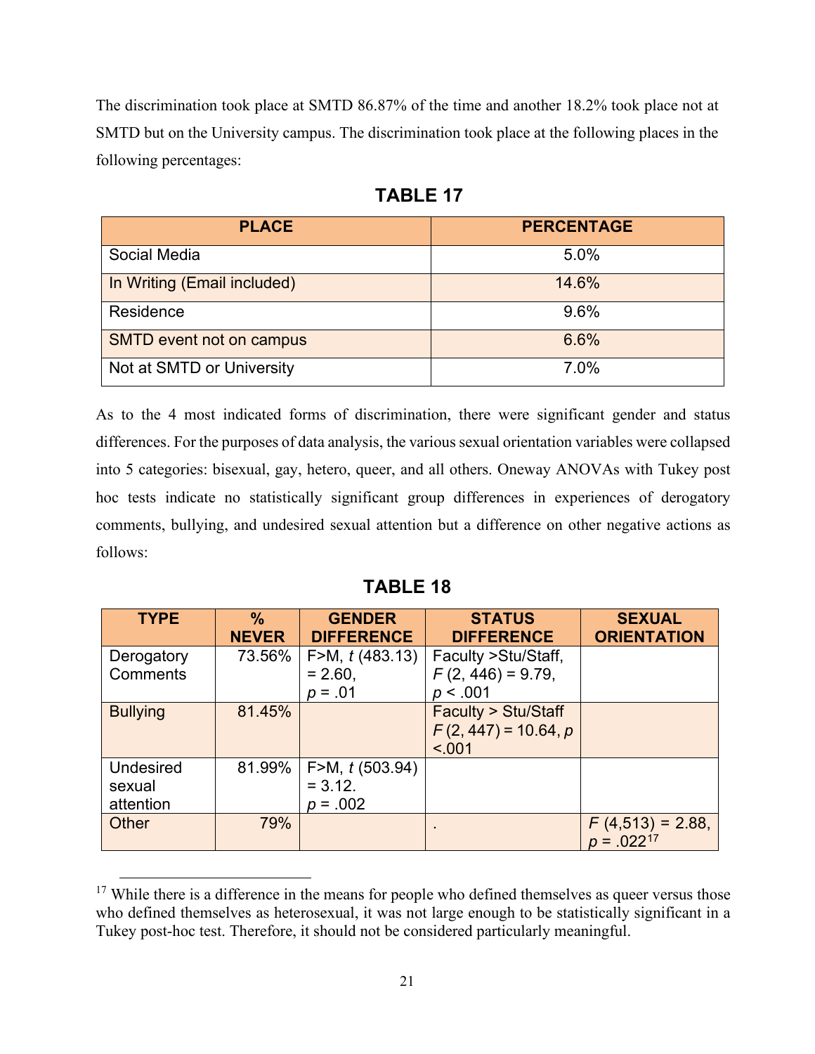The discrimination took place at SMTD 86.87% of the time and another 18.2% took place not at SMTD but on the University campus. The discrimination took place at the following places in the following percentages:

**TABLE 17**

| PLACE | PERCENTAGE |
|---|---|
| Social Media | 5.0% |
| In Writing (Email included) | 14.6% |
| Residence | 9.6% |
| SMTD event not on campus | 6.6% |
| Not at SMTD or University | 7.0% |

As to the 4 most indicated forms of discrimination, there were significant gender and status differences. For the purposes of data analysis, the various sexual orientation variables were collapsed into 5 categories: bisexual, gay, hetero, queer, and all others. Oneway ANOVAs with Tukey post hoc tests indicate no statistically significant group differences in experiences of derogatory comments, bullying, and undesired sexual attention but a difference on other negative actions as follows:

**TABLE 18**

| TYPE | % NEVER | GENDER DIFFERENCE | STATUS DIFFERENCE | SEXUAL ORIENTATION |
|---|---|---|---|---|
| Derogatory Comments | 73.56% | F>M, $t$ (483.13) = 2.60, $p$ = .01 | Faculty >Stu/Staff, $F$ (2, 446) = 9.79, $p$ < .001 | |
| Bullying | 81.45% | | Faculty > Stu/Staff $F$ (2, 447) = 10.64, $p$ <.001 | |
| Undesired sexual attention | 81.99% | F>M, $t$ (503.94) = 3.12. $p$ = .002 | | |
| Other | 79% | | . | $F$ (4,513) = 2.88, $p$ = .022[17] |

[17] While there is a difference in the means for people who defined themselves as queer versus those who defined themselves as heterosexual, it was not large enough to be statistically significant in a Tukey post-hoc test. Therefore, it should not be considered particularly meaningful.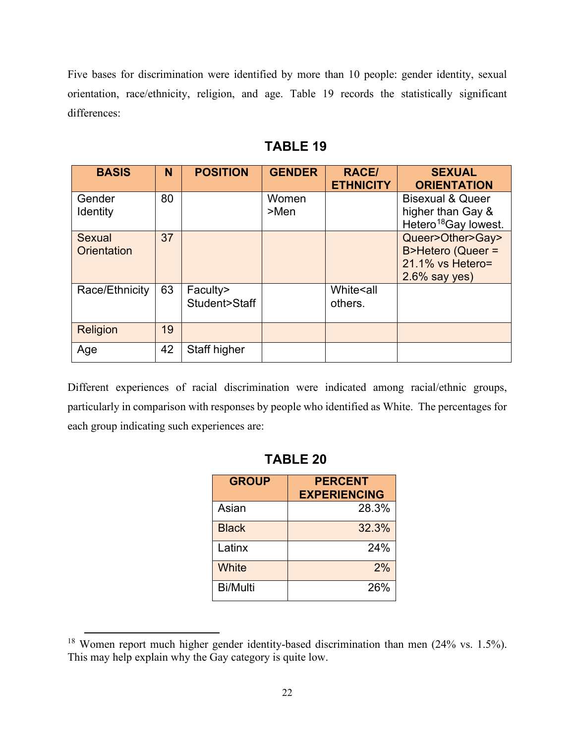Five bases for discrimination were identified by more than 10 people: gender identity, sexual orientation, race/ethnicity, religion, and age. Table 19 records the statistically significant differences:

## TABLE 19

| BASIS | N | POSITION | GENDER | RACE/ ETHNICITY | SEXUAL ORIENTATION |
|---|---|---|---|---|---|
| Gender Identity | 80 | | Women >Men | | Bisexual & Queer higher than Gay & Hetero[18]Gay lowest. |
| Sexual Orientation | 37 | | | | Queer>Other>Gay> B>Hetero (Queer = 21.1% vs Hetero= 2.6% say yes) |
| Race/Ethnicity | 63 | Faculty> Student>Staff | | White<all others. | |
| Religion | 19 | | | | |
| Age | 42 | Staff higher | | | |

Different experiences of racial discrimination were indicated among racial/ethnic groups, particularly in comparison with responses by people who identified as White. The percentages for each group indicating such experiences are:

## TABLE 20

| GROUP | PERCENT EXPERIENCING |
|---|---:|
| Asian | 28.3% |
| Black | 32.3% |
| Latinx | 24% |
| White | 2% |
| Bi/Multi | 26% |

[18] Women report much higher gender identity-based discrimination than men (24% vs. 1.5%). This may help explain why the Gay category is quite low.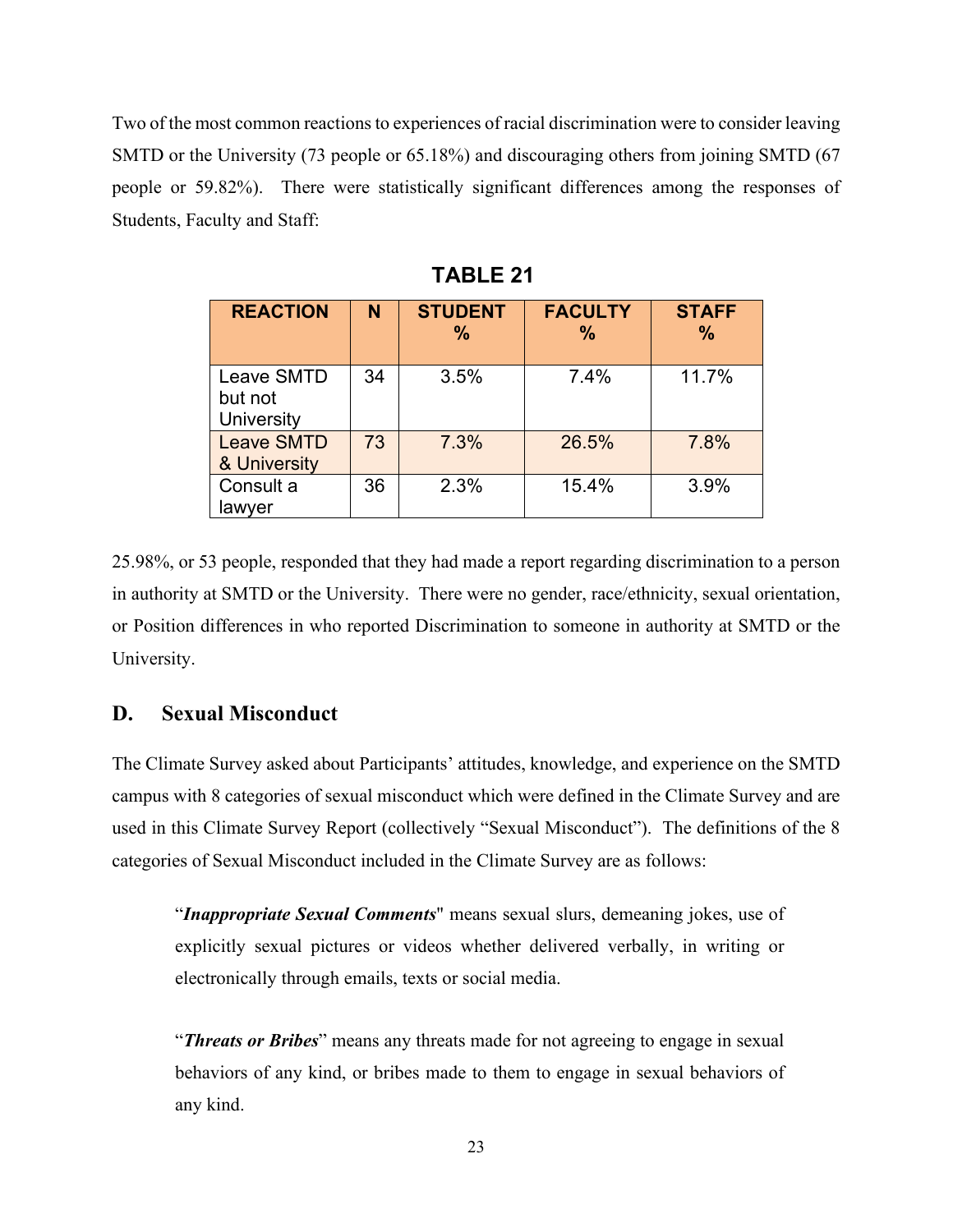Two of the most common reactions to experiences of racial discrimination were to consider leaving SMTD or the University (73 people or 65.18%) and discouraging others from joining SMTD (67 people or 59.82%). There were statistically significant differences among the responses of Students, Faculty and Staff:

**TABLE 21**

| REACTION | N | STUDENT % | FACULTY % | STAFF % |
|---|---|---|---|---|
| Leave SMTD but not University | 34 | 3.5% | 7.4% | 11.7% |
| Leave SMTD & University | 73 | 7.3% | 26.5% | 7.8% |
| Consult a lawyer | 36 | 2.3% | 15.4% | 3.9% |

25.98%, or 53 people, responded that they had made a report regarding discrimination to a person in authority at SMTD or the University. There were no gender, race/ethnicity, sexual orientation, or Position differences in who reported Discrimination to someone in authority at SMTD or the University.

## D. Sexual Misconduct

The Climate Survey asked about Participants' attitudes, knowledge, and experience on the SMTD campus with 8 categories of sexual misconduct which were defined in the Climate Survey and are used in this Climate Survey Report (collectively "Sexual Misconduct"). The definitions of the 8 categories of Sexual Misconduct included in the Climate Survey are as follows:

> "***Inappropriate Sexual Comments***" means sexual slurs, demeaning jokes, use of explicitly sexual pictures or videos whether delivered verbally, in writing or electronically through emails, texts or social media.
>
> "***Threats or Bribes***" means any threats made for not agreeing to engage in sexual behaviors of any kind, or bribes made to them to engage in sexual behaviors of any kind.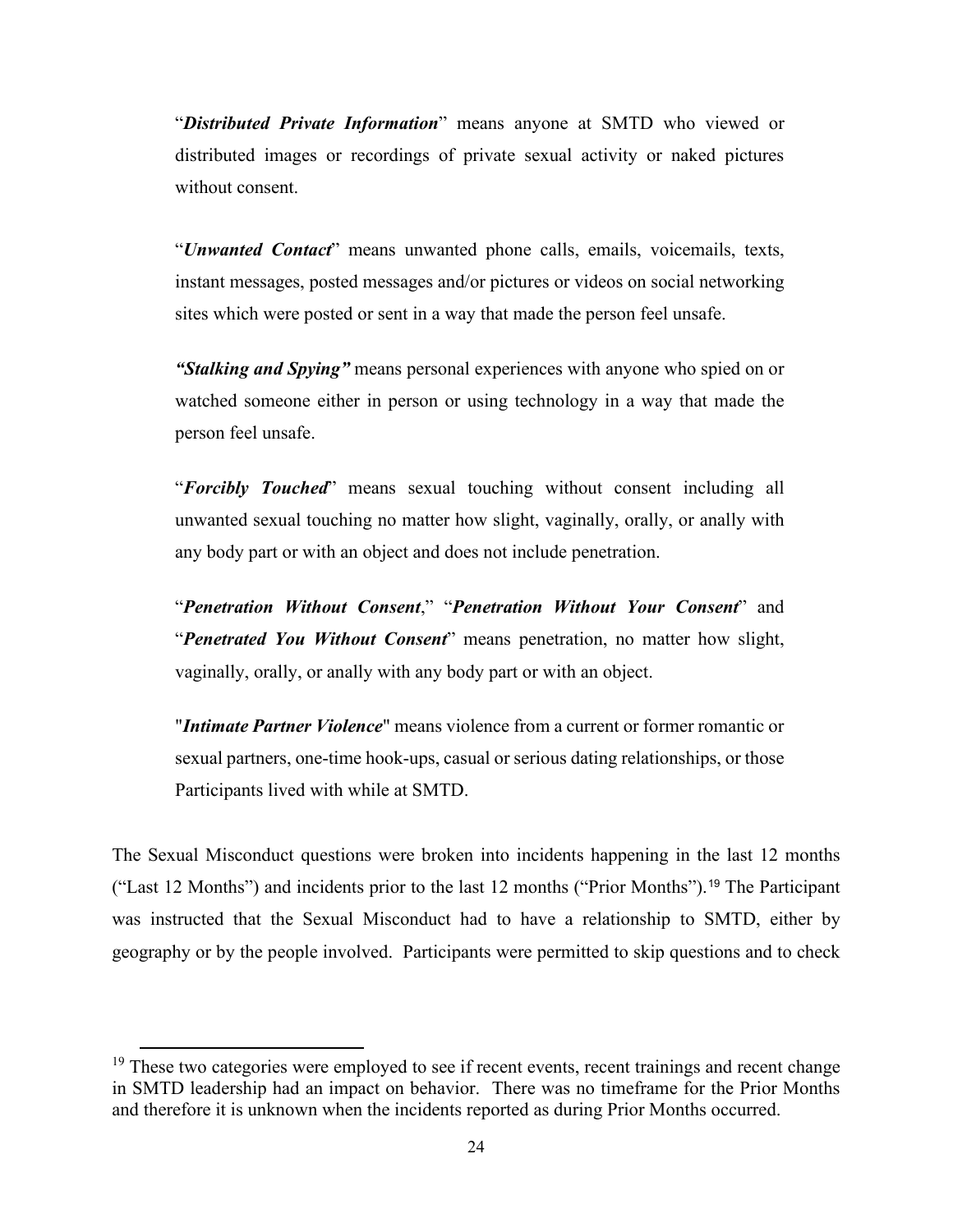"***Distributed Private Information***" means anyone at SMTD who viewed or distributed images or recordings of private sexual activity or naked pictures without consent.

"***Unwanted Contact***" means unwanted phone calls, emails, voicemails, texts, instant messages, posted messages and/or pictures or videos on social networking sites which were posted or sent in a way that made the person feel unsafe.

***"Stalking and Spying"*** means personal experiences with anyone who spied on or watched someone either in person or using technology in a way that made the person feel unsafe.

"***Forcibly Touched***" means sexual touching without consent including all unwanted sexual touching no matter how slight, vaginally, orally, or anally with any body part or with an object and does not include penetration.

"***Penetration Without Consent***," "***Penetration Without Your Consent***" and "***Penetrated You Without Consent***" means penetration, no matter how slight, vaginally, orally, or anally with any body part or with an object.

"***Intimate Partner Violence***" means violence from a current or former romantic or sexual partners, one-time hook-ups, casual or serious dating relationships, or those Participants lived with while at SMTD.

The Sexual Misconduct questions were broken into incidents happening in the last 12 months ("Last 12 Months") and incidents prior to the last 12 months ("Prior Months").[19] The Participant was instructed that the Sexual Misconduct had to have a relationship to SMTD, either by geography or by the people involved. Participants were permitted to skip questions and to check

[19] These two categories were employed to see if recent events, recent trainings and recent change in SMTD leadership had an impact on behavior. There was no timeframe for the Prior Months and therefore it is unknown when the incidents reported as during Prior Months occurred.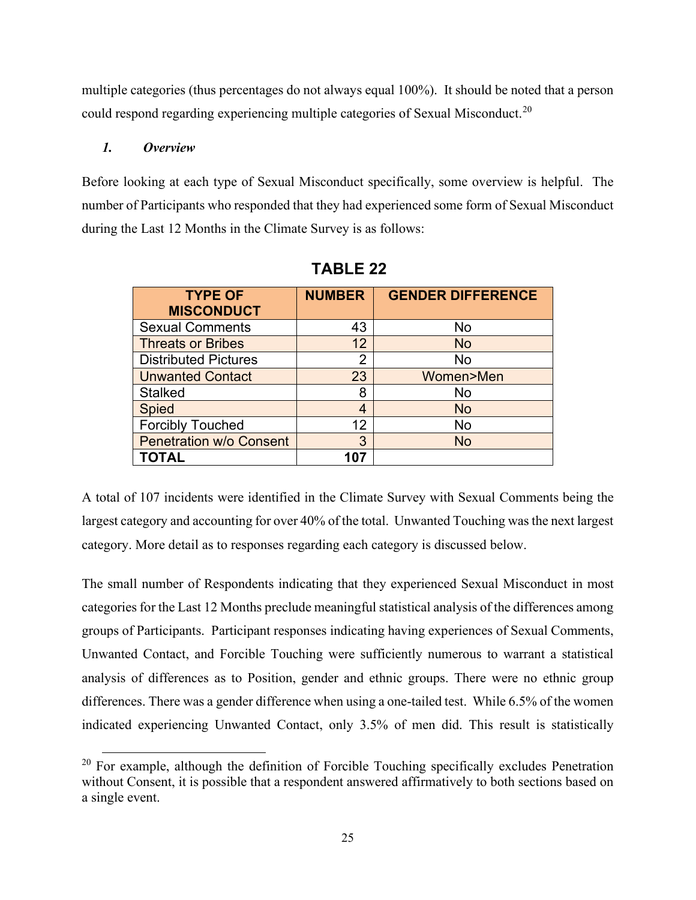multiple categories (thus percentages do not always equal 100%). It should be noted that a person could respond regarding experiencing multiple categories of Sexual Misconduct.[20]

### *1. Overview*

Before looking at each type of Sexual Misconduct specifically, some overview is helpful. The number of Participants who responded that they had experienced some form of Sexual Misconduct during the Last 12 Months in the Climate Survey is as follows:

**TABLE 22**

| TYPE OF MISCONDUCT | NUMBER | GENDER DIFFERENCE |
|---|---|---|
| Sexual Comments | 43 | No |
| Threats or Bribes | 12 | No |
| Distributed Pictures | 2 | No |
| Unwanted Contact | 23 | Women>Men |
| Stalked | 8 | No |
| Spied | 4 | No |
| Forcibly Touched | 12 | No |
| Penetration w/o Consent | 3 | No |
| **TOTAL** | **107** | |

A total of 107 incidents were identified in the Climate Survey with Sexual Comments being the largest category and accounting for over 40% of the total. Unwanted Touching was the next largest category. More detail as to responses regarding each category is discussed below.

The small number of Respondents indicating that they experienced Sexual Misconduct in most categories for the Last 12 Months preclude meaningful statistical analysis of the differences among groups of Participants. Participant responses indicating having experiences of Sexual Comments, Unwanted Contact, and Forcible Touching were sufficiently numerous to warrant a statistical analysis of differences as to Position, gender and ethnic groups. There were no ethnic group differences. There was a gender difference when using a one-tailed test. While 6.5% of the women indicated experiencing Unwanted Contact, only 3.5% of men did. This result is statistically

[20] For example, although the definition of Forcible Touching specifically excludes Penetration without Consent, it is possible that a respondent answered affirmatively to both sections based on a single event.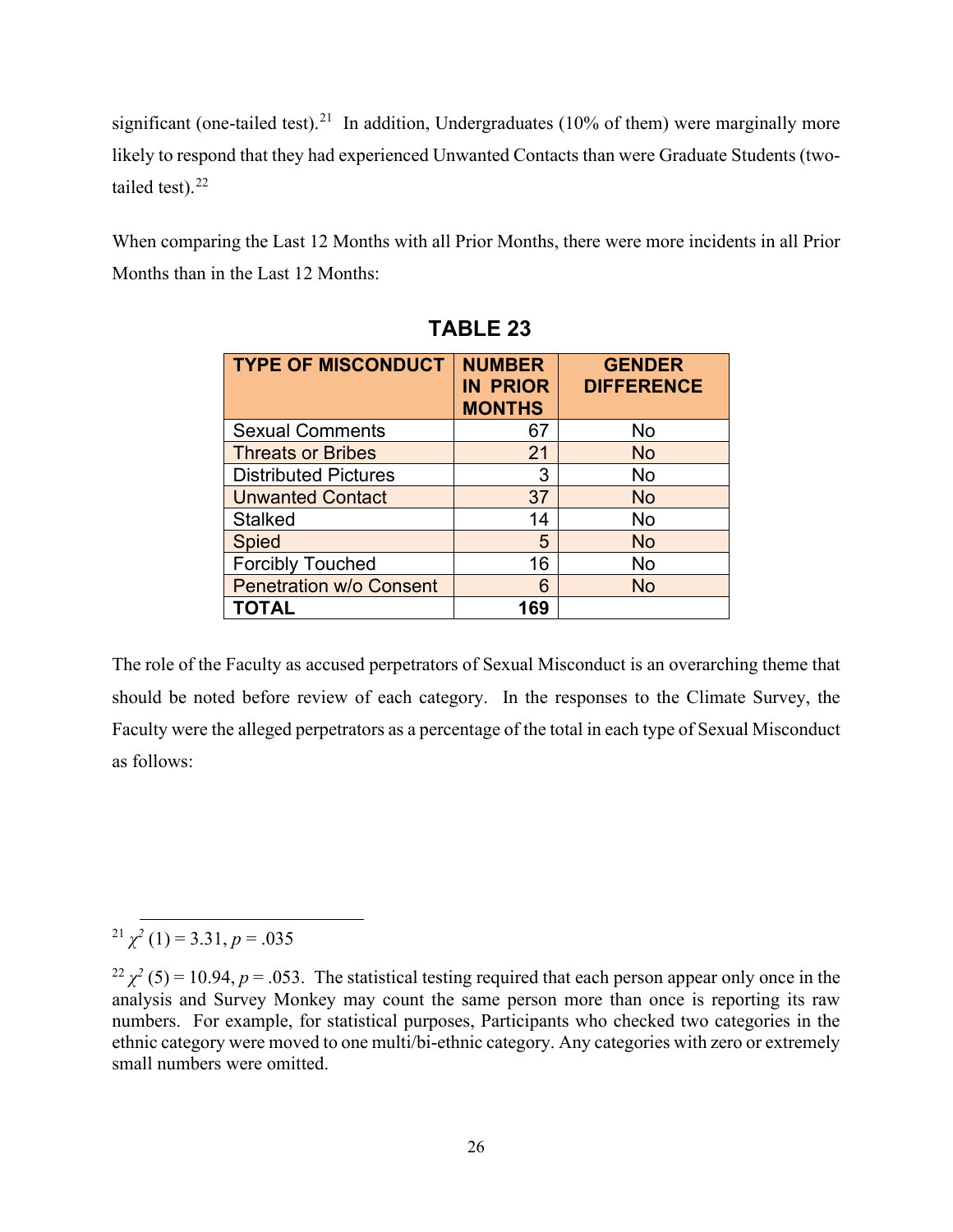significant (one-tailed test).[21] In addition, Undergraduates (10% of them) were marginally more likely to respond that they had experienced Unwanted Contacts than were Graduate Students (two-tailed test).[22]

When comparing the Last 12 Months with all Prior Months, there were more incidents in all Prior Months than in the Last 12 Months:

**TABLE 23**

| TYPE OF MISCONDUCT | NUMBER IN PRIOR MONTHS | GENDER DIFFERENCE |
|---|---|---|
| Sexual Comments | 67 | No |
| Threats or Bribes | 21 | No |
| Distributed Pictures | 3 | No |
| Unwanted Contact | 37 | No |
| Stalked | 14 | No |
| Spied | 5 | No |
| Forcibly Touched | 16 | No |
| Penetration w/o Consent | 6 | No |
| **TOTAL** | **169** | |

The role of the Faculty as accused perpetrators of Sexual Misconduct is an overarching theme that should be noted before review of each category. In the responses to the Climate Survey, the Faculty were the alleged perpetrators as a percentage of the total in each type of Sexual Misconduct as follows:

---

[21] $\chi^2$ (1) = 3.31, $p$ = .035

[22] $\chi^2$ (5) = 10.94, $p$ = .053. The statistical testing required that each person appear only once in the analysis and Survey Monkey may count the same person more than once is reporting its raw numbers. For example, for statistical purposes, Participants who checked two categories in the ethnic category were moved to one multi/bi-ethnic category. Any categories with zero or extremely small numbers were omitted.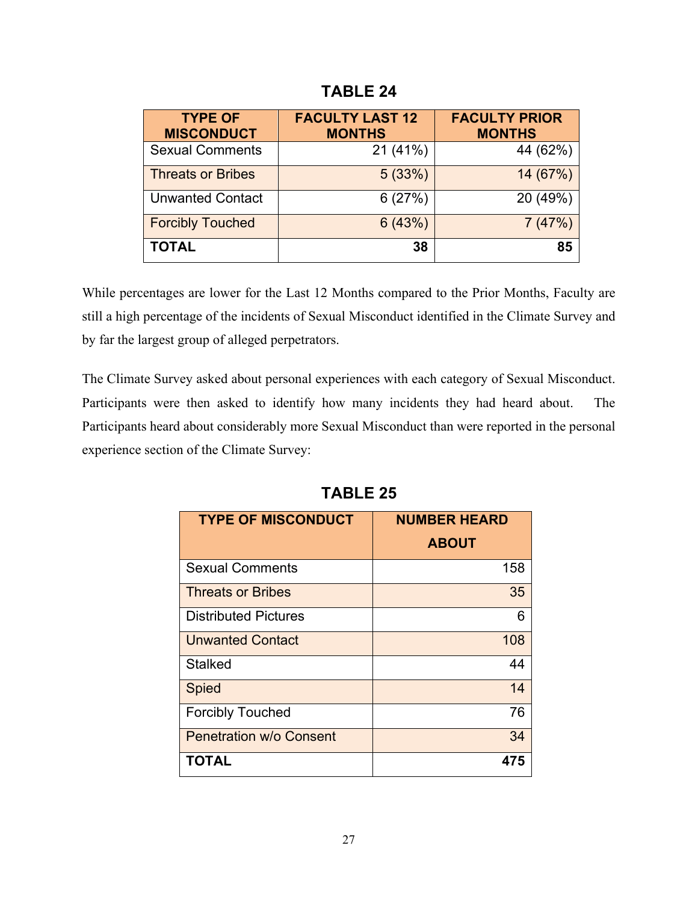**TABLE 24**

| TYPE OF MISCONDUCT | FACULTY LAST 12 MONTHS | FACULTY PRIOR MONTHS |
|---|---|---|
| Sexual Comments | 21 (41%) | 44 (62%) |
| Threats or Bribes | 5 (33%) | 14 (67%) |
| Unwanted Contact | 6 (27%) | 20 (49%) |
| Forcibly Touched | 6 (43%) | 7 (47%) |
| **TOTAL** | **38** | **85** |

While percentages are lower for the Last 12 Months compared to the Prior Months, Faculty are still a high percentage of the incidents of Sexual Misconduct identified in the Climate Survey and by far the largest group of alleged perpetrators.

The Climate Survey asked about personal experiences with each category of Sexual Misconduct. Participants were then asked to identify how many incidents they had heard about. The Participants heard about considerably more Sexual Misconduct than were reported in the personal experience section of the Climate Survey:

**TABLE 25**

| TYPE OF MISCONDUCT | NUMBER HEARD ABOUT |
|---|---|
| Sexual Comments | 158 |
| Threats or Bribes | 35 |
| Distributed Pictures | 6 |
| Unwanted Contact | 108 |
| Stalked | 44 |
| Spied | 14 |
| Forcibly Touched | 76 |
| Penetration w/o Consent | 34 |
| **TOTAL** | **475** |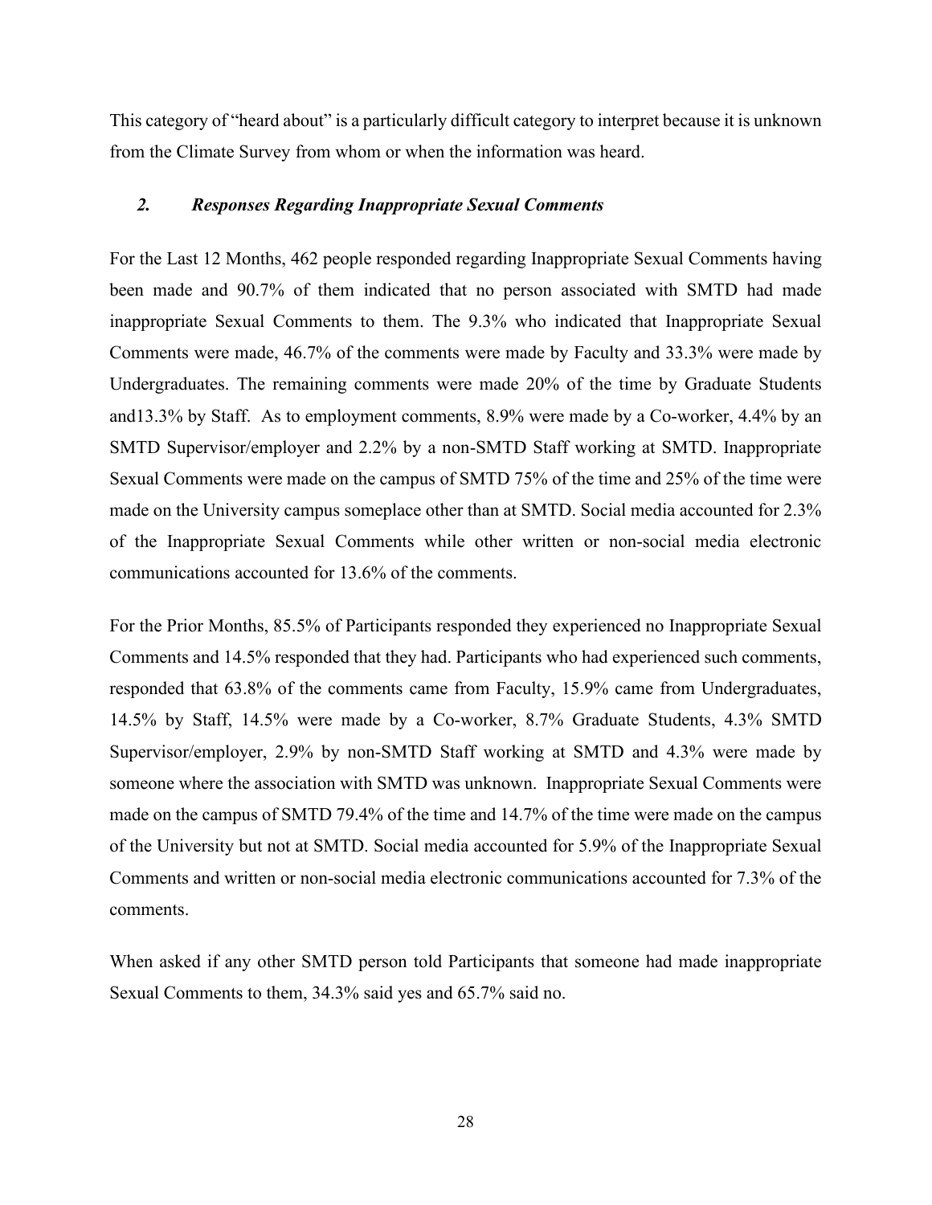This category of "heard about" is a particularly difficult category to interpret because it is unknown from the Climate Survey from whom or when the information was heard.

### *2. Responses Regarding Inappropriate Sexual Comments*

For the Last 12 Months, 462 people responded regarding Inappropriate Sexual Comments having been made and 90.7% of them indicated that no person associated with SMTD had made inappropriate Sexual Comments to them. The 9.3% who indicated that Inappropriate Sexual Comments were made, 46.7% of the comments were made by Faculty and 33.3% were made by Undergraduates. The remaining comments were made 20% of the time by Graduate Students and13.3% by Staff. As to employment comments, 8.9% were made by a Co-worker, 4.4% by an SMTD Supervisor/employer and 2.2% by a non-SMTD Staff working at SMTD. Inappropriate Sexual Comments were made on the campus of SMTD 75% of the time and 25% of the time were made on the University campus someplace other than at SMTD. Social media accounted for 2.3% of the Inappropriate Sexual Comments while other written or non-social media electronic communications accounted for 13.6% of the comments.

For the Prior Months, 85.5% of Participants responded they experienced no Inappropriate Sexual Comments and 14.5% responded that they had. Participants who had experienced such comments, responded that 63.8% of the comments came from Faculty, 15.9% came from Undergraduates, 14.5% by Staff, 14.5% were made by a Co-worker, 8.7% Graduate Students, 4.3% SMTD Supervisor/employer, 2.9% by non-SMTD Staff working at SMTD and 4.3% were made by someone where the association with SMTD was unknown. Inappropriate Sexual Comments were made on the campus of SMTD 79.4% of the time and 14.7% of the time were made on the campus of the University but not at SMTD. Social media accounted for 5.9% of the Inappropriate Sexual Comments and written or non-social media electronic communications accounted for 7.3% of the comments.

When asked if any other SMTD person told Participants that someone had made inappropriate Sexual Comments to them, 34.3% said yes and 65.7% said no.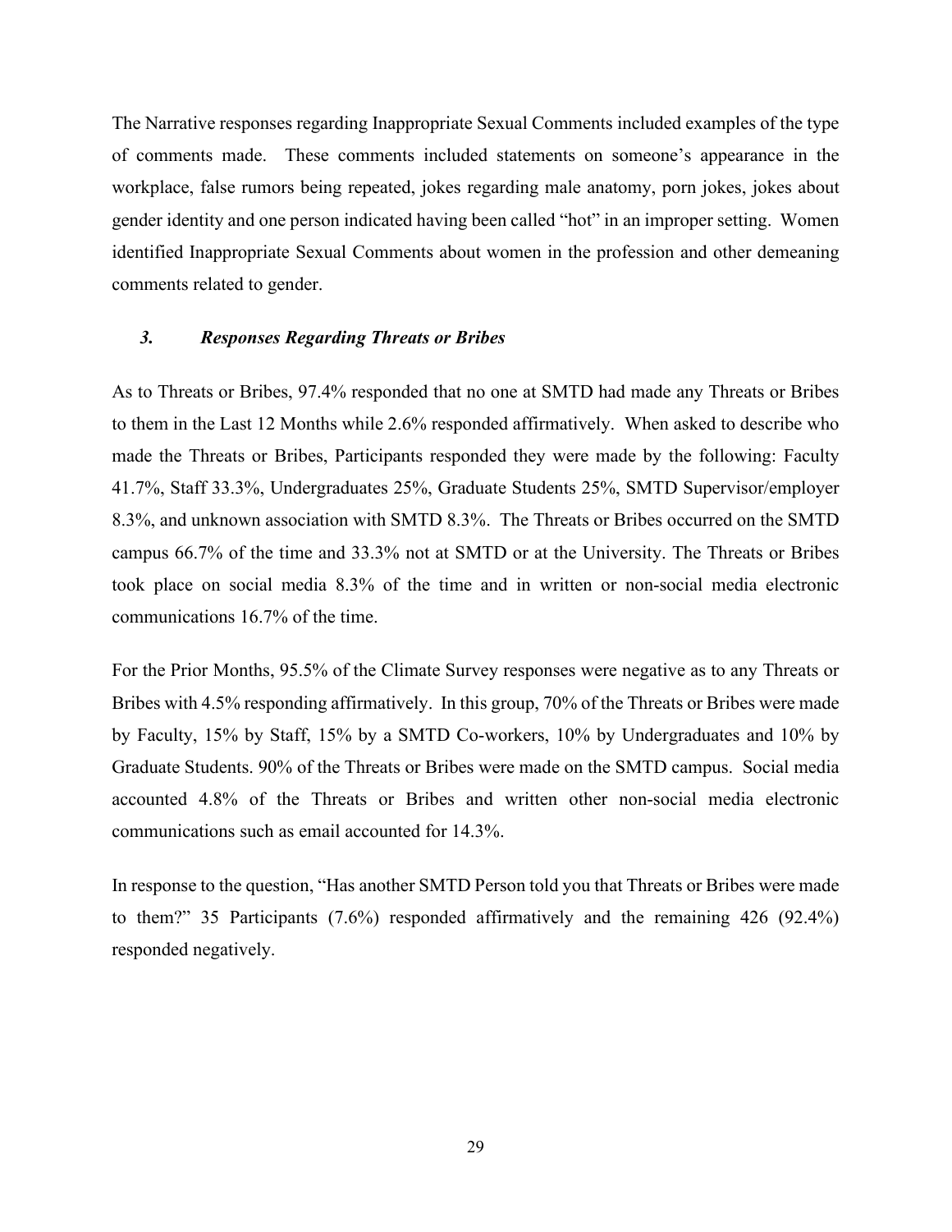The Narrative responses regarding Inappropriate Sexual Comments included examples of the type of comments made. These comments included statements on someone's appearance in the workplace, false rumors being repeated, jokes regarding male anatomy, porn jokes, jokes about gender identity and one person indicated having been called "hot" in an improper setting. Women identified Inappropriate Sexual Comments about women in the profession and other demeaning comments related to gender.

### *3. Responses Regarding Threats or Bribes*

As to Threats or Bribes, 97.4% responded that no one at SMTD had made any Threats or Bribes to them in the Last 12 Months while 2.6% responded affirmatively. When asked to describe who made the Threats or Bribes, Participants responded they were made by the following: Faculty 41.7%, Staff 33.3%, Undergraduates 25%, Graduate Students 25%, SMTD Supervisor/employer 8.3%, and unknown association with SMTD 8.3%. The Threats or Bribes occurred on the SMTD campus 66.7% of the time and 33.3% not at SMTD or at the University. The Threats or Bribes took place on social media 8.3% of the time and in written or non-social media electronic communications 16.7% of the time.

For the Prior Months, 95.5% of the Climate Survey responses were negative as to any Threats or Bribes with 4.5% responding affirmatively. In this group, 70% of the Threats or Bribes were made by Faculty, 15% by Staff, 15% by a SMTD Co-workers, 10% by Undergraduates and 10% by Graduate Students. 90% of the Threats or Bribes were made on the SMTD campus. Social media accounted 4.8% of the Threats or Bribes and written other non-social media electronic communications such as email accounted for 14.3%.

In response to the question, "Has another SMTD Person told you that Threats or Bribes were made to them?" 35 Participants (7.6%) responded affirmatively and the remaining 426 (92.4%) responded negatively.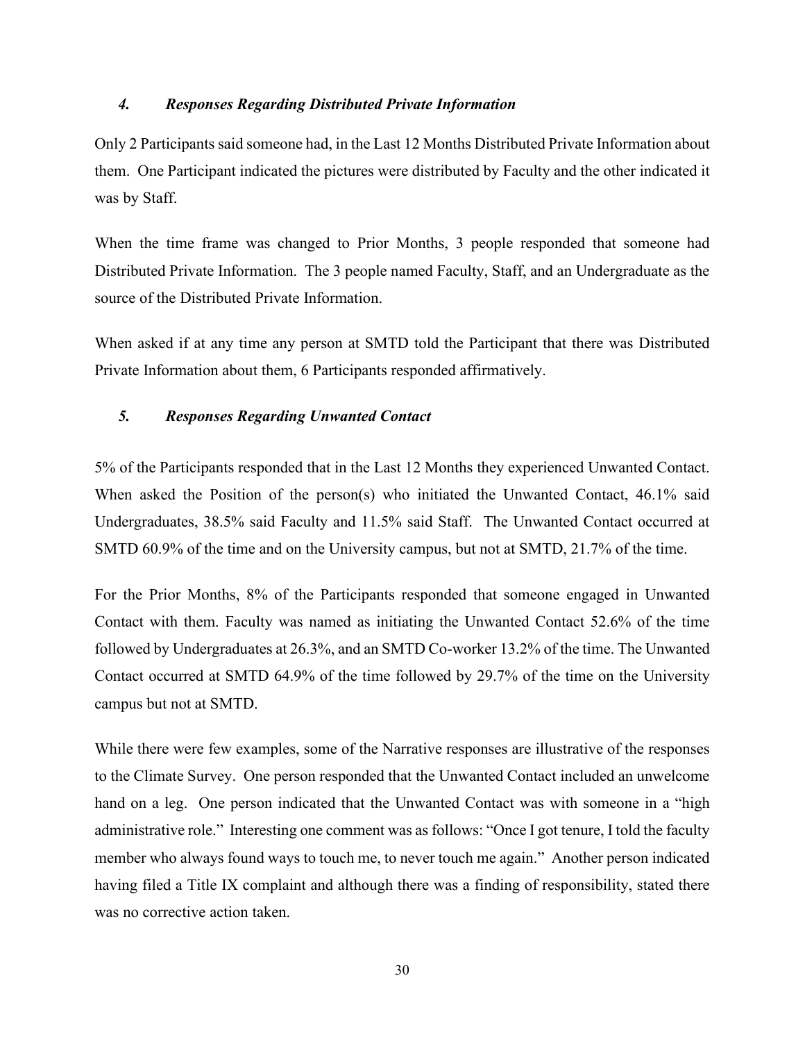### *4. Responses Regarding Distributed Private Information*

Only 2 Participants said someone had, in the Last 12 Months Distributed Private Information about them. One Participant indicated the pictures were distributed by Faculty and the other indicated it was by Staff.

When the time frame was changed to Prior Months, 3 people responded that someone had Distributed Private Information. The 3 people named Faculty, Staff, and an Undergraduate as the source of the Distributed Private Information.

When asked if at any time any person at SMTD told the Participant that there was Distributed Private Information about them, 6 Participants responded affirmatively.

### *5. Responses Regarding Unwanted Contact*

5% of the Participants responded that in the Last 12 Months they experienced Unwanted Contact. When asked the Position of the person(s) who initiated the Unwanted Contact, 46.1% said Undergraduates, 38.5% said Faculty and 11.5% said Staff. The Unwanted Contact occurred at SMTD 60.9% of the time and on the University campus, but not at SMTD, 21.7% of the time.

For the Prior Months, 8% of the Participants responded that someone engaged in Unwanted Contact with them. Faculty was named as initiating the Unwanted Contact 52.6% of the time followed by Undergraduates at 26.3%, and an SMTD Co-worker 13.2% of the time. The Unwanted Contact occurred at SMTD 64.9% of the time followed by 29.7% of the time on the University campus but not at SMTD.

While there were few examples, some of the Narrative responses are illustrative of the responses to the Climate Survey. One person responded that the Unwanted Contact included an unwelcome hand on a leg. One person indicated that the Unwanted Contact was with someone in a "high administrative role." Interesting one comment was as follows: "Once I got tenure, I told the faculty member who always found ways to touch me, to never touch me again." Another person indicated having filed a Title IX complaint and although there was a finding of responsibility, stated there was no corrective action taken.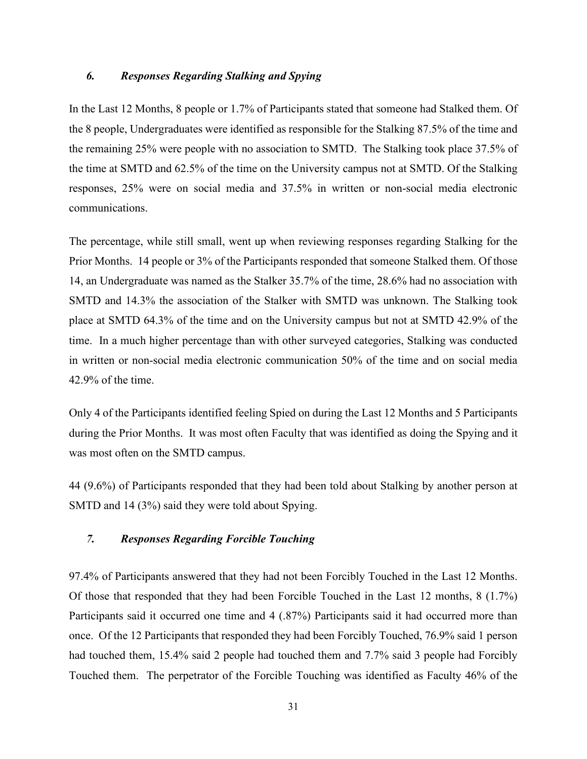### *6. Responses Regarding Stalking and Spying*

In the Last 12 Months, 8 people or 1.7% of Participants stated that someone had Stalked them. Of the 8 people, Undergraduates were identified as responsible for the Stalking 87.5% of the time and the remaining 25% were people with no association to SMTD. The Stalking took place 37.5% of the time at SMTD and 62.5% of the time on the University campus not at SMTD. Of the Stalking responses, 25% were on social media and 37.5% in written or non-social media electronic communications.

The percentage, while still small, went up when reviewing responses regarding Stalking for the Prior Months. 14 people or 3% of the Participants responded that someone Stalked them. Of those 14, an Undergraduate was named as the Stalker 35.7% of the time, 28.6% had no association with SMTD and 14.3% the association of the Stalker with SMTD was unknown. The Stalking took place at SMTD 64.3% of the time and on the University campus but not at SMTD 42.9% of the time. In a much higher percentage than with other surveyed categories, Stalking was conducted in written or non-social media electronic communication 50% of the time and on social media 42.9% of the time.

Only 4 of the Participants identified feeling Spied on during the Last 12 Months and 5 Participants during the Prior Months. It was most often Faculty that was identified as doing the Spying and it was most often on the SMTD campus.

44 (9.6%) of Participants responded that they had been told about Stalking by another person at SMTD and 14 (3%) said they were told about Spying.

### *7. Responses Regarding Forcible Touching*

97.4% of Participants answered that they had not been Forcibly Touched in the Last 12 Months. Of those that responded that they had been Forcible Touched in the Last 12 months, 8 (1.7%) Participants said it occurred one time and 4 (.87%) Participants said it had occurred more than once. Of the 12 Participants that responded they had been Forcibly Touched, 76.9% said 1 person had touched them, 15.4% said 2 people had touched them and 7.7% said 3 people had Forcibly Touched them. The perpetrator of the Forcible Touching was identified as Faculty 46% of the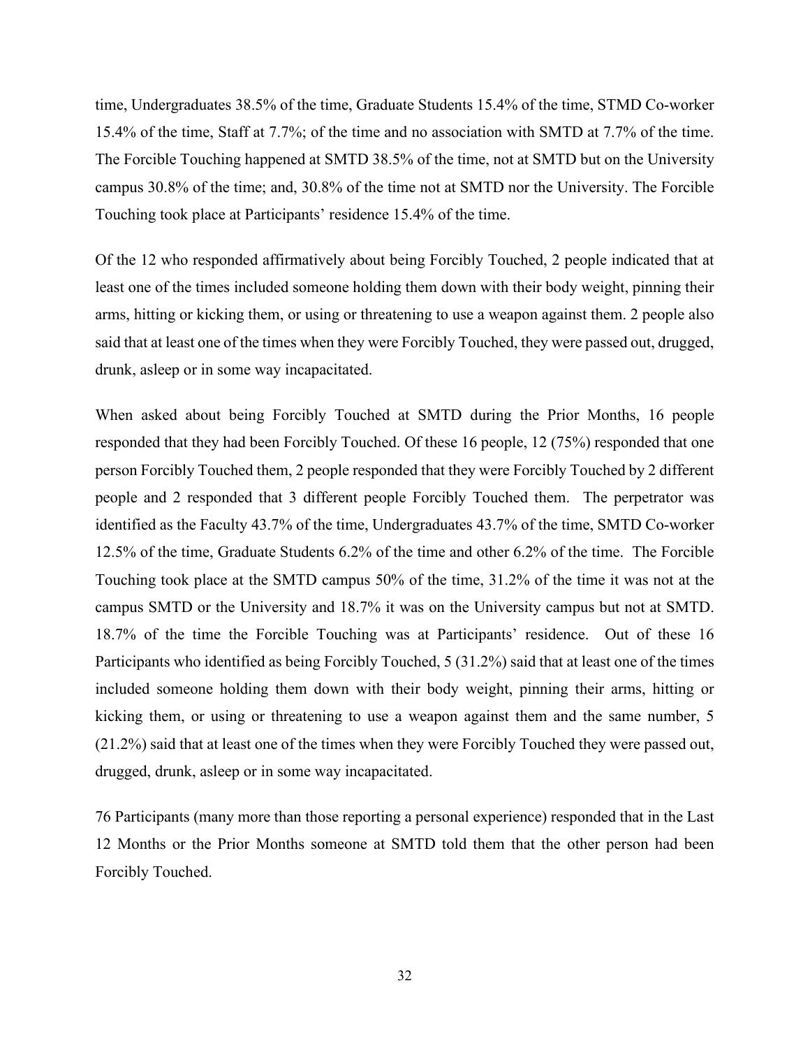time, Undergraduates 38.5% of the time, Graduate Students 15.4% of the time, STMD Co-worker 15.4% of the time, Staff at 7.7%; of the time and no association with SMTD at 7.7% of the time. The Forcible Touching happened at SMTD 38.5% of the time, not at SMTD but on the University campus 30.8% of the time; and, 30.8% of the time not at SMTD nor the University. The Forcible Touching took place at Participants' residence 15.4% of the time.

Of the 12 who responded affirmatively about being Forcibly Touched, 2 people indicated that at least one of the times included someone holding them down with their body weight, pinning their arms, hitting or kicking them, or using or threatening to use a weapon against them. 2 people also said that at least one of the times when they were Forcibly Touched, they were passed out, drugged, drunk, asleep or in some way incapacitated.

When asked about being Forcibly Touched at SMTD during the Prior Months, 16 people responded that they had been Forcibly Touched. Of these 16 people, 12 (75%) responded that one person Forcibly Touched them, 2 people responded that they were Forcibly Touched by 2 different people and 2 responded that 3 different people Forcibly Touched them. The perpetrator was identified as the Faculty 43.7% of the time, Undergraduates 43.7% of the time, SMTD Co-worker 12.5% of the time, Graduate Students 6.2% of the time and other 6.2% of the time. The Forcible Touching took place at the SMTD campus 50% of the time, 31.2% of the time it was not at the campus SMTD or the University and 18.7% it was on the University campus but not at SMTD. 18.7% of the time the Forcible Touching was at Participants' residence. Out of these 16 Participants who identified as being Forcibly Touched, 5 (31.2%) said that at least one of the times included someone holding them down with their body weight, pinning their arms, hitting or kicking them, or using or threatening to use a weapon against them and the same number, 5 (21.2%) said that at least one of the times when they were Forcibly Touched they were passed out, drugged, drunk, asleep or in some way incapacitated.

76 Participants (many more than those reporting a personal experience) responded that in the Last 12 Months or the Prior Months someone at SMTD told them that the other person had been Forcibly Touched.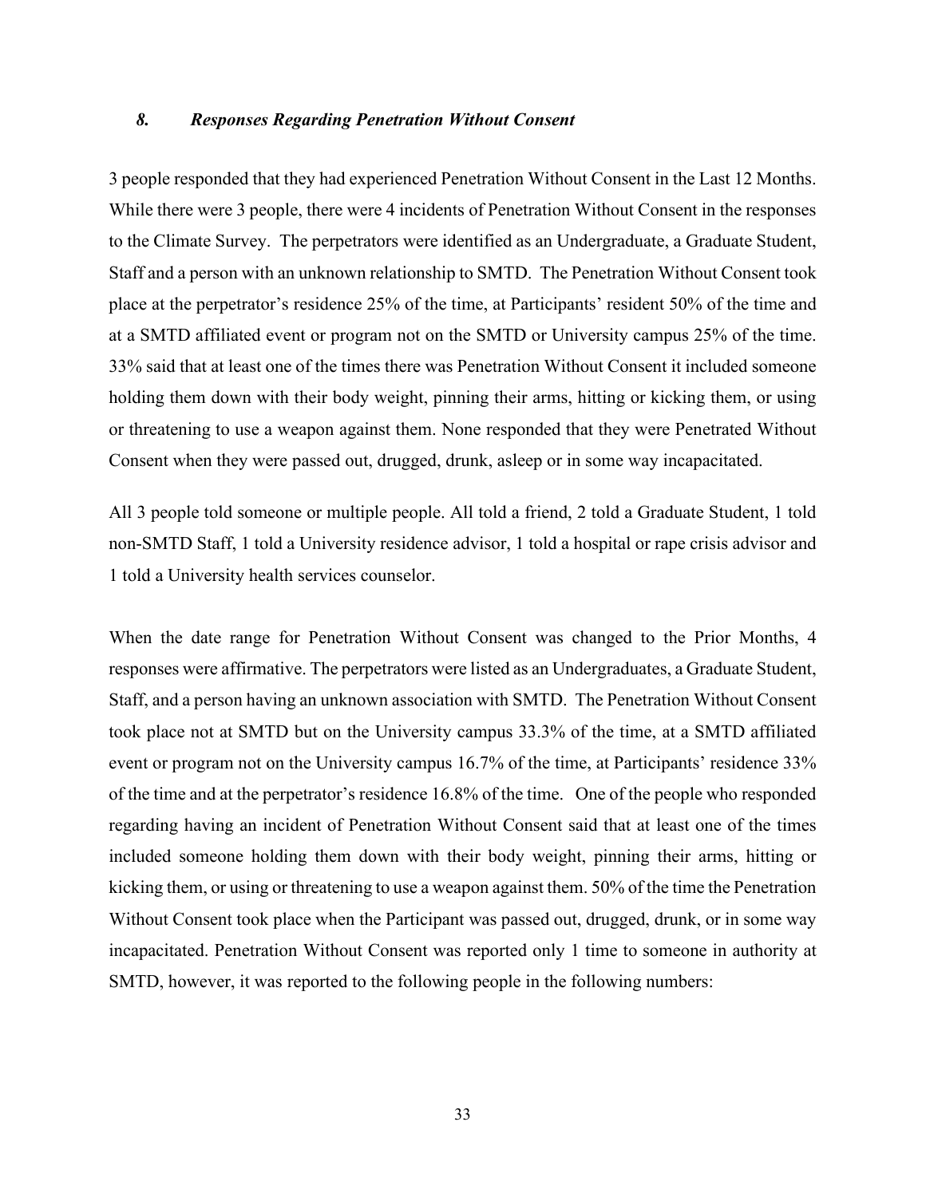### *8. Responses Regarding Penetration Without Consent*

3 people responded that they had experienced Penetration Without Consent in the Last 12 Months. While there were 3 people, there were 4 incidents of Penetration Without Consent in the responses to the Climate Survey. The perpetrators were identified as an Undergraduate, a Graduate Student, Staff and a person with an unknown relationship to SMTD. The Penetration Without Consent took place at the perpetrator's residence 25% of the time, at Participants' resident 50% of the time and at a SMTD affiliated event or program not on the SMTD or University campus 25% of the time. 33% said that at least one of the times there was Penetration Without Consent it included someone holding them down with their body weight, pinning their arms, hitting or kicking them, or using or threatening to use a weapon against them. None responded that they were Penetrated Without Consent when they were passed out, drugged, drunk, asleep or in some way incapacitated.

All 3 people told someone or multiple people. All told a friend, 2 told a Graduate Student, 1 told non-SMTD Staff, 1 told a University residence advisor, 1 told a hospital or rape crisis advisor and 1 told a University health services counselor.

When the date range for Penetration Without Consent was changed to the Prior Months, 4 responses were affirmative. The perpetrators were listed as an Undergraduates, a Graduate Student, Staff, and a person having an unknown association with SMTD. The Penetration Without Consent took place not at SMTD but on the University campus 33.3% of the time, at a SMTD affiliated event or program not on the University campus 16.7% of the time, at Participants' residence 33% of the time and at the perpetrator's residence 16.8% of the time. One of the people who responded regarding having an incident of Penetration Without Consent said that at least one of the times included someone holding them down with their body weight, pinning their arms, hitting or kicking them, or using or threatening to use a weapon against them. 50% of the time the Penetration Without Consent took place when the Participant was passed out, drugged, drunk, or in some way incapacitated. Penetration Without Consent was reported only 1 time to someone in authority at SMTD, however, it was reported to the following people in the following numbers: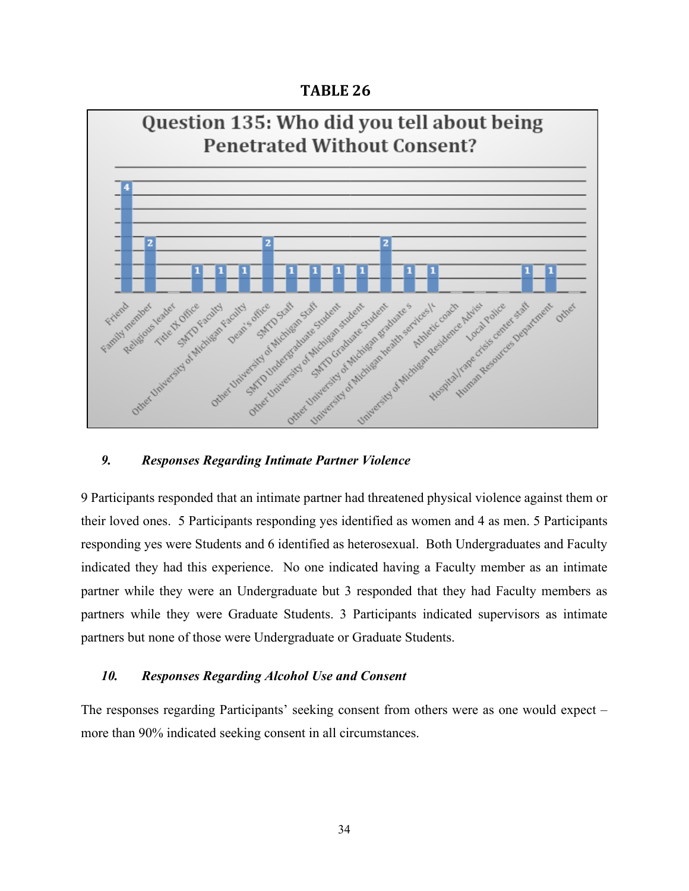**TABLE 26**

| Question 135: Who did you tell about being Penetrated Without Consent? | Count |
|---|---|
| Friend | 4 |
| Family member | 2 |
| Religious leader | |
| Title IX Office | 1 |
| SMTD Faculty | 1 |
| Other University of Michigan Faculty | 1 |
| Dean's office | 2 |
| SMTD Staff | 1 |
| Other University of Michigan Staff | 1 |
| SMTD Undergraduate Student | 1 |
| Other University of Michigan student | 1 |
| SMTD Graduate Student | 2 |
| Other University of Michigan graduate s | 1 |
| University of Michigan health services/( | 1 |
| Athletic coach | |
| University of Michigan Residence Advis | |
| Local Police | |
| Hospital/rape crisis center staff | 1 |
| Human Resources Department | 1 |
| Other | |

### *9. Responses Regarding Intimate Partner Violence*

9 Participants responded that an intimate partner had threatened physical violence against them or their loved ones. 5 Participants responding yes identified as women and 4 as men. 5 Participants responding yes were Students and 6 identified as heterosexual. Both Undergraduates and Faculty indicated they had this experience. No one indicated having a Faculty member as an intimate partner while they were an Undergraduate but 3 responded that they had Faculty members as partners while they were Graduate Students. 3 Participants indicated supervisors as intimate partners but none of those were Undergraduate or Graduate Students.

### *10. Responses Regarding Alcohol Use and Consent*

The responses regarding Participants' seeking consent from others were as one would expect – more than 90% indicated seeking consent in all circumstances.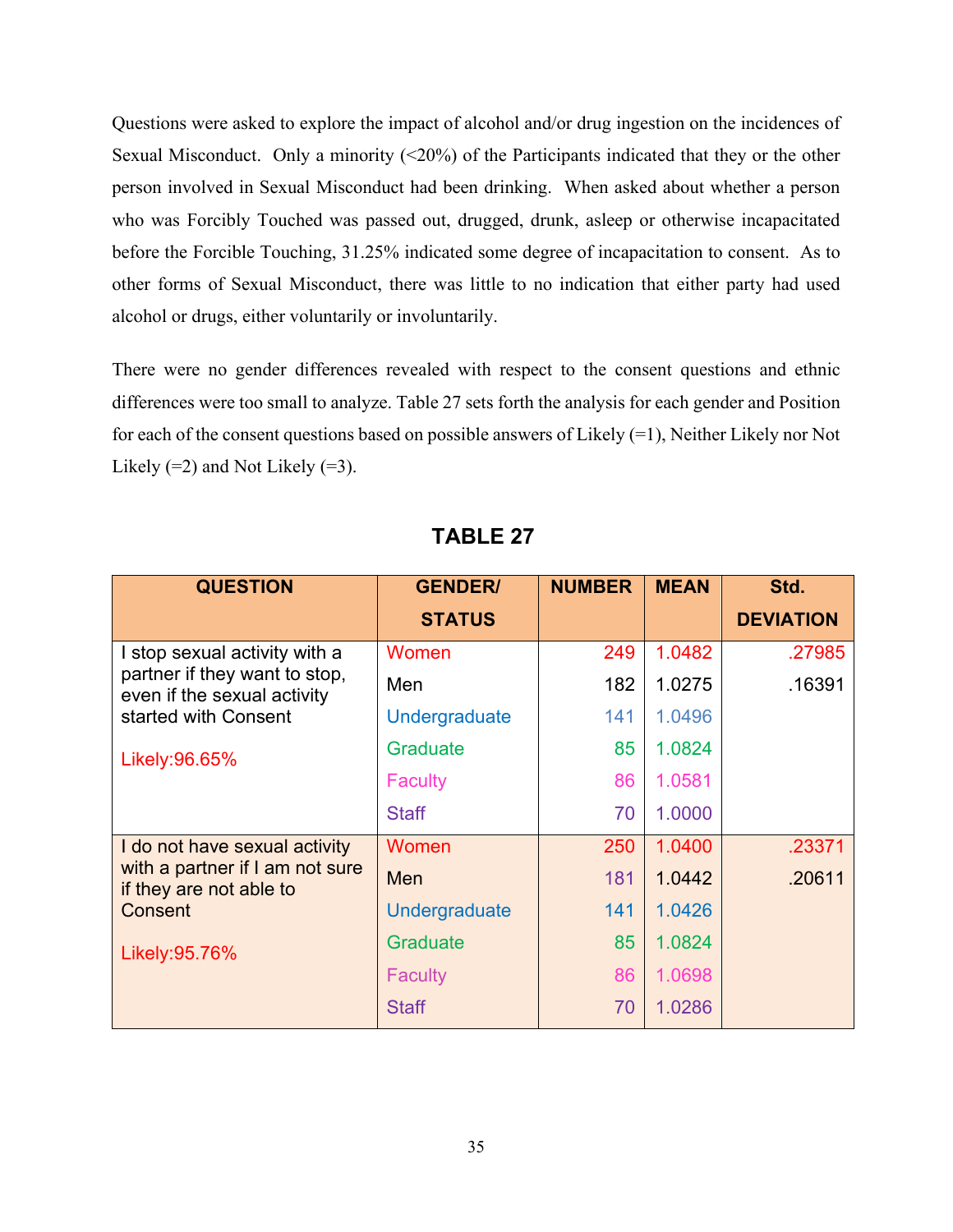Questions were asked to explore the impact of alcohol and/or drug ingestion on the incidences of Sexual Misconduct. Only a minority (<20%) of the Participants indicated that they or the other person involved in Sexual Misconduct had been drinking. When asked about whether a person who was Forcibly Touched was passed out, drugged, drunk, asleep or otherwise incapacitated before the Forcible Touching, 31.25% indicated some degree of incapacitation to consent. As to other forms of Sexual Misconduct, there was little to no indication that either party had used alcohol or drugs, either voluntarily or involuntarily.

There were no gender differences revealed with respect to the consent questions and ethnic differences were too small to analyze. Table 27 sets forth the analysis for each gender and Position for each of the consent questions based on possible answers of Likely (=1), Neither Likely nor Not Likely (=2) and Not Likely (=3).

## TABLE 27

| QUESTION | GENDER/ STATUS | NUMBER | MEAN | Std. DEVIATION |
|---|---|---|---|---|
| I stop sexual activity with a partner if they want to stop, even if the sexual activity started with Consent | Women | 249 | 1.0482 | .27985 |
| | Men | 182 | 1.0275 | .16391 |
| Likely:96.65% | Undergraduate | 141 | 1.0496 | |
| | Graduate | 85 | 1.0824 | |
| | Faculty | 86 | 1.0581 | |
| | Staff | 70 | 1.0000 | |
| I do not have sexual activity with a partner if I am not sure if they are not able to Consent | Women | 250 | 1.0400 | .23371 |
| | Men | 181 | 1.0442 | .20611 |
| Likely:95.76% | Undergraduate | 141 | 1.0426 | |
| | Graduate | 85 | 1.0824 | |
| | Faculty | 86 | 1.0698 | |
| | Staff | 70 | 1.0286 | |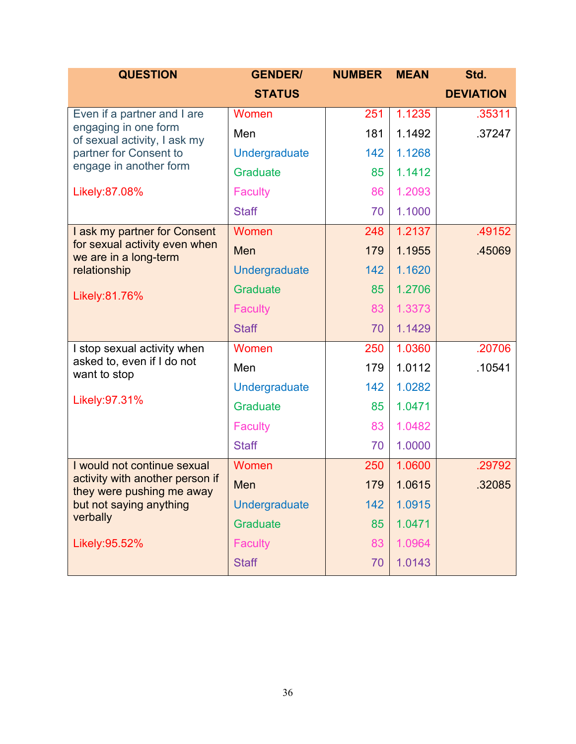| QUESTION | GENDER/ STATUS | NUMBER | MEAN | Std. DEVIATION |
|---|---|---|---|---|
| Even if a partner and I are engaging in one form of sexual activity, I ask my partner for Consent to engage in another form<br><br>Likely:87.08% | Women | 251 | 1.1235 | .35311 |
| | Men | 181 | 1.1492 | .37247 |
| | Undergraduate | 142 | 1.1268 | |
| | Graduate | 85 | 1.1412 | |
| | Faculty | 86 | 1.2093 | |
| | Staff | 70 | 1.1000 | |
| I ask my partner for Consent for sexual activity even when we are in a long-term relationship<br><br>Likely:81.76% | Women | 248 | 1.2137 | .49152 |
| | Men | 179 | 1.1955 | .45069 |
| | Undergraduate | 142 | 1.1620 | |
| | Graduate | 85 | 1.2706 | |
| | Faculty | 83 | 1.3373 | |
| | Staff | 70 | 1.1429 | |
| I stop sexual activity when asked to, even if I do not want to stop<br><br>Likely:97.31% | Women | 250 | 1.0360 | .20706 |
| | Men | 179 | 1.0112 | .10541 |
| | Undergraduate | 142 | 1.0282 | |
| | Graduate | 85 | 1.0471 | |
| | Faculty | 83 | 1.0482 | |
| | Staff | 70 | 1.0000 | |
| I would not continue sexual activity with another person if they were pushing me away but not saying anything verbally<br><br>Likely:95.52% | Women | 250 | 1.0600 | .29792 |
| | Men | 179 | 1.0615 | .32085 |
| | Undergraduate | 142 | 1.0915 | |
| | Graduate | 85 | 1.0471 | |
| | Faculty | 83 | 1.0964 | |
| | Staff | 70 | 1.0143 | |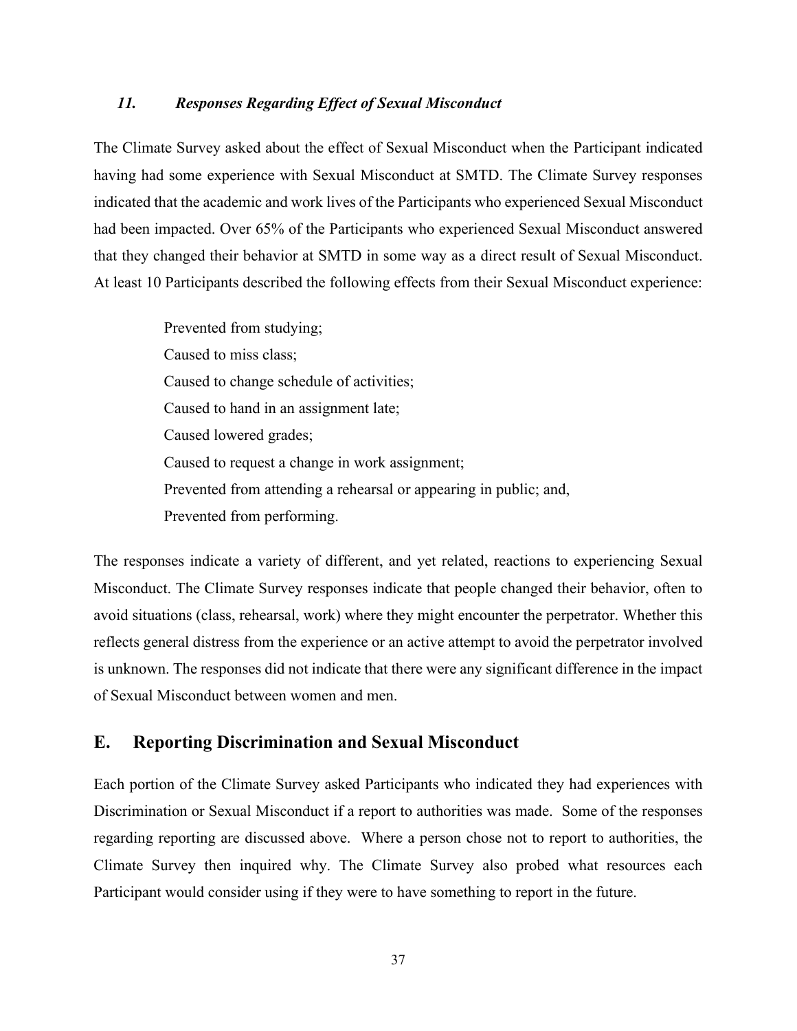### *11. Responses Regarding Effect of Sexual Misconduct*

The Climate Survey asked about the effect of Sexual Misconduct when the Participant indicated having had some experience with Sexual Misconduct at SMTD. The Climate Survey responses indicated that the academic and work lives of the Participants who experienced Sexual Misconduct had been impacted. Over 65% of the Participants who experienced Sexual Misconduct answered that they changed their behavior at SMTD in some way as a direct result of Sexual Misconduct. At least 10 Participants described the following effects from their Sexual Misconduct experience:

> Prevented from studying;
> Caused to miss class;
> Caused to change schedule of activities;
> Caused to hand in an assignment late;
> Caused lowered grades;
> Caused to request a change in work assignment;
> Prevented from attending a rehearsal or appearing in public; and,
> Prevented from performing.

The responses indicate a variety of different, and yet related, reactions to experiencing Sexual Misconduct. The Climate Survey responses indicate that people changed their behavior, often to avoid situations (class, rehearsal, work) where they might encounter the perpetrator. Whether this reflects general distress from the experience or an active attempt to avoid the perpetrator involved is unknown. The responses did not indicate that there were any significant difference in the impact of Sexual Misconduct between women and men.

## E. Reporting Discrimination and Sexual Misconduct

Each portion of the Climate Survey asked Participants who indicated they had experiences with Discrimination or Sexual Misconduct if a report to authorities was made. Some of the responses regarding reporting are discussed above. Where a person chose not to report to authorities, the Climate Survey then inquired why. The Climate Survey also probed what resources each Participant would consider using if they were to have something to report in the future.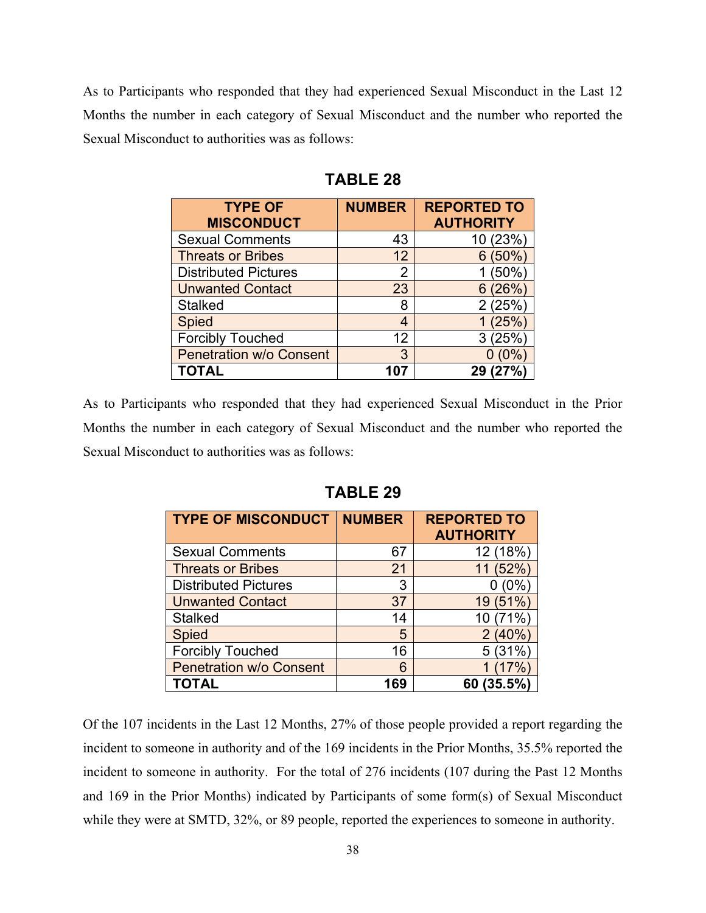As to Participants who responded that they had experienced Sexual Misconduct in the Last 12 Months the number in each category of Sexual Misconduct and the number who reported the Sexual Misconduct to authorities was as follows:

**TABLE 28**

| TYPE OF MISCONDUCT | NUMBER | REPORTED TO AUTHORITY |
|---|---|---|
| Sexual Comments | 43 | 10 (23%) |
| Threats or Bribes | 12 | 6 (50%) |
| Distributed Pictures | 2 | 1 (50%) |
| Unwanted Contact | 23 | 6 (26%) |
| Stalked | 8 | 2 (25%) |
| Spied | 4 | 1 (25%) |
| Forcibly Touched | 12 | 3 (25%) |
| Penetration w/o Consent | 3 | 0 (0%) |
| **TOTAL** | **107** | **29 (27%)** |

As to Participants who responded that they had experienced Sexual Misconduct in the Prior Months the number in each category of Sexual Misconduct and the number who reported the Sexual Misconduct to authorities was as follows:

**TABLE 29**

| TYPE OF MISCONDUCT | NUMBER | REPORTED TO AUTHORITY |
|---|---|---|
| Sexual Comments | 67 | 12 (18%) |
| Threats or Bribes | 21 | 11 (52%) |
| Distributed Pictures | 3 | 0 (0%) |
| Unwanted Contact | 37 | 19 (51%) |
| Stalked | 14 | 10 (71%) |
| Spied | 5 | 2 (40%) |
| Forcibly Touched | 16 | 5 (31%) |
| Penetration w/o Consent | 6 | 1 (17%) |
| **TOTAL** | **169** | **60 (35.5%)** |

Of the 107 incidents in the Last 12 Months, 27% of those people provided a report regarding the incident to someone in authority and of the 169 incidents in the Prior Months, 35.5% reported the incident to someone in authority. For the total of 276 incidents (107 during the Past 12 Months and 169 in the Prior Months) indicated by Participants of some form(s) of Sexual Misconduct while they were at SMTD, 32%, or 89 people, reported the experiences to someone in authority.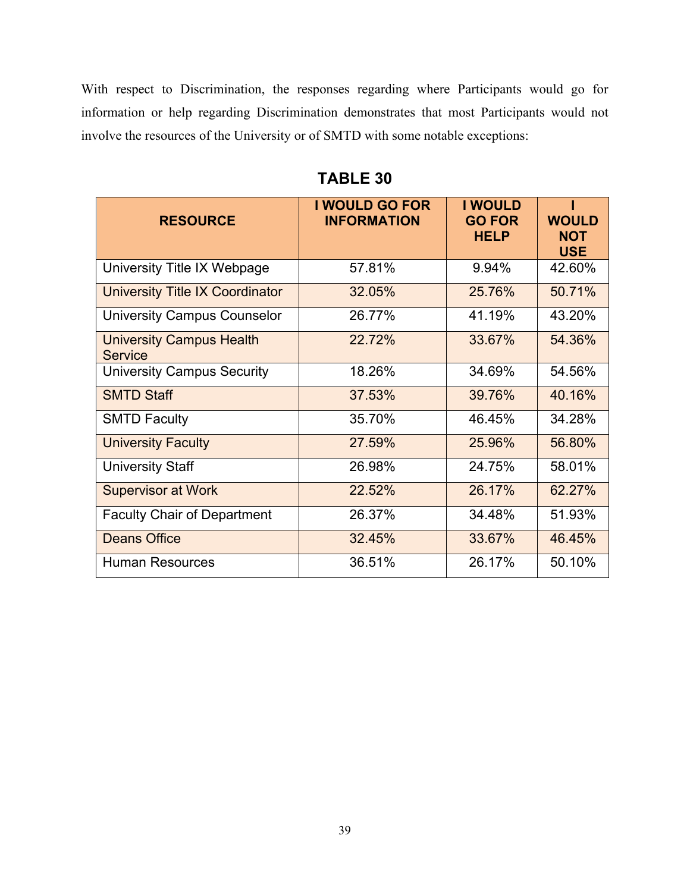With respect to Discrimination, the responses regarding where Participants would go for information or help regarding Discrimination demonstrates that most Participants would not involve the resources of the University or of SMTD with some notable exceptions:

**TABLE 30**

| RESOURCE | I WOULD GO FOR INFORMATION | I WOULD GO FOR HELP | I WOULD NOT USE |
|---|---|---|---|
| University Title IX Webpage | 57.81% | 9.94% | 42.60% |
| University Title IX Coordinator | 32.05% | 25.76% | 50.71% |
| University Campus Counselor | 26.77% | 41.19% | 43.20% |
| University Campus Health Service | 22.72% | 33.67% | 54.36% |
| University Campus Security | 18.26% | 34.69% | 54.56% |
| SMTD Staff | 37.53% | 39.76% | 40.16% |
| SMTD Faculty | 35.70% | 46.45% | 34.28% |
| University Faculty | 27.59% | 25.96% | 56.80% |
| University Staff | 26.98% | 24.75% | 58.01% |
| Supervisor at Work | 22.52% | 26.17% | 62.27% |
| Faculty Chair of Department | 26.37% | 34.48% | 51.93% |
| Deans Office | 32.45% | 33.67% | 46.45% |
| Human Resources | 36.51% | 26.17% | 50.10% |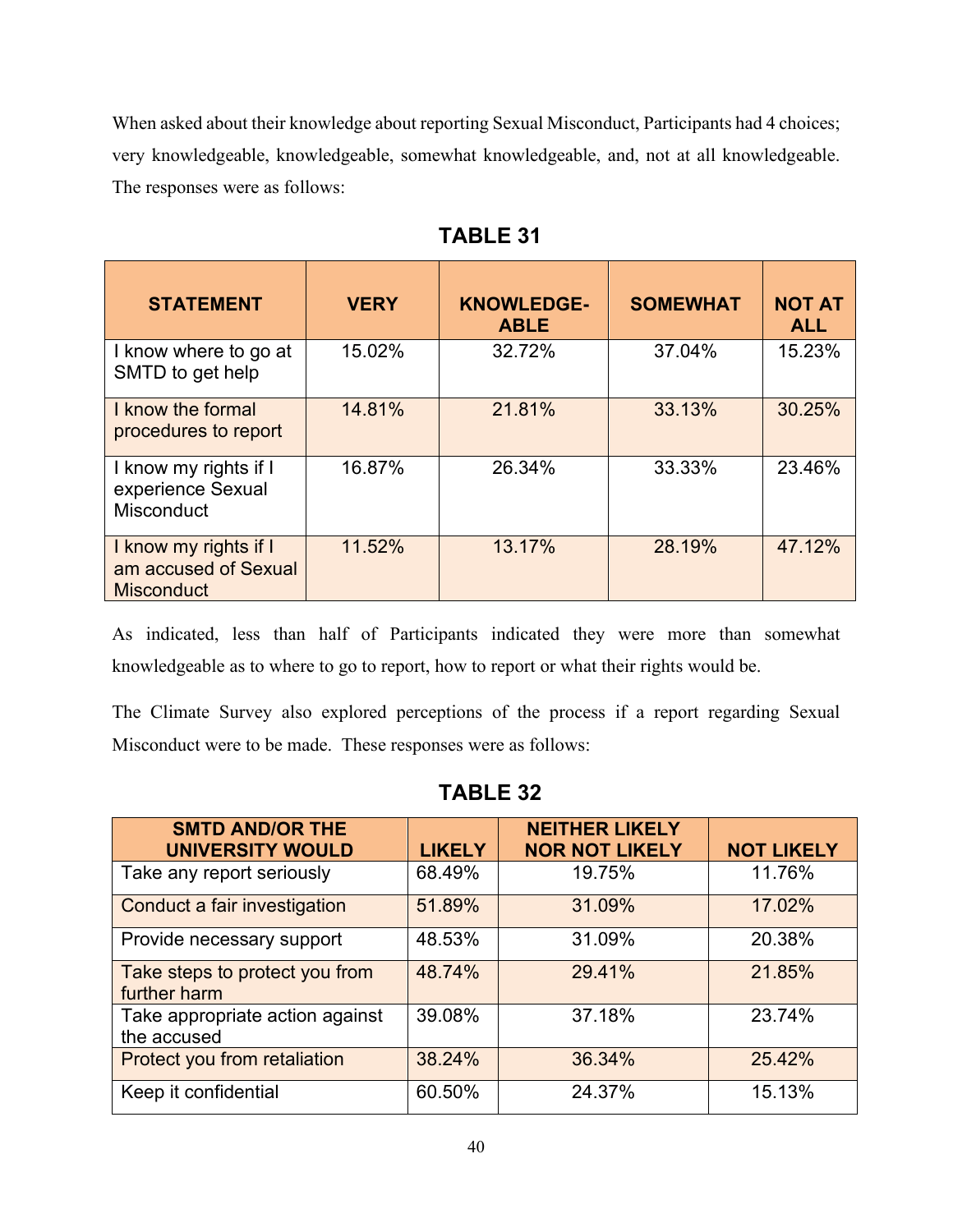When asked about their knowledge about reporting Sexual Misconduct, Participants had 4 choices; very knowledgeable, knowledgeable, somewhat knowledgeable, and, not at all knowledgeable. The responses were as follows:

**TABLE 31**

| STATEMENT | VERY | KNOWLEDGE-ABLE | SOMEWHAT | NOT AT ALL |
|---|---|---|---|---|
| I know where to go at SMTD to get help | 15.02% | 32.72% | 37.04% | 15.23% |
| I know the formal procedures to report | 14.81% | 21.81% | 33.13% | 30.25% |
| I know my rights if I experience Sexual Misconduct | 16.87% | 26.34% | 33.33% | 23.46% |
| I know my rights if I am accused of Sexual Misconduct | 11.52% | 13.17% | 28.19% | 47.12% |

As indicated, less than half of Participants indicated they were more than somewhat knowledgeable as to where to go to report, how to report or what their rights would be.

The Climate Survey also explored perceptions of the process if a report regarding Sexual Misconduct were to be made. These responses were as follows:

**TABLE 32**

| SMTD AND/OR THE UNIVERSITY WOULD | LIKELY | NEITHER LIKELY NOR NOT LIKELY | NOT LIKELY |
|---|---|---|---|
| Take any report seriously | 68.49% | 19.75% | 11.76% |
| Conduct a fair investigation | 51.89% | 31.09% | 17.02% |
| Provide necessary support | 48.53% | 31.09% | 20.38% |
| Take steps to protect you from further harm | 48.74% | 29.41% | 21.85% |
| Take appropriate action against the accused | 39.08% | 37.18% | 23.74% |
| Protect you from retaliation | 38.24% | 36.34% | 25.42% |
| Keep it confidential | 60.50% | 24.37% | 15.13% |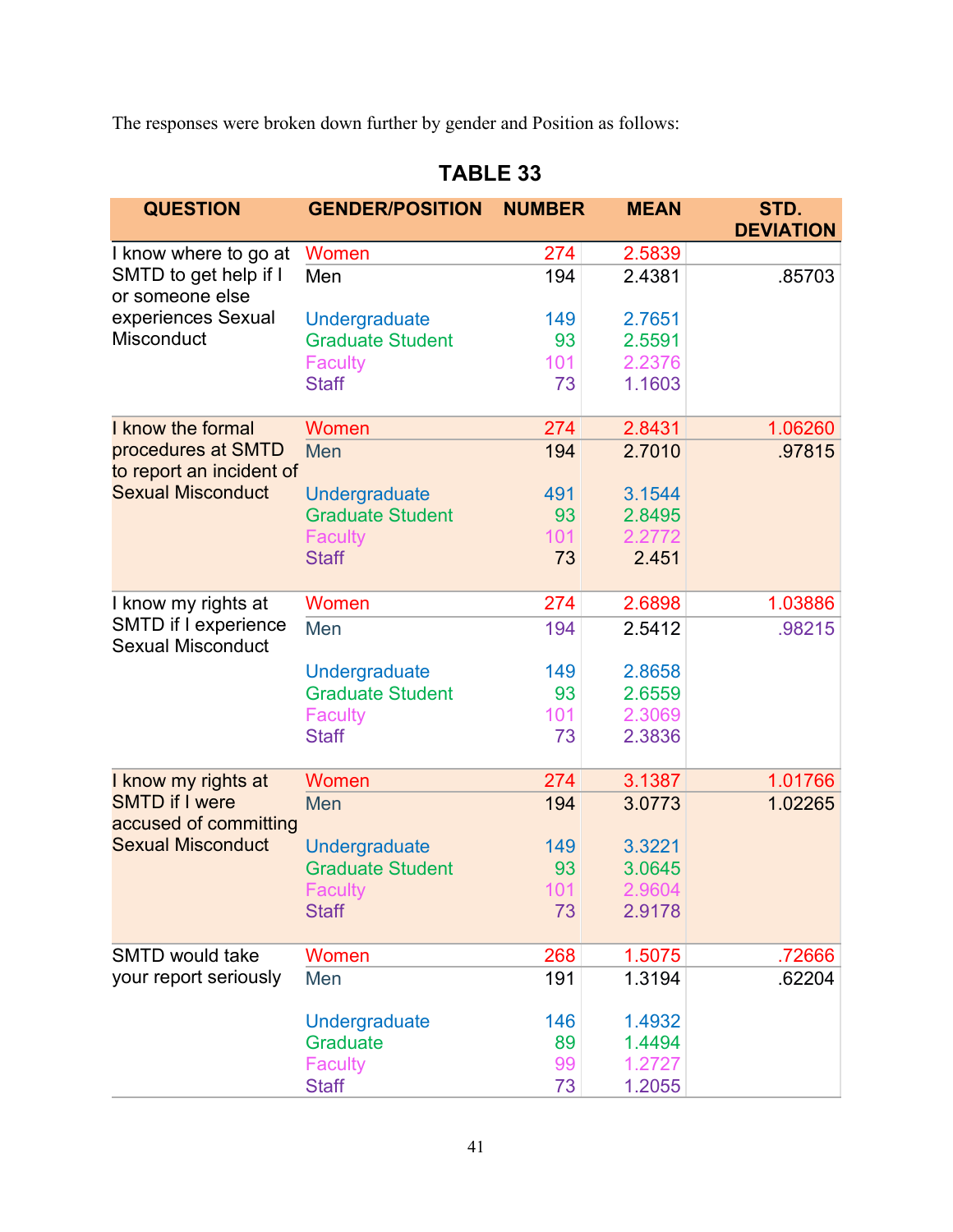The responses were broken down further by gender and Position as follows:

## TABLE 33

| QUESTION | GENDER/POSITION | NUMBER | MEAN | STD. DEVIATION |
|---|---|---|---|---|
| I know where to go at SMTD to get help if I or someone else experiences Sexual Misconduct | Women | 274 | 2.5839 | |
| | Men | 194 | 2.4381 | .85703 |
| | Undergraduate | 149 | 2.7651 | |
| | Graduate Student | 93 | 2.5591 | |
| | Faculty | 101 | 2.2376 | |
| | Staff | 73 | 1.1603 | |
| I know the formal procedures at SMTD to report an incident of Sexual Misconduct | Women | 274 | 2.8431 | 1.06260 |
| | Men | 194 | 2.7010 | .97815 |
| | Undergraduate | 491 | 3.1544 | |
| | Graduate Student | 93 | 2.8495 | |
| | Faculty | 101 | 2.2772 | |
| | Staff | 73 | 2.451 | |
| I know my rights at SMTD if I experience Sexual Misconduct | Women | 274 | 2.6898 | 1.03886 |
| | Men | 194 | 2.5412 | .98215 |
| | Undergraduate | 149 | 2.8658 | |
| | Graduate Student | 93 | 2.6559 | |
| | Faculty | 101 | 2.3069 | |
| | Staff | 73 | 2.3836 | |
| I know my rights at SMTD if I were accused of committing Sexual Misconduct | Women | 274 | 3.1387 | 1.01766 |
| | Men | 194 | 3.0773 | 1.02265 |
| | Undergraduate | 149 | 3.3221 | |
| | Graduate Student | 93 | 3.0645 | |
| | Faculty | 101 | 2.9604 | |
| | Staff | 73 | 2.9178 | |
| SMTD would take your report seriously | Women | 268 | 1.5075 | .72666 |
| | Men | 191 | 1.3194 | .62204 |
| | Undergraduate | 146 | 1.4932 | |
| | Graduate | 89 | 1.4494 | |
| | Faculty | 99 | 1.2727 | |
| | Staff | 73 | 1.2055 | |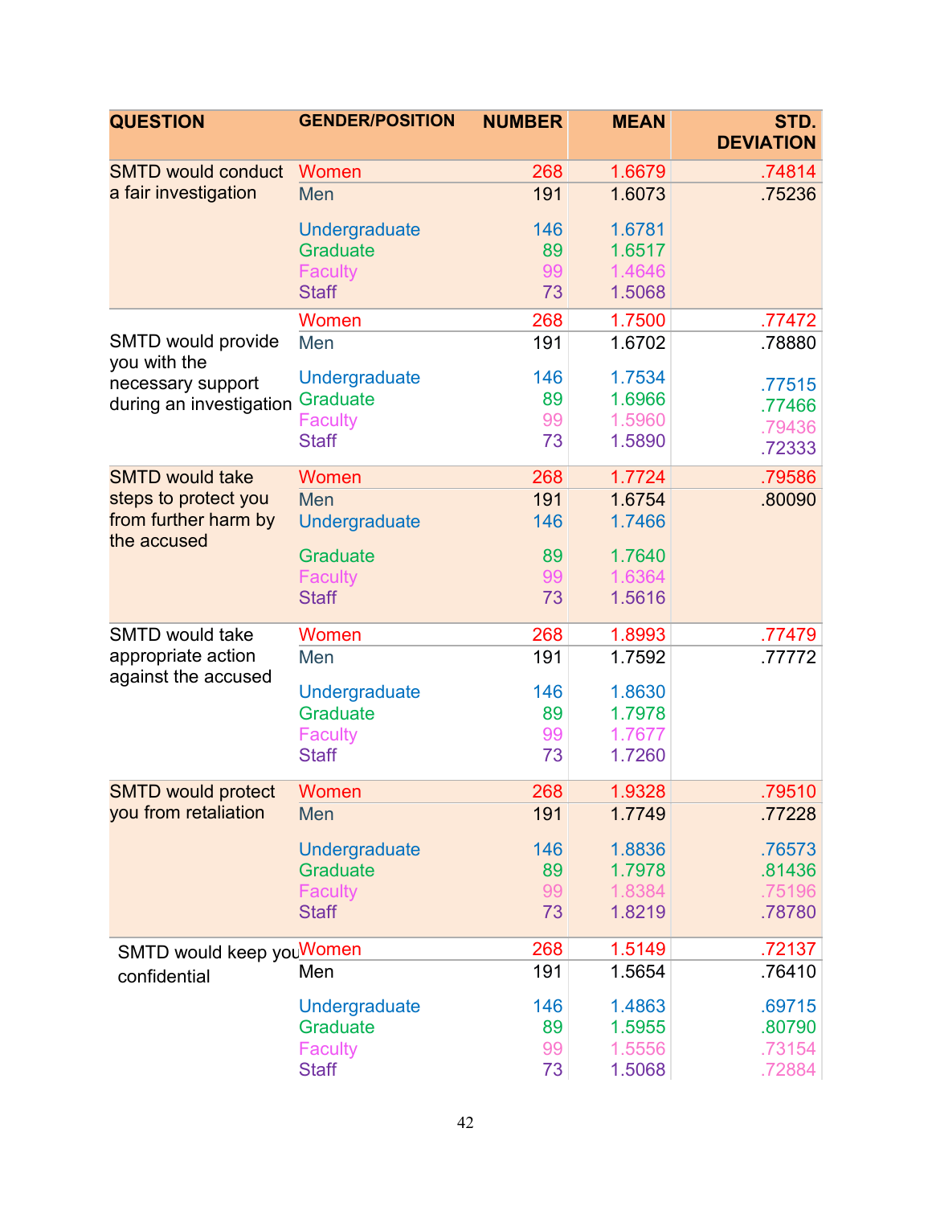| QUESTION | GENDER/POSITION | NUMBER | MEAN | STD. DEVIATION |
|---|---|---|---|---|
| SMTD would conduct a fair investigation | Women | 268 | 1.6679 | .74814 |
| | Men | 191 | 1.6073 | .75236 |
| | Undergraduate | 146 | 1.6781 | |
| | Graduate | 89 | 1.6517 | |
| | Faculty | 99 | 1.4646 | |
| | Staff | 73 | 1.5068 | |
| SMTD would provide you with the necessary support during an investigation | Women | 268 | 1.7500 | .77472 |
| | Men | 191 | 1.6702 | .78880 |
| | Undergraduate | 146 | 1.7534 | .77515 |
| | Graduate | 89 | 1.6966 | .77466 |
| | Faculty | 99 | 1.5960 | .79436 |
| | Staff | 73 | 1.5890 | .72333 |
| SMTD would take steps to protect you from further harm by the accused | Women | 268 | 1.7724 | .79586 |
| | Men | 191 | 1.6754 | .80090 |
| | Undergraduate | 146 | 1.7466 | |
| | Graduate | 89 | 1.7640 | |
| | Faculty | 99 | 1.6364 | |
| | Staff | 73 | 1.5616 | |
| SMTD would take appropriate action against the accused | Women | 268 | 1.8993 | .77479 |
| | Men | 191 | 1.7592 | .77772 |
| | Undergraduate | 146 | 1.8630 | |
| | Graduate | 89 | 1.7978 | |
| | Faculty | 99 | 1.7677 | |
| | Staff | 73 | 1.7260 | |
| SMTD would protect you from retaliation | Women | 268 | 1.9328 | .79510 |
| | Men | 191 | 1.7749 | .77228 |
| | Undergraduate | 146 | 1.8836 | .76573 |
| | Graduate | 89 | 1.7978 | .81436 |
| | Faculty | 99 | 1.8384 | .75196 |
| | Staff | 73 | 1.8219 | .78780 |
| SMTD would keep you confidential | Women | 268 | 1.5149 | .72137 |
| | Men | 191 | 1.5654 | .76410 |
| | Undergraduate | 146 | 1.4863 | .69715 |
| | Graduate | 89 | 1.5955 | .80790 |
| | Faculty | 99 | 1.5556 | .73154 |
| | Staff | 73 | 1.5068 | .72884 |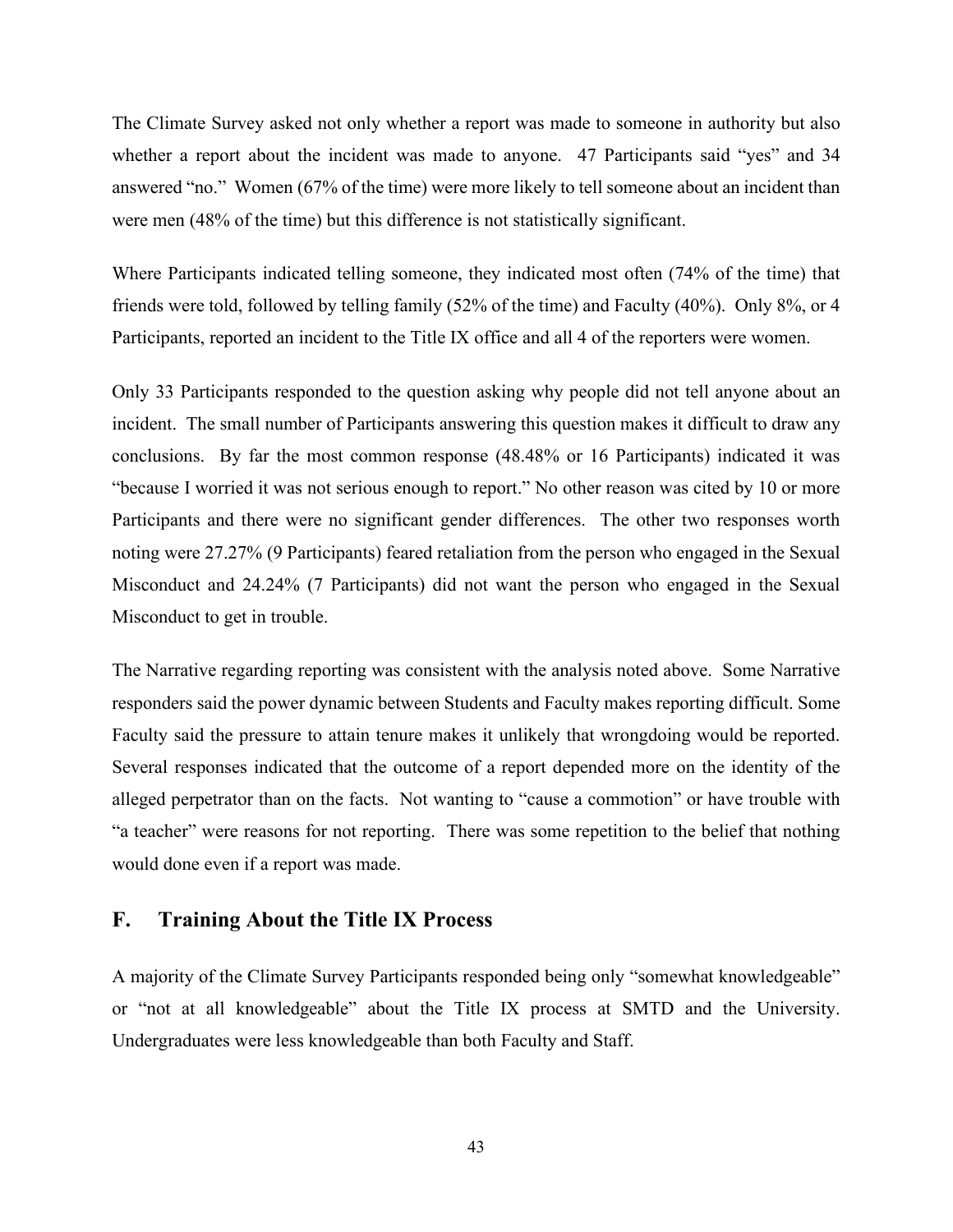The Climate Survey asked not only whether a report was made to someone in authority but also whether a report about the incident was made to anyone. 47 Participants said "yes" and 34 answered "no." Women (67% of the time) were more likely to tell someone about an incident than were men (48% of the time) but this difference is not statistically significant.

Where Participants indicated telling someone, they indicated most often (74% of the time) that friends were told, followed by telling family (52% of the time) and Faculty (40%). Only 8%, or 4 Participants, reported an incident to the Title IX office and all 4 of the reporters were women.

Only 33 Participants responded to the question asking why people did not tell anyone about an incident. The small number of Participants answering this question makes it difficult to draw any conclusions. By far the most common response (48.48% or 16 Participants) indicated it was "because I worried it was not serious enough to report." No other reason was cited by 10 or more Participants and there were no significant gender differences. The other two responses worth noting were 27.27% (9 Participants) feared retaliation from the person who engaged in the Sexual Misconduct and 24.24% (7 Participants) did not want the person who engaged in the Sexual Misconduct to get in trouble.

The Narrative regarding reporting was consistent with the analysis noted above. Some Narrative responders said the power dynamic between Students and Faculty makes reporting difficult. Some Faculty said the pressure to attain tenure makes it unlikely that wrongdoing would be reported. Several responses indicated that the outcome of a report depended more on the identity of the alleged perpetrator than on the facts. Not wanting to "cause a commotion" or have trouble with "a teacher" were reasons for not reporting. There was some repetition to the belief that nothing would done even if a report was made.

## F. Training About the Title IX Process

A majority of the Climate Survey Participants responded being only "somewhat knowledgeable" or "not at all knowledgeable" about the Title IX process at SMTD and the University. Undergraduates were less knowledgeable than both Faculty and Staff.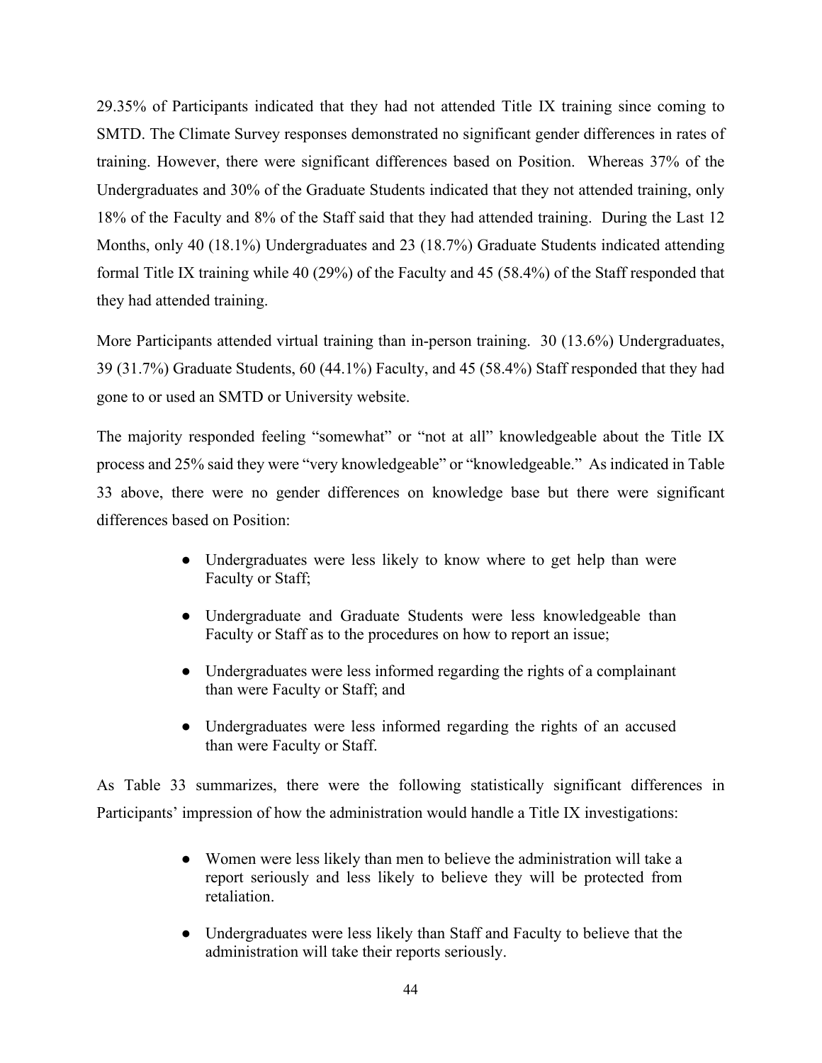29.35% of Participants indicated that they had not attended Title IX training since coming to SMTD. The Climate Survey responses demonstrated no significant gender differences in rates of training. However, there were significant differences based on Position. Whereas 37% of the Undergraduates and 30% of the Graduate Students indicated that they not attended training, only 18% of the Faculty and 8% of the Staff said that they had attended training. During the Last 12 Months, only 40 (18.1%) Undergraduates and 23 (18.7%) Graduate Students indicated attending formal Title IX training while 40 (29%) of the Faculty and 45 (58.4%) of the Staff responded that they had attended training.

More Participants attended virtual training than in-person training. 30 (13.6%) Undergraduates, 39 (31.7%) Graduate Students, 60 (44.1%) Faculty, and 45 (58.4%) Staff responded that they had gone to or used an SMTD or University website.

The majority responded feeling "somewhat" or "not at all" knowledgeable about the Title IX process and 25% said they were "very knowledgeable" or "knowledgeable." As indicated in Table 33 above, there were no gender differences on knowledge base but there were significant differences based on Position:

- Undergraduates were less likely to know where to get help than were Faculty or Staff;
- Undergraduate and Graduate Students were less knowledgeable than Faculty or Staff as to the procedures on how to report an issue;
- Undergraduates were less informed regarding the rights of a complainant than were Faculty or Staff; and
- Undergraduates were less informed regarding the rights of an accused than were Faculty or Staff.

As Table 33 summarizes, there were the following statistically significant differences in Participants' impression of how the administration would handle a Title IX investigations:

- Women were less likely than men to believe the administration will take a report seriously and less likely to believe they will be protected from retaliation.
- Undergraduates were less likely than Staff and Faculty to believe that the administration will take their reports seriously.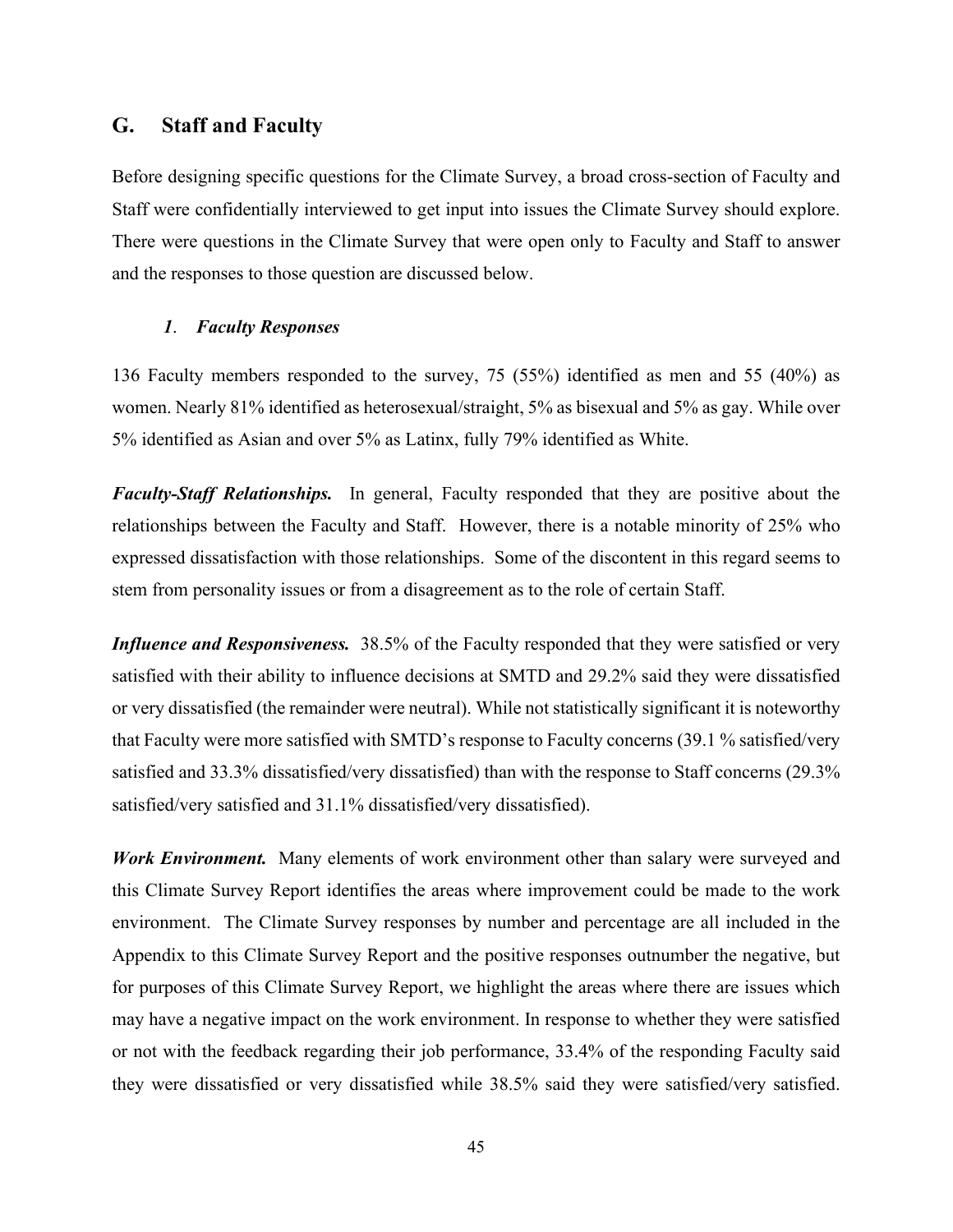## G. Staff and Faculty

Before designing specific questions for the Climate Survey, a broad cross-section of Faculty and Staff were confidentially interviewed to get input into issues the Climate Survey should explore. There were questions in the Climate Survey that were open only to Faculty and Staff to answer and the responses to those question are discussed below.

### *1. Faculty Responses*

136 Faculty members responded to the survey, 75 (55%) identified as men and 55 (40%) as women. Nearly 81% identified as heterosexual/straight, 5% as bisexual and 5% as gay. While over 5% identified as Asian and over 5% as Latinx, fully 79% identified as White.

***Faculty-Staff Relationships.*** In general, Faculty responded that they are positive about the relationships between the Faculty and Staff. However, there is a notable minority of 25% who expressed dissatisfaction with those relationships. Some of the discontent in this regard seems to stem from personality issues or from a disagreement as to the role of certain Staff.

***Influence and Responsiveness.*** 38.5% of the Faculty responded that they were satisfied or very satisfied with their ability to influence decisions at SMTD and 29.2% said they were dissatisfied or very dissatisfied (the remainder were neutral). While not statistically significant it is noteworthy that Faculty were more satisfied with SMTD's response to Faculty concerns (39.1 % satisfied/very satisfied and 33.3% dissatisfied/very dissatisfied) than with the response to Staff concerns (29.3% satisfied/very satisfied and 31.1% dissatisfied/very dissatisfied).

***Work Environment.*** Many elements of work environment other than salary were surveyed and this Climate Survey Report identifies the areas where improvement could be made to the work environment. The Climate Survey responses by number and percentage are all included in the Appendix to this Climate Survey Report and the positive responses outnumber the negative, but for purposes of this Climate Survey Report, we highlight the areas where there are issues which may have a negative impact on the work environment. In response to whether they were satisfied or not with the feedback regarding their job performance, 33.4% of the responding Faculty said they were dissatisfied or very dissatisfied while 38.5% said they were satisfied/very satisfied.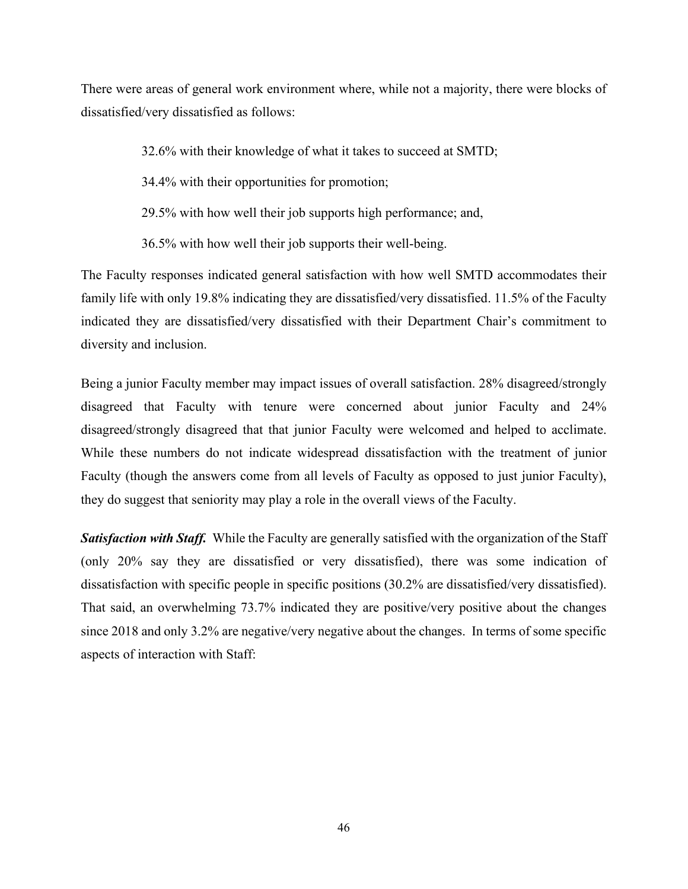There were areas of general work environment where, while not a majority, there were blocks of dissatisfied/very dissatisfied as follows:

> 32.6% with their knowledge of what it takes to succeed at SMTD;
>
> 34.4% with their opportunities for promotion;
>
> 29.5% with how well their job supports high performance; and,
>
> 36.5% with how well their job supports their well-being.

The Faculty responses indicated general satisfaction with how well SMTD accommodates their family life with only 19.8% indicating they are dissatisfied/very dissatisfied. 11.5% of the Faculty indicated they are dissatisfied/very dissatisfied with their Department Chair's commitment to diversity and inclusion.

Being a junior Faculty member may impact issues of overall satisfaction. 28% disagreed/strongly disagreed that Faculty with tenure were concerned about junior Faculty and 24% disagreed/strongly disagreed that that junior Faculty were welcomed and helped to acclimate. While these numbers do not indicate widespread dissatisfaction with the treatment of junior Faculty (though the answers come from all levels of Faculty as opposed to just junior Faculty), they do suggest that seniority may play a role in the overall views of the Faculty.

***Satisfaction with Staff.*** While the Faculty are generally satisfied with the organization of the Staff (only 20% say they are dissatisfied or very dissatisfied), there was some indication of dissatisfaction with specific people in specific positions (30.2% are dissatisfied/very dissatisfied). That said, an overwhelming 73.7% indicated they are positive/very positive about the changes since 2018 and only 3.2% are negative/very negative about the changes. In terms of some specific aspects of interaction with Staff: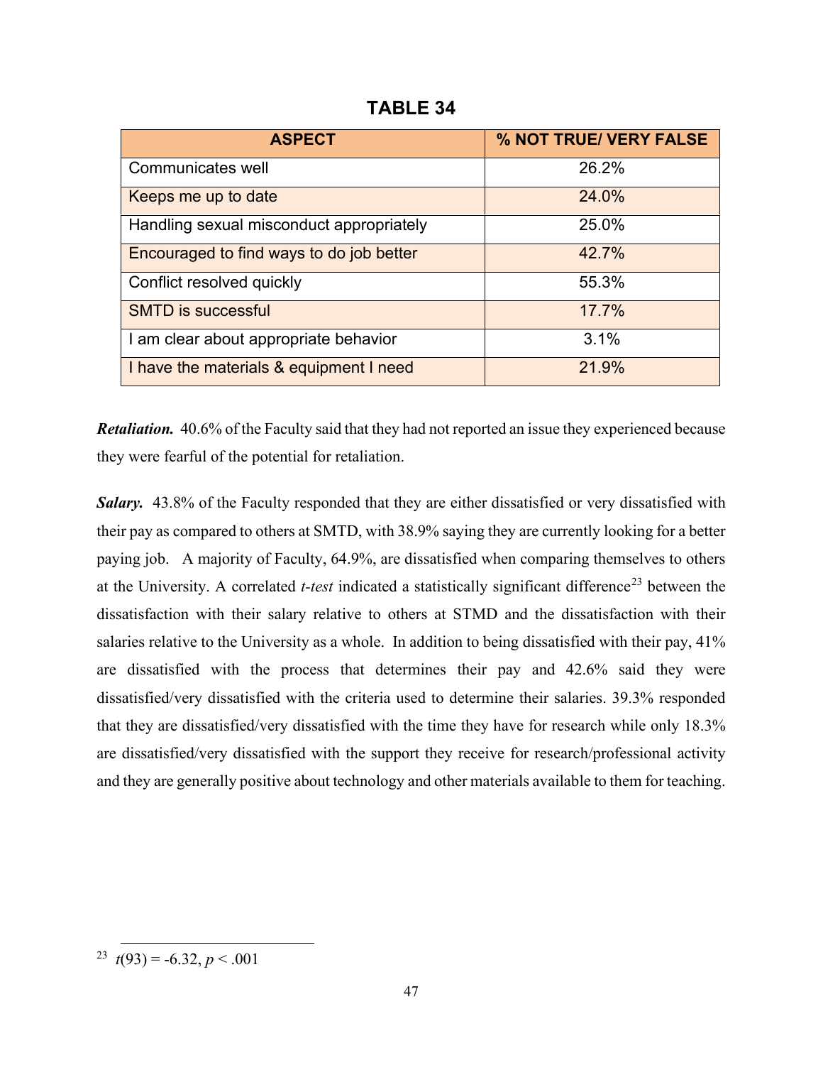**TABLE 34**

| ASPECT | % NOT TRUE/ VERY FALSE |
|---|---|
| Communicates well | 26.2% |
| Keeps me up to date | 24.0% |
| Handling sexual misconduct appropriately | 25.0% |
| Encouraged to find ways to do job better | 42.7% |
| Conflict resolved quickly | 55.3% |
| SMTD is successful | 17.7% |
| I am clear about appropriate behavior | 3.1% |
| I have the materials & equipment I need | 21.9% |

***Retaliation.*** 40.6% of the Faculty said that they had not reported an issue they experienced because they were fearful of the potential for retaliation.

***Salary.*** 43.8% of the Faculty responded that they are either dissatisfied or very dissatisfied with their pay as compared to others at SMTD, with 38.9% saying they are currently looking for a better paying job. A majority of Faculty, 64.9%, are dissatisfied when comparing themselves to others at the University. A correlated *t-test* indicated a statistically significant difference[23] between the dissatisfaction with their salary relative to others at STMD and the dissatisfaction with their salaries relative to the University as a whole. In addition to being dissatisfied with their pay, 41% are dissatisfied with the process that determines their pay and 42.6% said they were dissatisfied/very dissatisfied with the criteria used to determine their salaries. 39.3% responded that they are dissatisfied/very dissatisfied with the time they have for research while only 18.3% are dissatisfied/very dissatisfied with the support they receive for research/professional activity and they are generally positive about technology and other materials available to them for teaching.

---

[23] $t(93) = -6.32$, $p < .001$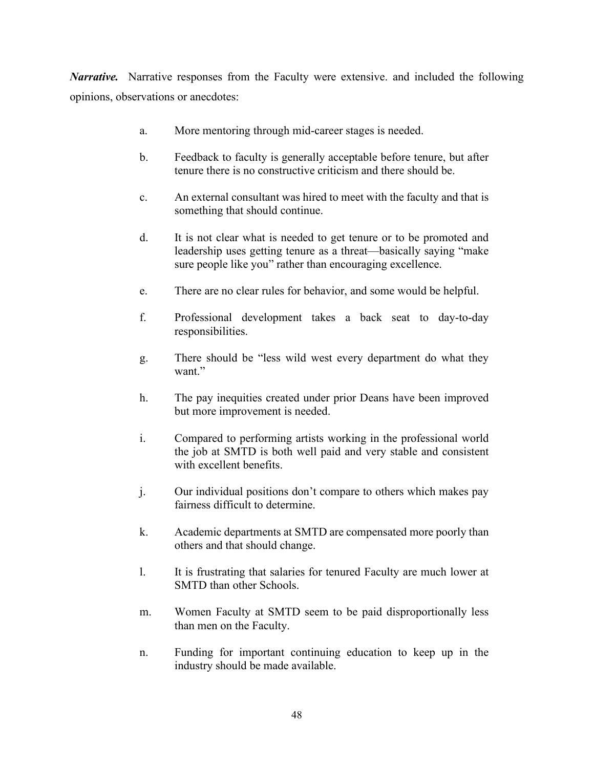***Narrative.*** Narrative responses from the Faculty were extensive. and included the following opinions, observations or anecdotes:

a. More mentoring through mid-career stages is needed.

b. Feedback to faculty is generally acceptable before tenure, but after tenure there is no constructive criticism and there should be.

c. An external consultant was hired to meet with the faculty and that is something that should continue.

d. It is not clear what is needed to get tenure or to be promoted and leadership uses getting tenure as a threat—basically saying "make sure people like you" rather than encouraging excellence.

e. There are no clear rules for behavior, and some would be helpful.

f. Professional development takes a back seat to day-to-day responsibilities.

g. There should be "less wild west every department do what they want."

h. The pay inequities created under prior Deans have been improved but more improvement is needed.

i. Compared to performing artists working in the professional world the job at SMTD is both well paid and very stable and consistent with excellent benefits.

j. Our individual positions don't compare to others which makes pay fairness difficult to determine.

k. Academic departments at SMTD are compensated more poorly than others and that should change.

l. It is frustrating that salaries for tenured Faculty are much lower at SMTD than other Schools.

m. Women Faculty at SMTD seem to be paid disproportionally less than men on the Faculty.

n. Funding for important continuing education to keep up in the industry should be made available.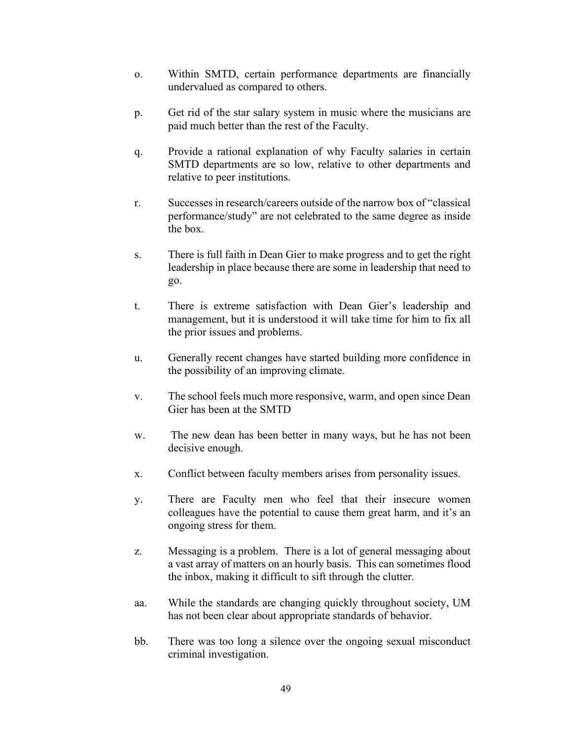o. Within SMTD, certain performance departments are financially undervalued as compared to others.

p. Get rid of the star salary system in music where the musicians are paid much better than the rest of the Faculty.

q. Provide a rational explanation of why Faculty salaries in certain SMTD departments are so low, relative to other departments and relative to peer institutions.

r. Successes in research/careers outside of the narrow box of "classical performance/study" are not celebrated to the same degree as inside the box.

s. There is full faith in Dean Gier to make progress and to get the right leadership in place because there are some in leadership that need to go.

t. There is extreme satisfaction with Dean Gier's leadership and management, but it is understood it will take time for him to fix all the prior issues and problems.

u. Generally recent changes have started building more confidence in the possibility of an improving climate.

v. The school feels much more responsive, warm, and open since Dean Gier has been at the SMTD

w. The new dean has been better in many ways, but he has not been decisive enough.

x. Conflict between faculty members arises from personality issues.

y. There are Faculty men who feel that their insecure women colleagues have the potential to cause them great harm, and it's an ongoing stress for them.

z. Messaging is a problem. There is a lot of general messaging about a vast array of matters on an hourly basis. This can sometimes flood the inbox, making it difficult to sift through the clutter.

aa. While the standards are changing quickly throughout society, UM has not been clear about appropriate standards of behavior.

bb. There was too long a silence over the ongoing sexual misconduct criminal investigation.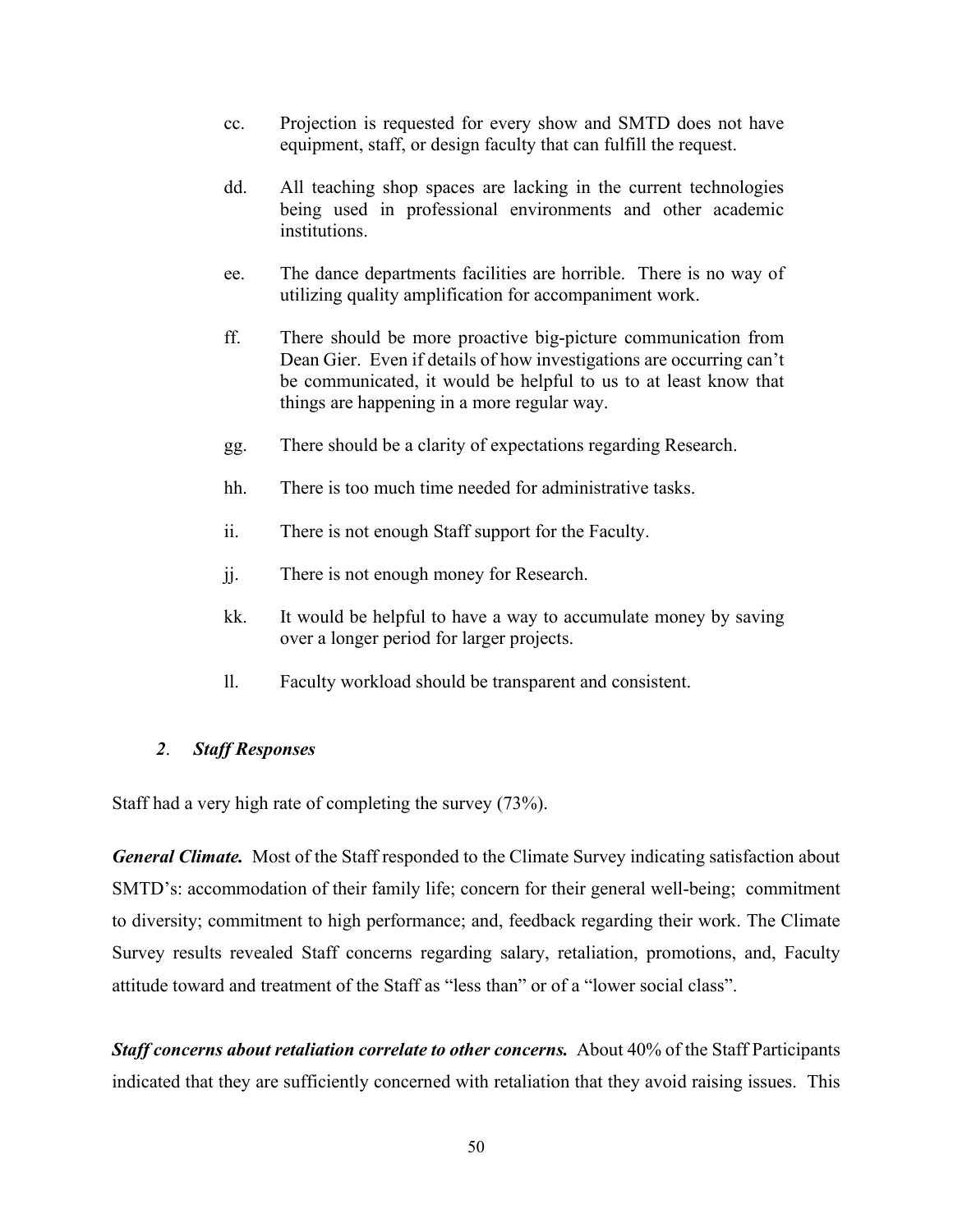cc. Projection is requested for every show and SMTD does not have equipment, staff, or design faculty that can fulfill the request.

dd. All teaching shop spaces are lacking in the current technologies being used in professional environments and other academic institutions.

ee. The dance departments facilities are horrible. There is no way of utilizing quality amplification for accompaniment work.

ff. There should be more proactive big-picture communication from Dean Gier. Even if details of how investigations are occurring can't be communicated, it would be helpful to us to at least know that things are happening in a more regular way.

gg. There should be a clarity of expectations regarding Research.

hh. There is too much time needed for administrative tasks.

ii. There is not enough Staff support for the Faculty.

jj. There is not enough money for Research.

kk. It would be helpful to have a way to accumulate money by saving over a longer period for larger projects.

ll. Faculty workload should be transparent and consistent.

### *2. Staff Responses*

Staff had a very high rate of completing the survey (73%).

***General Climate.*** Most of the Staff responded to the Climate Survey indicating satisfaction about SMTD's: accommodation of their family life; concern for their general well-being; commitment to diversity; commitment to high performance; and, feedback regarding their work. The Climate Survey results revealed Staff concerns regarding salary, retaliation, promotions, and, Faculty attitude toward and treatment of the Staff as "less than" or of a "lower social class".

***Staff concerns about retaliation correlate to other concerns.*** About 40% of the Staff Participants indicated that they are sufficiently concerned with retaliation that they avoid raising issues. This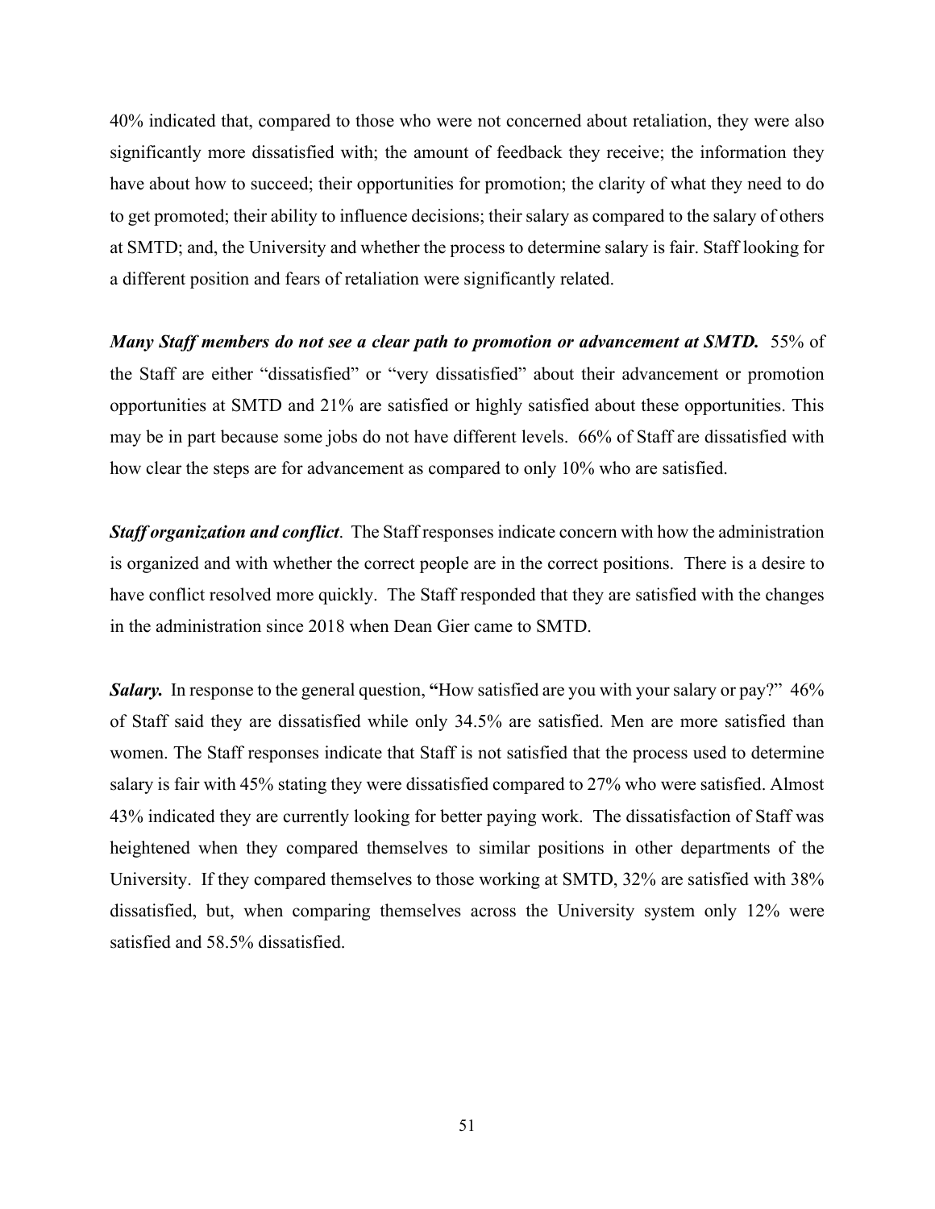40% indicated that, compared to those who were not concerned about retaliation, they were also significantly more dissatisfied with; the amount of feedback they receive; the information they have about how to succeed; their opportunities for promotion; the clarity of what they need to do to get promoted; their ability to influence decisions; their salary as compared to the salary of others at SMTD; and, the University and whether the process to determine salary is fair. Staff looking for a different position and fears of retaliation were significantly related.

***Many Staff members do not see a clear path to promotion or advancement at SMTD.*** 55% of the Staff are either "dissatisfied" or "very dissatisfied" about their advancement or promotion opportunities at SMTD and 21% are satisfied or highly satisfied about these opportunities. This may be in part because some jobs do not have different levels. 66% of Staff are dissatisfied with how clear the steps are for advancement as compared to only 10% who are satisfied.

***Staff organization and conflict*.** The Staff responses indicate concern with how the administration is organized and with whether the correct people are in the correct positions. There is a desire to have conflict resolved more quickly. The Staff responded that they are satisfied with the changes in the administration since 2018 when Dean Gier came to SMTD.

***Salary.*** In response to the general question, **"**How satisfied are you with your salary or pay?" 46% of Staff said they are dissatisfied while only 34.5% are satisfied. Men are more satisfied than women. The Staff responses indicate that Staff is not satisfied that the process used to determine salary is fair with 45% stating they were dissatisfied compared to 27% who were satisfied. Almost 43% indicated they are currently looking for better paying work. The dissatisfaction of Staff was heightened when they compared themselves to similar positions in other departments of the University. If they compared themselves to those working at SMTD, 32% are satisfied with 38% dissatisfied, but, when comparing themselves across the University system only 12% were satisfied and 58.5% dissatisfied.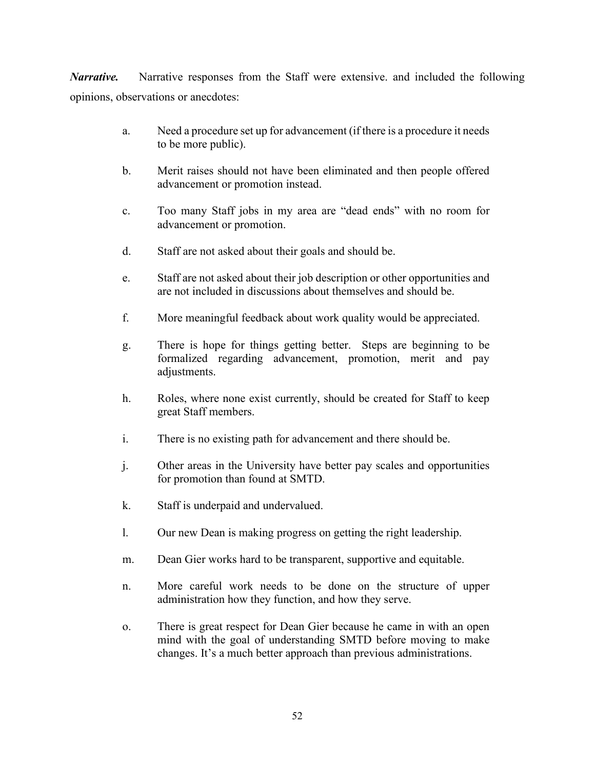***Narrative.*** Narrative responses from the Staff were extensive. and included the following opinions, observations or anecdotes:

a. Need a procedure set up for advancement (if there is a procedure it needs to be more public).

b. Merit raises should not have been eliminated and then people offered advancement or promotion instead.

c. Too many Staff jobs in my area are "dead ends" with no room for advancement or promotion.

d. Staff are not asked about their goals and should be.

e. Staff are not asked about their job description or other opportunities and are not included in discussions about themselves and should be.

f. More meaningful feedback about work quality would be appreciated.

g. There is hope for things getting better. Steps are beginning to be formalized regarding advancement, promotion, merit and pay adjustments.

h. Roles, where none exist currently, should be created for Staff to keep great Staff members.

i. There is no existing path for advancement and there should be.

j. Other areas in the University have better pay scales and opportunities for promotion than found at SMTD.

k. Staff is underpaid and undervalued.

l. Our new Dean is making progress on getting the right leadership.

m. Dean Gier works hard to be transparent, supportive and equitable.

n. More careful work needs to be done on the structure of upper administration how they function, and how they serve.

o. There is great respect for Dean Gier because he came in with an open mind with the goal of understanding SMTD before moving to make changes. It's a much better approach than previous administrations.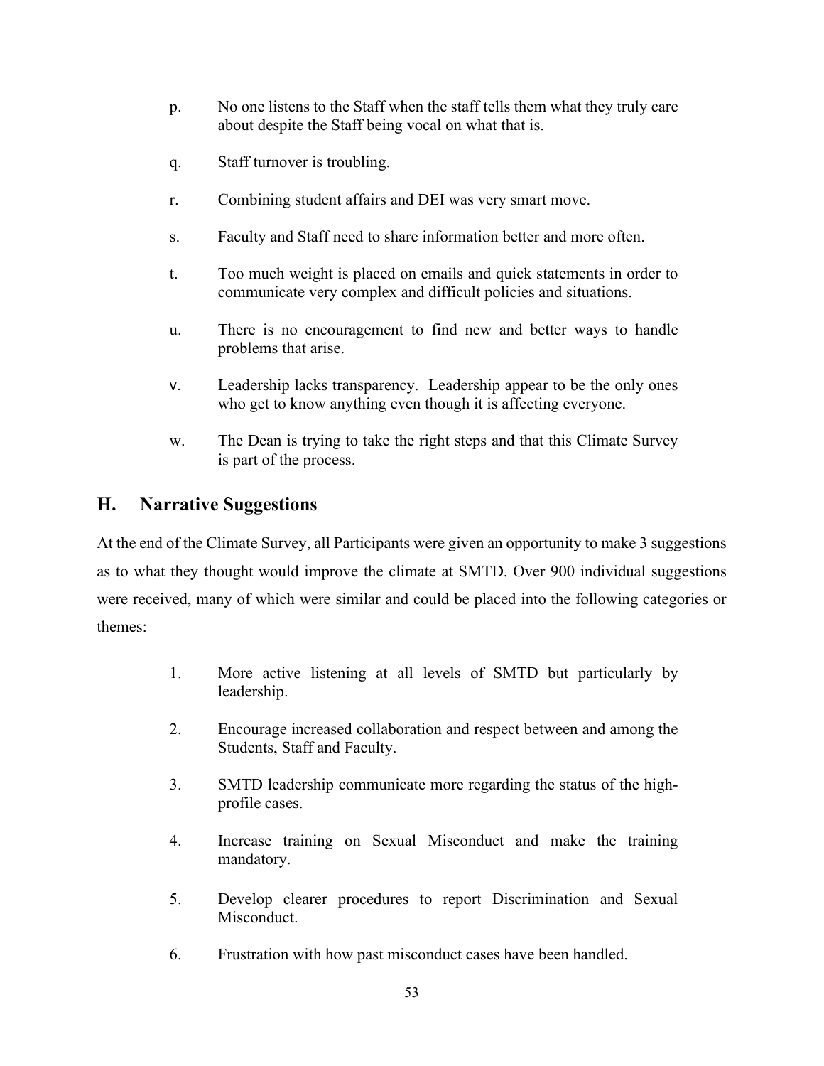p. No one listens to the Staff when the staff tells them what they truly care about despite the Staff being vocal on what that is.

q. Staff turnover is troubling.

r. Combining student affairs and DEI was very smart move.

s. Faculty and Staff need to share information better and more often.

t. Too much weight is placed on emails and quick statements in order to communicate very complex and difficult policies and situations.

u. There is no encouragement to find new and better ways to handle problems that arise.

v. Leadership lacks transparency. Leadership appear to be the only ones who get to know anything even though it is affecting everyone.

w. The Dean is trying to take the right steps and that this Climate Survey is part of the process.

## H. Narrative Suggestions

At the end of the Climate Survey, all Participants were given an opportunity to make 3 suggestions as to what they thought would improve the climate at SMTD. Over 900 individual suggestions were received, many of which were similar and could be placed into the following categories or themes:

1. More active listening at all levels of SMTD but particularly by leadership.
2. Encourage increased collaboration and respect between and among the Students, Staff and Faculty.
3. SMTD leadership communicate more regarding the status of the high-profile cases.
4. Increase training on Sexual Misconduct and make the training mandatory.
5. Develop clearer procedures to report Discrimination and Sexual Misconduct.
6. Frustration with how past misconduct cases have been handled.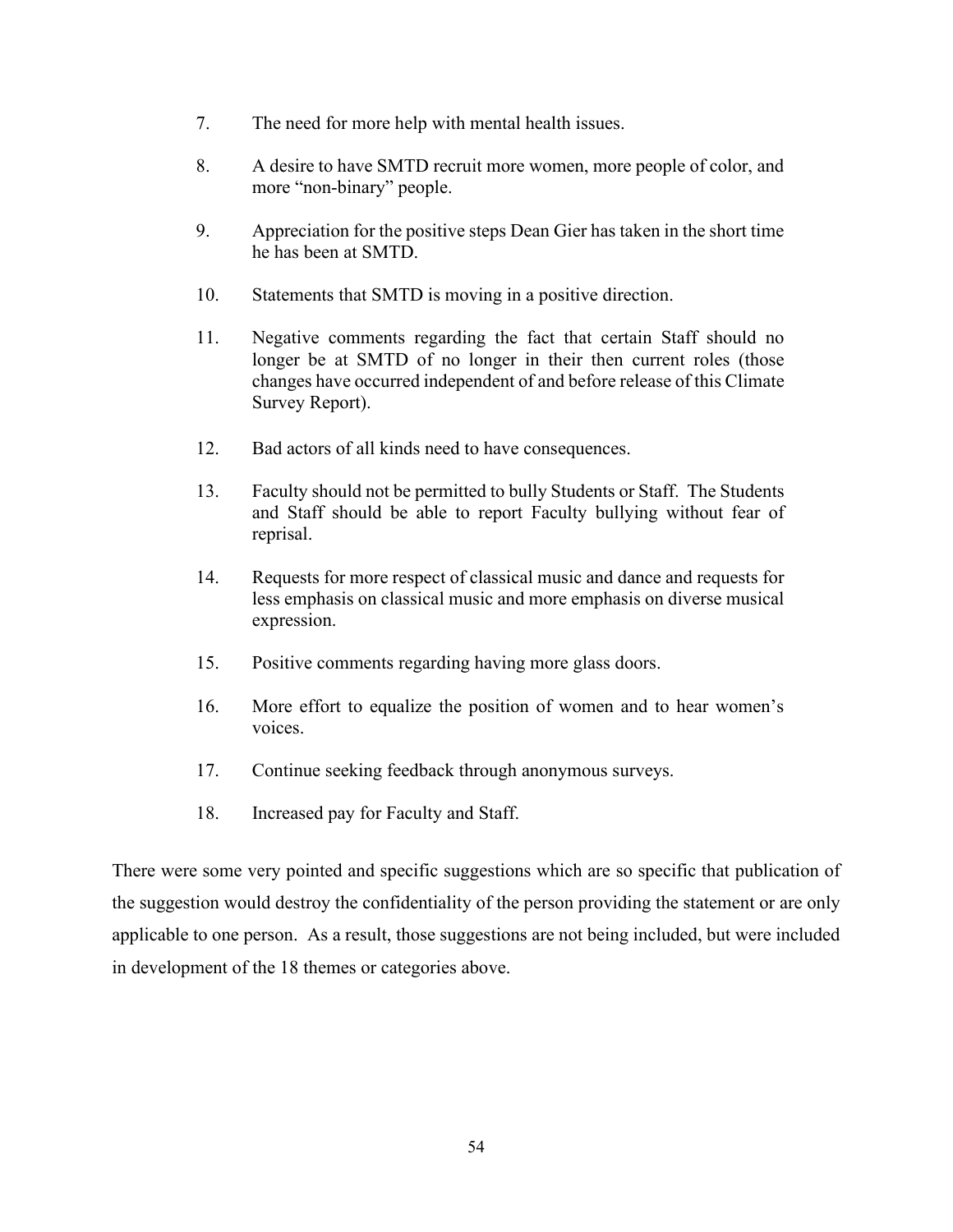7. The need for more help with mental health issues.

8. A desire to have SMTD recruit more women, more people of color, and more "non-binary" people.

9. Appreciation for the positive steps Dean Gier has taken in the short time he has been at SMTD.

10. Statements that SMTD is moving in a positive direction.

11. Negative comments regarding the fact that certain Staff should no longer be at SMTD of no longer in their then current roles (those changes have occurred independent of and before release of this Climate Survey Report).

12. Bad actors of all kinds need to have consequences.

13. Faculty should not be permitted to bully Students or Staff. The Students and Staff should be able to report Faculty bullying without fear of reprisal.

14. Requests for more respect of classical music and dance and requests for less emphasis on classical music and more emphasis on diverse musical expression.

15. Positive comments regarding having more glass doors.

16. More effort to equalize the position of women and to hear women's voices.

17. Continue seeking feedback through anonymous surveys.

18. Increased pay for Faculty and Staff.

There were some very pointed and specific suggestions which are so specific that publication of the suggestion would destroy the confidentiality of the person providing the statement or are only applicable to one person. As a result, those suggestions are not being included, but were included in development of the 18 themes or categories above.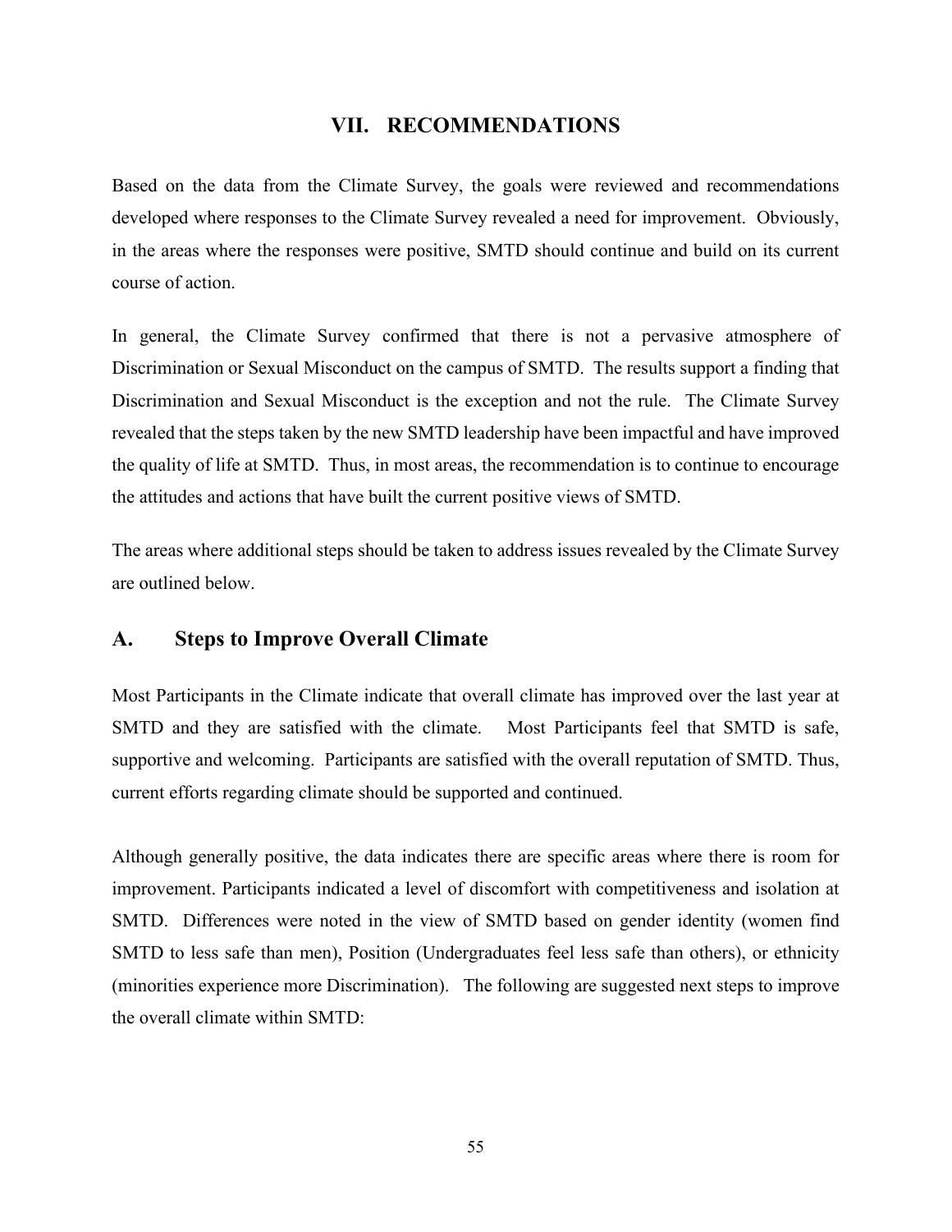# VII. RECOMMENDATIONS

Based on the data from the Climate Survey, the goals were reviewed and recommendations developed where responses to the Climate Survey revealed a need for improvement. Obviously, in the areas where the responses were positive, SMTD should continue and build on its current course of action.

In general, the Climate Survey confirmed that there is not a pervasive atmosphere of Discrimination or Sexual Misconduct on the campus of SMTD. The results support a finding that Discrimination and Sexual Misconduct is the exception and not the rule. The Climate Survey revealed that the steps taken by the new SMTD leadership have been impactful and have improved the quality of life at SMTD. Thus, in most areas, the recommendation is to continue to encourage the attitudes and actions that have built the current positive views of SMTD.

The areas where additional steps should be taken to address issues revealed by the Climate Survey are outlined below.

## A. Steps to Improve Overall Climate

Most Participants in the Climate indicate that overall climate has improved over the last year at SMTD and they are satisfied with the climate. Most Participants feel that SMTD is safe, supportive and welcoming. Participants are satisfied with the overall reputation of SMTD. Thus, current efforts regarding climate should be supported and continued.

Although generally positive, the data indicates there are specific areas where there is room for improvement. Participants indicated a level of discomfort with competitiveness and isolation at SMTD. Differences were noted in the view of SMTD based on gender identity (women find SMTD to less safe than men), Position (Undergraduates feel less safe than others), or ethnicity (minorities experience more Discrimination). The following are suggested next steps to improve the overall climate within SMTD: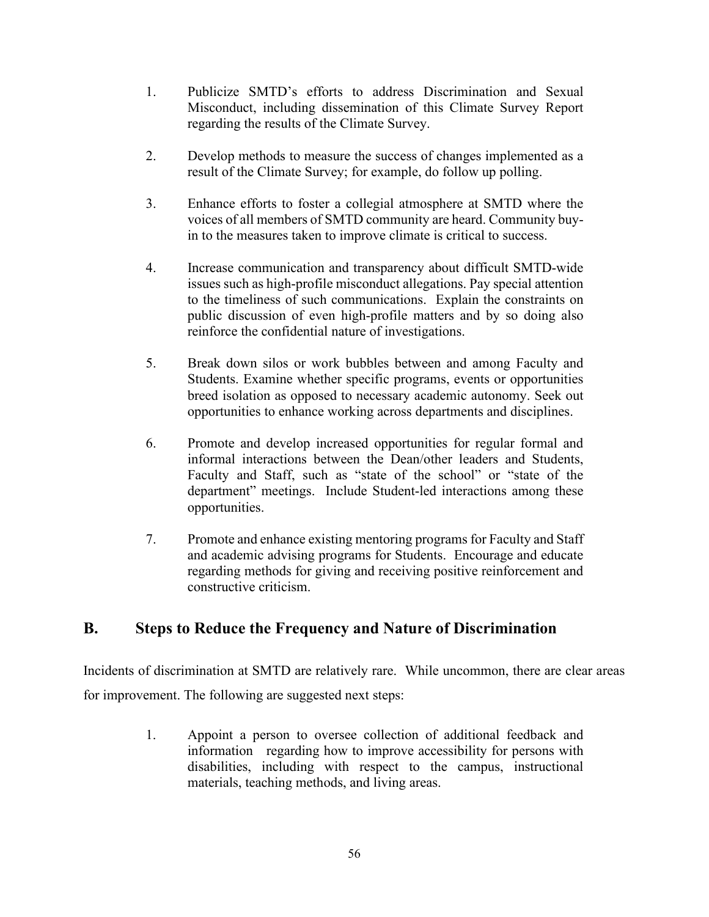1. Publicize SMTD's efforts to address Discrimination and Sexual Misconduct, including dissemination of this Climate Survey Report regarding the results of the Climate Survey.

2. Develop methods to measure the success of changes implemented as a result of the Climate Survey; for example, do follow up polling.

3. Enhance efforts to foster a collegial atmosphere at SMTD where the voices of all members of SMTD community are heard. Community buy-in to the measures taken to improve climate is critical to success.

4. Increase communication and transparency about difficult SMTD-wide issues such as high-profile misconduct allegations. Pay special attention to the timeliness of such communications. Explain the constraints on public discussion of even high-profile matters and by so doing also reinforce the confidential nature of investigations.

5. Break down silos or work bubbles between and among Faculty and Students. Examine whether specific programs, events or opportunities breed isolation as opposed to necessary academic autonomy. Seek out opportunities to enhance working across departments and disciplines.

6. Promote and develop increased opportunities for regular formal and informal interactions between the Dean/other leaders and Students, Faculty and Staff, such as "state of the school" or "state of the department" meetings. Include Student-led interactions among these opportunities.

7. Promote and enhance existing mentoring programs for Faculty and Staff and academic advising programs for Students. Encourage and educate regarding methods for giving and receiving positive reinforcement and constructive criticism.

## B. Steps to Reduce the Frequency and Nature of Discrimination

Incidents of discrimination at SMTD are relatively rare. While uncommon, there are clear areas for improvement. The following are suggested next steps:

1. Appoint a person to oversee collection of additional feedback and information regarding how to improve accessibility for persons with disabilities, including with respect to the campus, instructional materials, teaching methods, and living areas.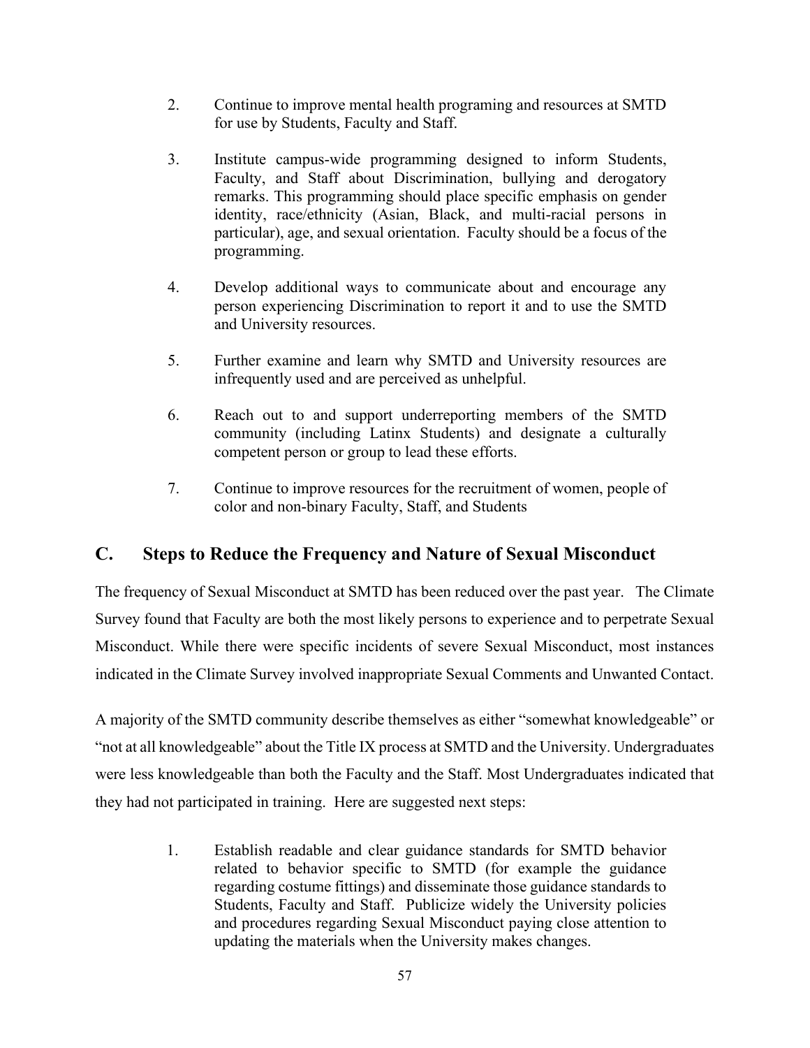2. Continue to improve mental health programing and resources at SMTD for use by Students, Faculty and Staff.

3. Institute campus-wide programming designed to inform Students, Faculty, and Staff about Discrimination, bullying and derogatory remarks. This programming should place specific emphasis on gender identity, race/ethnicity (Asian, Black, and multi-racial persons in particular), age, and sexual orientation. Faculty should be a focus of the programming.

4. Develop additional ways to communicate about and encourage any person experiencing Discrimination to report it and to use the SMTD and University resources.

5. Further examine and learn why SMTD and University resources are infrequently used and are perceived as unhelpful.

6. Reach out to and support underreporting members of the SMTD community (including Latinx Students) and designate a culturally competent person or group to lead these efforts.

7. Continue to improve resources for the recruitment of women, people of color and non-binary Faculty, Staff, and Students

## C. Steps to Reduce the Frequency and Nature of Sexual Misconduct

The frequency of Sexual Misconduct at SMTD has been reduced over the past year. The Climate Survey found that Faculty are both the most likely persons to experience and to perpetrate Sexual Misconduct. While there were specific incidents of severe Sexual Misconduct, most instances indicated in the Climate Survey involved inappropriate Sexual Comments and Unwanted Contact.

A majority of the SMTD community describe themselves as either "somewhat knowledgeable" or "not at all knowledgeable" about the Title IX process at SMTD and the University. Undergraduates were less knowledgeable than both the Faculty and the Staff. Most Undergraduates indicated that they had not participated in training. Here are suggested next steps:

1. Establish readable and clear guidance standards for SMTD behavior related to behavior specific to SMTD (for example the guidance regarding costume fittings) and disseminate those guidance standards to Students, Faculty and Staff. Publicize widely the University policies and procedures regarding Sexual Misconduct paying close attention to updating the materials when the University makes changes.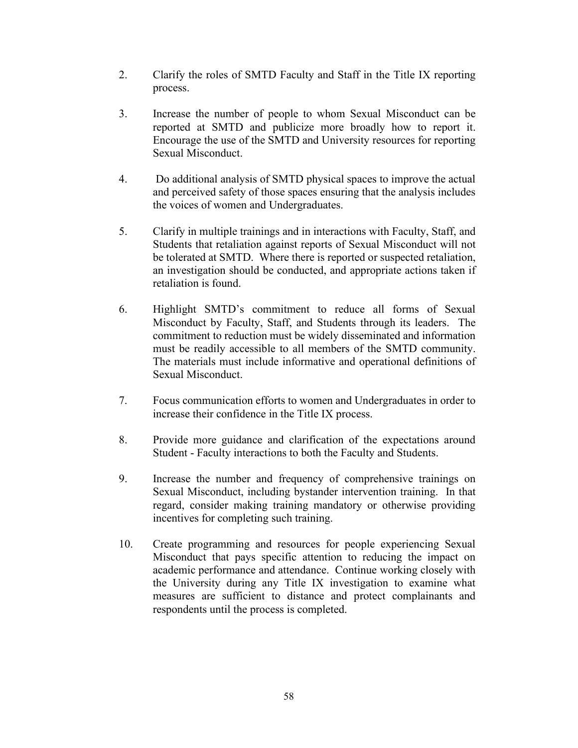2. Clarify the roles of SMTD Faculty and Staff in the Title IX reporting process.

3. Increase the number of people to whom Sexual Misconduct can be reported at SMTD and publicize more broadly how to report it. Encourage the use of the SMTD and University resources for reporting Sexual Misconduct.

4. Do additional analysis of SMTD physical spaces to improve the actual and perceived safety of those spaces ensuring that the analysis includes the voices of women and Undergraduates.

5. Clarify in multiple trainings and in interactions with Faculty, Staff, and Students that retaliation against reports of Sexual Misconduct will not be tolerated at SMTD. Where there is reported or suspected retaliation, an investigation should be conducted, and appropriate actions taken if retaliation is found.

6. Highlight SMTD's commitment to reduce all forms of Sexual Misconduct by Faculty, Staff, and Students through its leaders. The commitment to reduction must be widely disseminated and information must be readily accessible to all members of the SMTD community. The materials must include informative and operational definitions of Sexual Misconduct.

7. Focus communication efforts to women and Undergraduates in order to increase their confidence in the Title IX process.

8. Provide more guidance and clarification of the expectations around Student - Faculty interactions to both the Faculty and Students.

9. Increase the number and frequency of comprehensive trainings on Sexual Misconduct, including bystander intervention training. In that regard, consider making training mandatory or otherwise providing incentives for completing such training.

10. Create programming and resources for people experiencing Sexual Misconduct that pays specific attention to reducing the impact on academic performance and attendance. Continue working closely with the University during any Title IX investigation to examine what measures are sufficient to distance and protect complainants and respondents until the process is completed.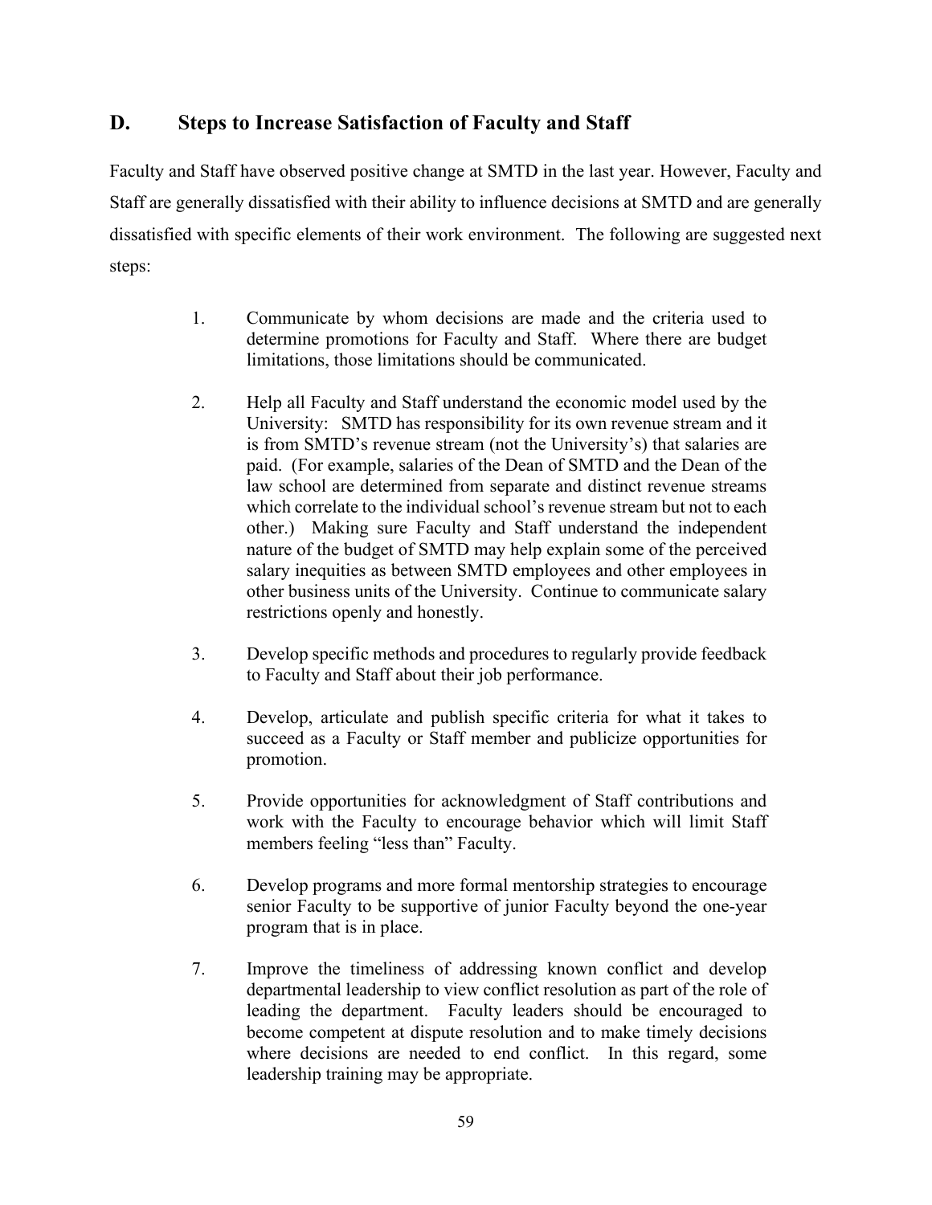## D. Steps to Increase Satisfaction of Faculty and Staff

Faculty and Staff have observed positive change at SMTD in the last year. However, Faculty and Staff are generally dissatisfied with their ability to influence decisions at SMTD and are generally dissatisfied with specific elements of their work environment. The following are suggested next steps:

1. Communicate by whom decisions are made and the criteria used to determine promotions for Faculty and Staff. Where there are budget limitations, those limitations should be communicated.

2. Help all Faculty and Staff understand the economic model used by the University: SMTD has responsibility for its own revenue stream and it is from SMTD's revenue stream (not the University's) that salaries are paid. (For example, salaries of the Dean of SMTD and the Dean of the law school are determined from separate and distinct revenue streams which correlate to the individual school's revenue stream but not to each other.) Making sure Faculty and Staff understand the independent nature of the budget of SMTD may help explain some of the perceived salary inequities as between SMTD employees and other employees in other business units of the University. Continue to communicate salary restrictions openly and honestly.

3. Develop specific methods and procedures to regularly provide feedback to Faculty and Staff about their job performance.

4. Develop, articulate and publish specific criteria for what it takes to succeed as a Faculty or Staff member and publicize opportunities for promotion.

5. Provide opportunities for acknowledgment of Staff contributions and work with the Faculty to encourage behavior which will limit Staff members feeling "less than" Faculty.

6. Develop programs and more formal mentorship strategies to encourage senior Faculty to be supportive of junior Faculty beyond the one-year program that is in place.

7. Improve the timeliness of addressing known conflict and develop departmental leadership to view conflict resolution as part of the role of leading the department. Faculty leaders should be encouraged to become competent at dispute resolution and to make timely decisions where decisions are needed to end conflict. In this regard, some leadership training may be appropriate.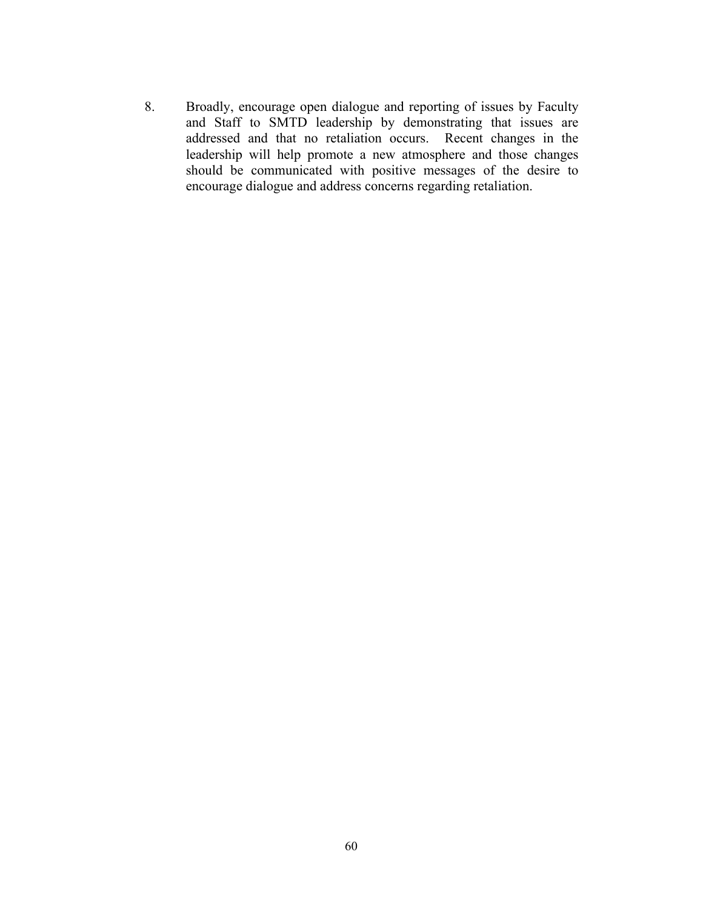8. Broadly, encourage open dialogue and reporting of issues by Faculty and Staff to SMTD leadership by demonstrating that issues are addressed and that no retaliation occurs. Recent changes in the leadership will help promote a new atmosphere and those changes should be communicated with positive messages of the desire to encourage dialogue and address concerns regarding retaliation.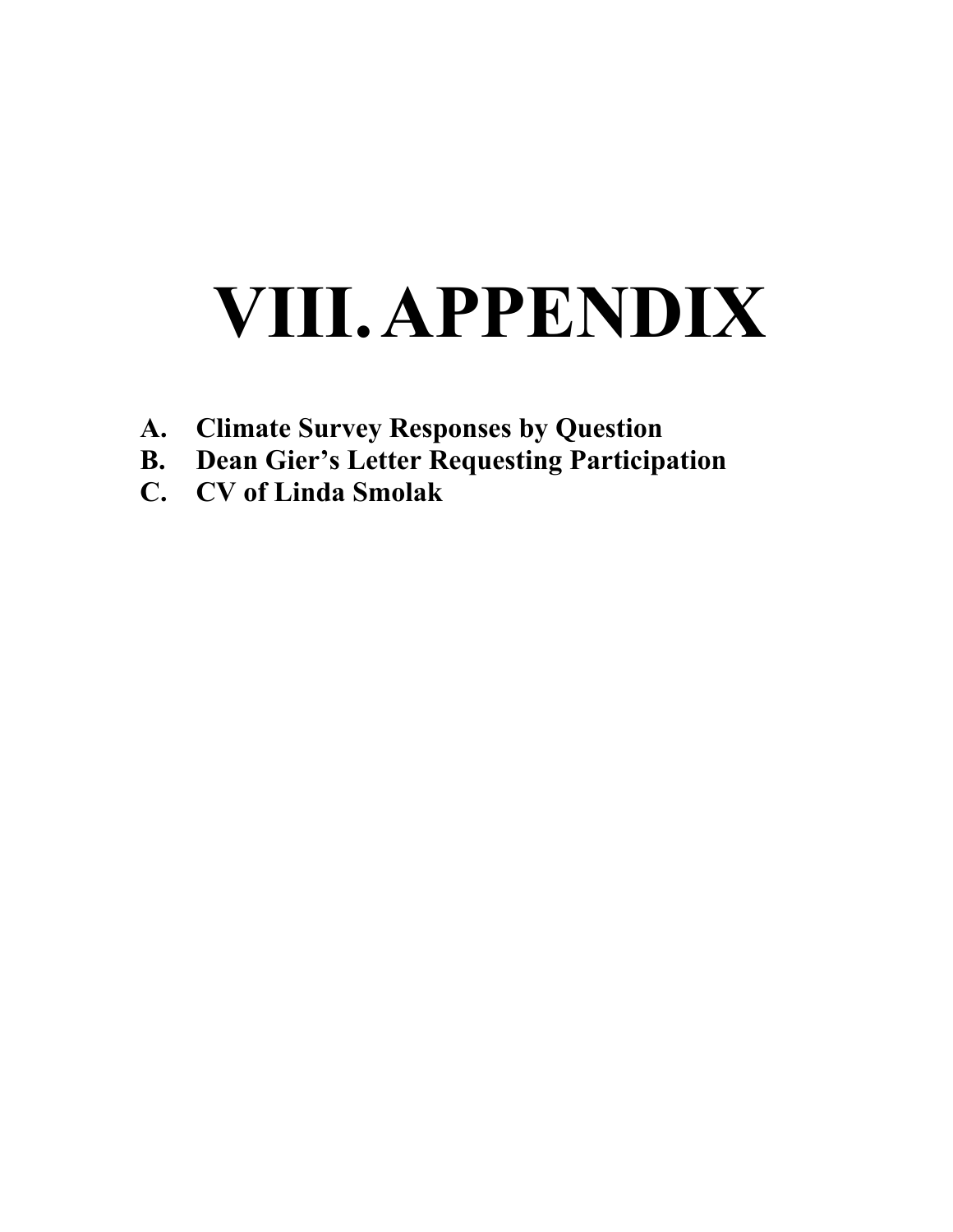# VIII. APPENDIX

**A. Climate Survey Responses by Question**
**B. Dean Gier's Letter Requesting Participation**
**C. CV of Linda Smolak**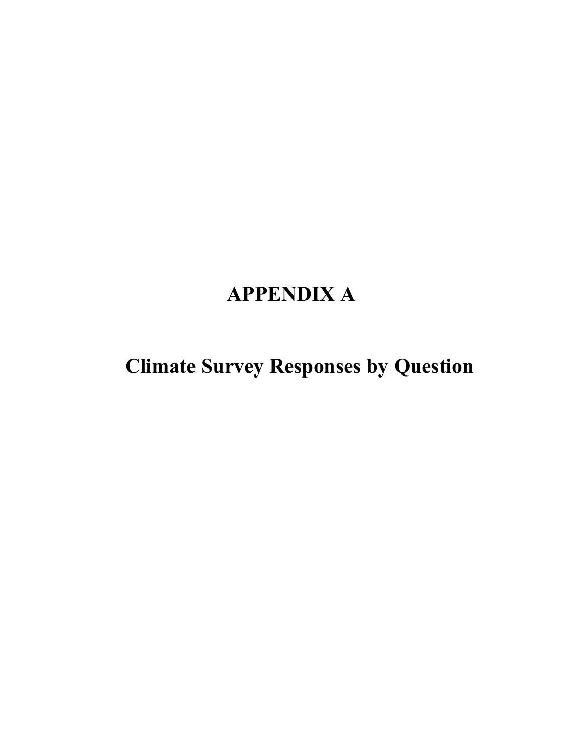# APPENDIX A

## Climate Survey Responses by Question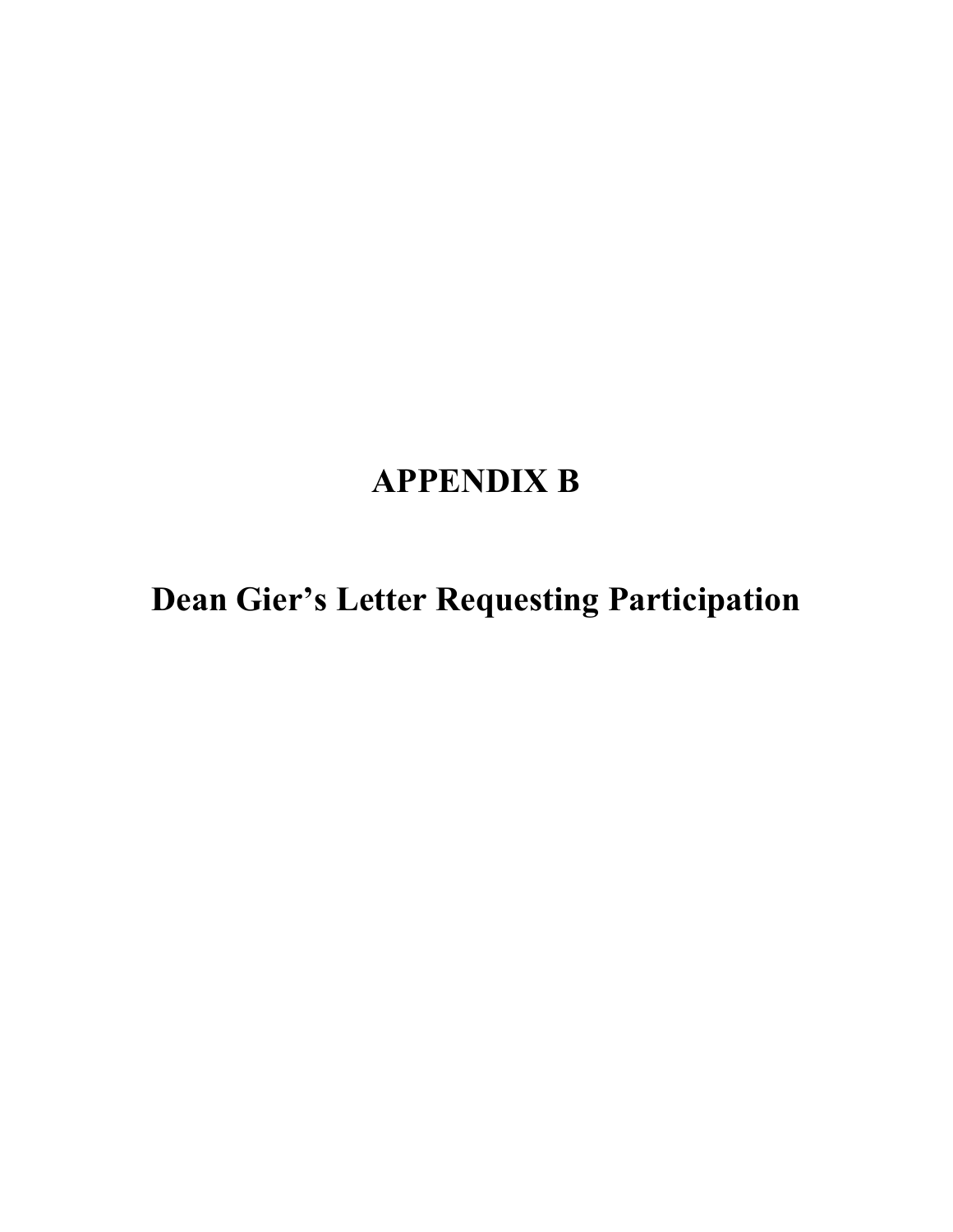# APPENDIX B

# Dean Gier's Letter Requesting Participation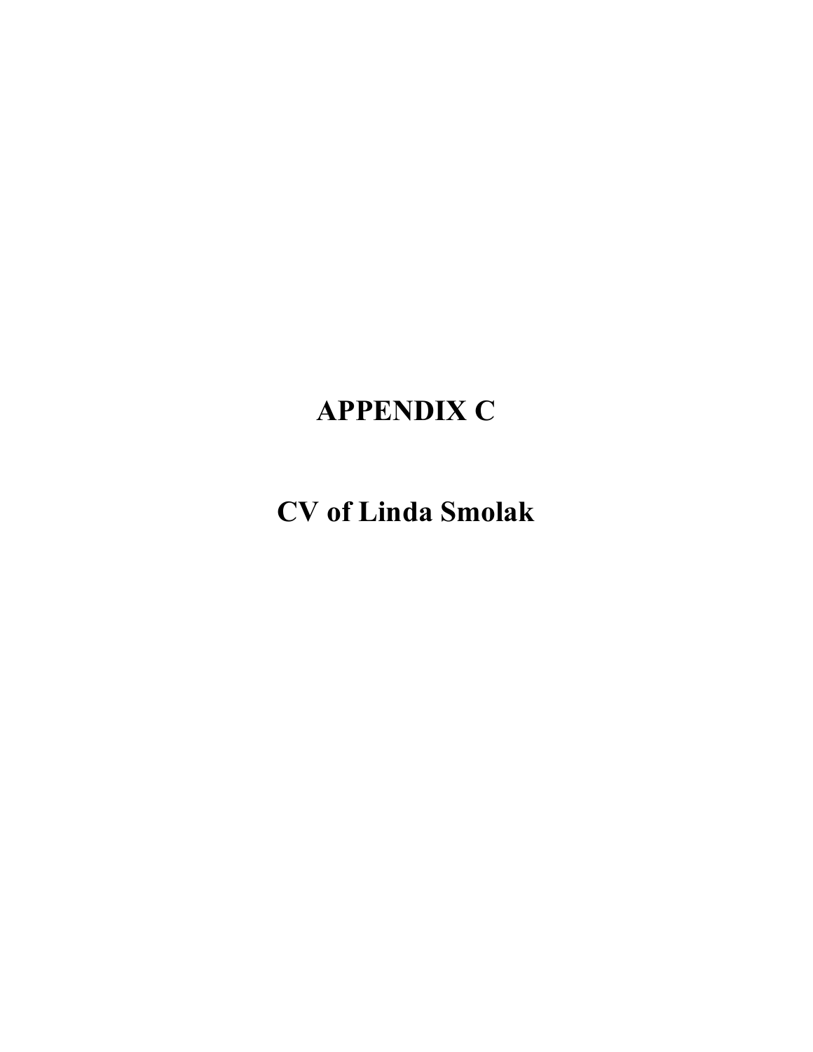# APPENDIX C

# CV of Linda Smolak